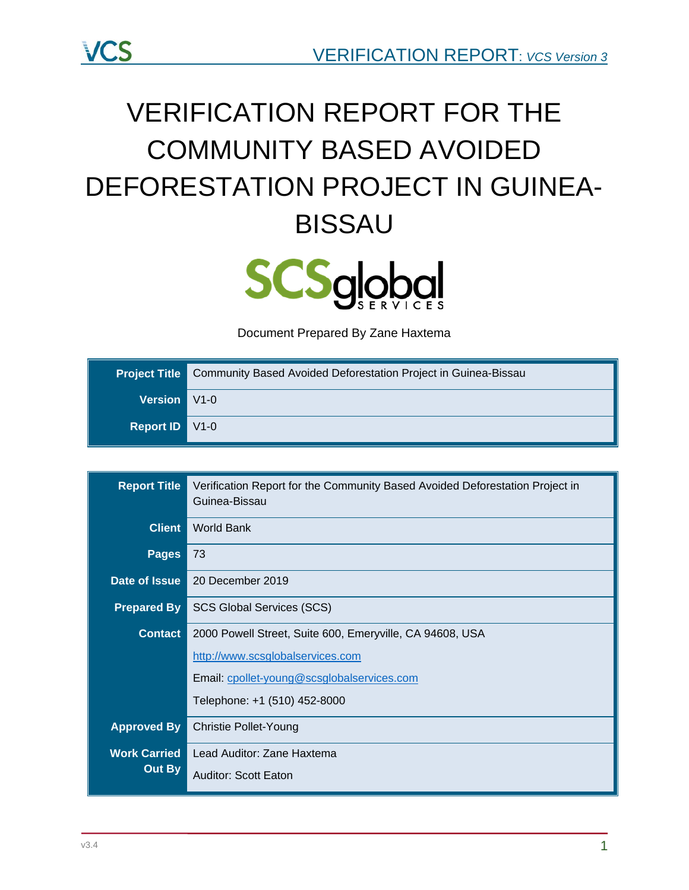# VERIFICATION REPORT FOR THE COMMUNITY BASED AVOIDED DEFORESTATION PROJECT IN GUINEA-BISSAU

Document Prepared By Zane Haxtema

| | |
|---|---|
| **Project Title** | Community Based Avoided Deforestation Project in Guinea-Bissau |
| **Version** | V1-0 |
| **Report ID** | V1-0 |

| | |
|---|---|
| **Report Title** | Verification Report for the Community Based Avoided Deforestation Project in Guinea-Bissau |
| **Client** | World Bank |
| **Pages** | 73 |
| **Date of Issue** | 20 December 2019 |
| **Prepared By** | SCS Global Services (SCS) |
| **Contact** | 2000 Powell Street, Suite 600, Emeryville, CA 94608, USA<br>http://www.scsglobalservices.com<br>Email: cpollet-young@scsglobalservices.com<br>Telephone: +1 (510) 452-8000 |
| **Approved By** | Christie Pollet-Young |
| **Work Carried Out By** | Lead Auditor: Zane Haxtema<br>Auditor: Scott Eaton |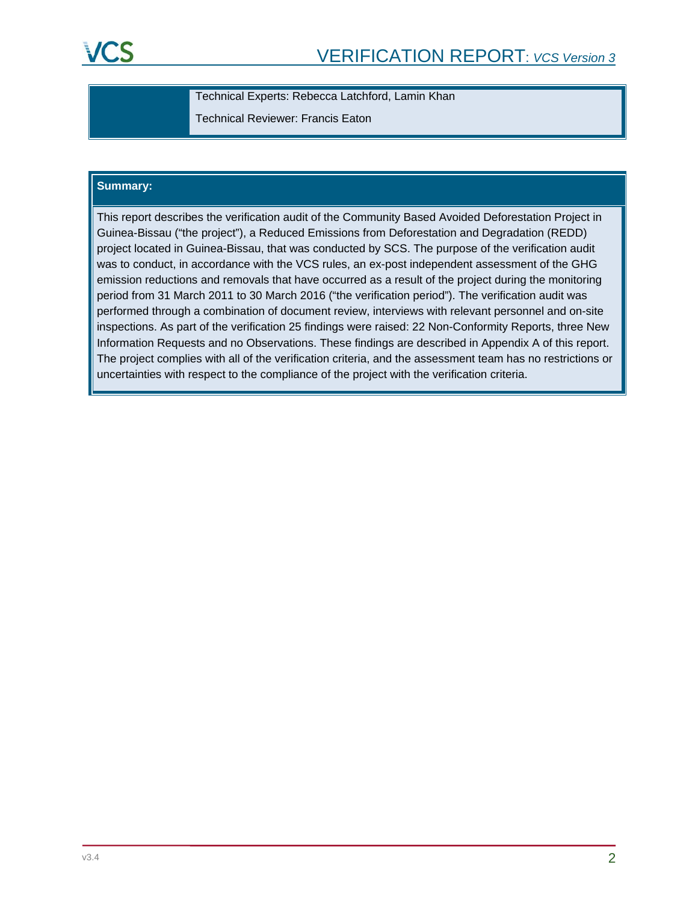| | |
|---|---|
| | Technical Experts: Rebecca Latchford, Lamin Khan<br><br>Technical Reviewer: Francis Eaton |

| **Summary:** |
|---|
| This report describes the verification audit of the Community Based Avoided Deforestation Project in Guinea-Bissau ("the project"), a Reduced Emissions from Deforestation and Degradation (REDD) project located in Guinea-Bissau, that was conducted by SCS. The purpose of the verification audit was to conduct, in accordance with the VCS rules, an ex-post independent assessment of the GHG emission reductions and removals that have occurred as a result of the project during the monitoring period from 31 March 2011 to 30 March 2016 ("the verification period"). The verification audit was performed through a combination of document review, interviews with relevant personnel and on-site inspections. As part of the verification 25 findings were raised: 22 Non-Conformity Reports, three New Information Requests and no Observations. These findings are described in Appendix A of this report. The project complies with all of the verification criteria, and the assessment team has no restrictions or uncertainties with respect to the compliance of the project with the verification criteria. |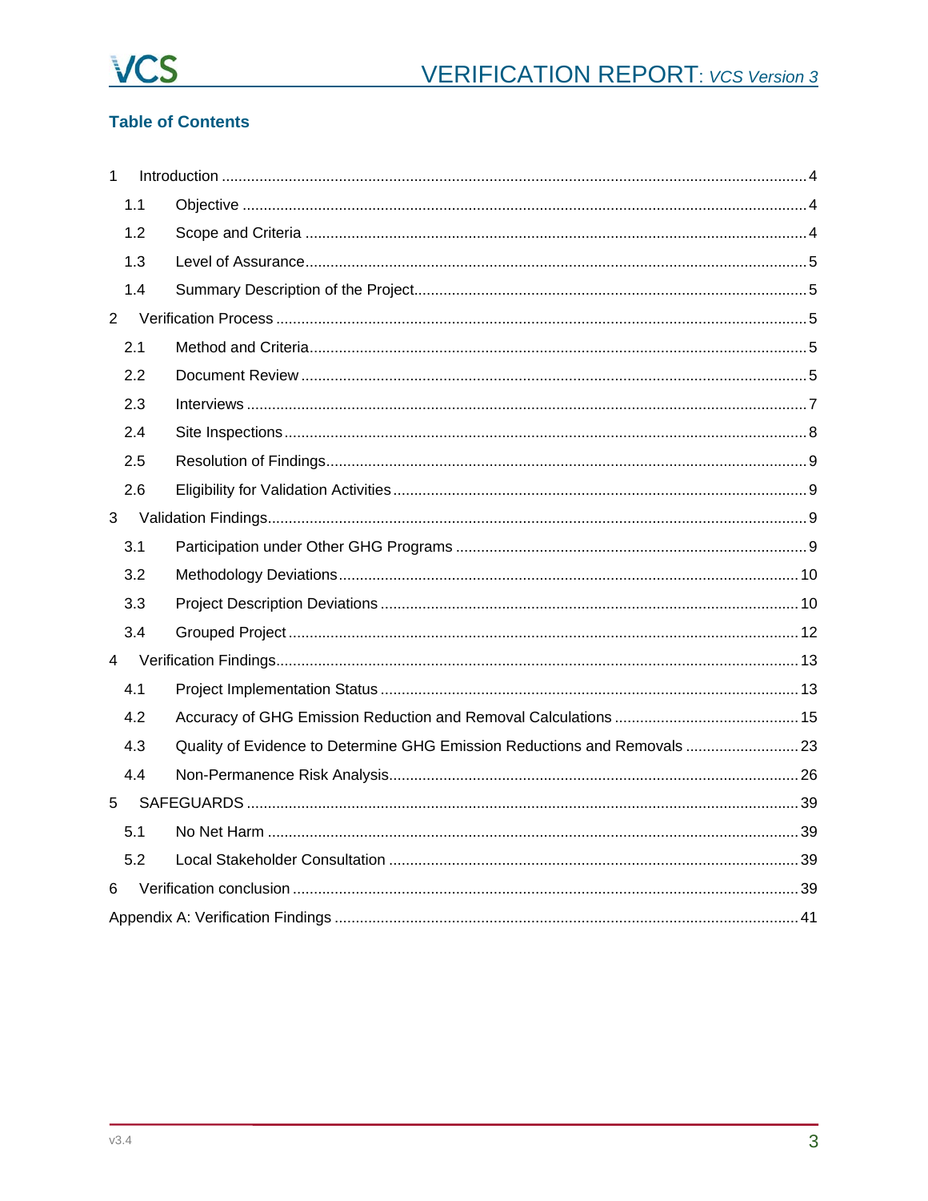## Table of Contents

1 Introduction ..... 4
  1.1 Objective ..... 4
  1.2 Scope and Criteria ..... 4
  1.3 Level of Assurance ..... 5
  1.4 Summary Description of the Project ..... 5
2 Verification Process ..... 5
  2.1 Method and Criteria ..... 5
  2.2 Document Review ..... 5
  2.3 Interviews ..... 7
  2.4 Site Inspections ..... 8
  2.5 Resolution of Findings ..... 9
  2.6 Eligibility for Validation Activities ..... 9
3 Validation Findings ..... 9
  3.1 Participation under Other GHG Programs ..... 9
  3.2 Methodology Deviations ..... 10
  3.3 Project Description Deviations ..... 10
  3.4 Grouped Project ..... 12
4 Verification Findings ..... 13
  4.1 Project Implementation Status ..... 13
  4.2 Accuracy of GHG Emission Reduction and Removal Calculations ..... 15
  4.3 Quality of Evidence to Determine GHG Emission Reductions and Removals ..... 23
  4.4 Non-Permanence Risk Analysis ..... 26
5 SAFEGUARDS ..... 39
  5.1 No Net Harm ..... 39
  5.2 Local Stakeholder Consultation ..... 39
6 Verification conclusion ..... 39
Appendix A: Verification Findings ..... 41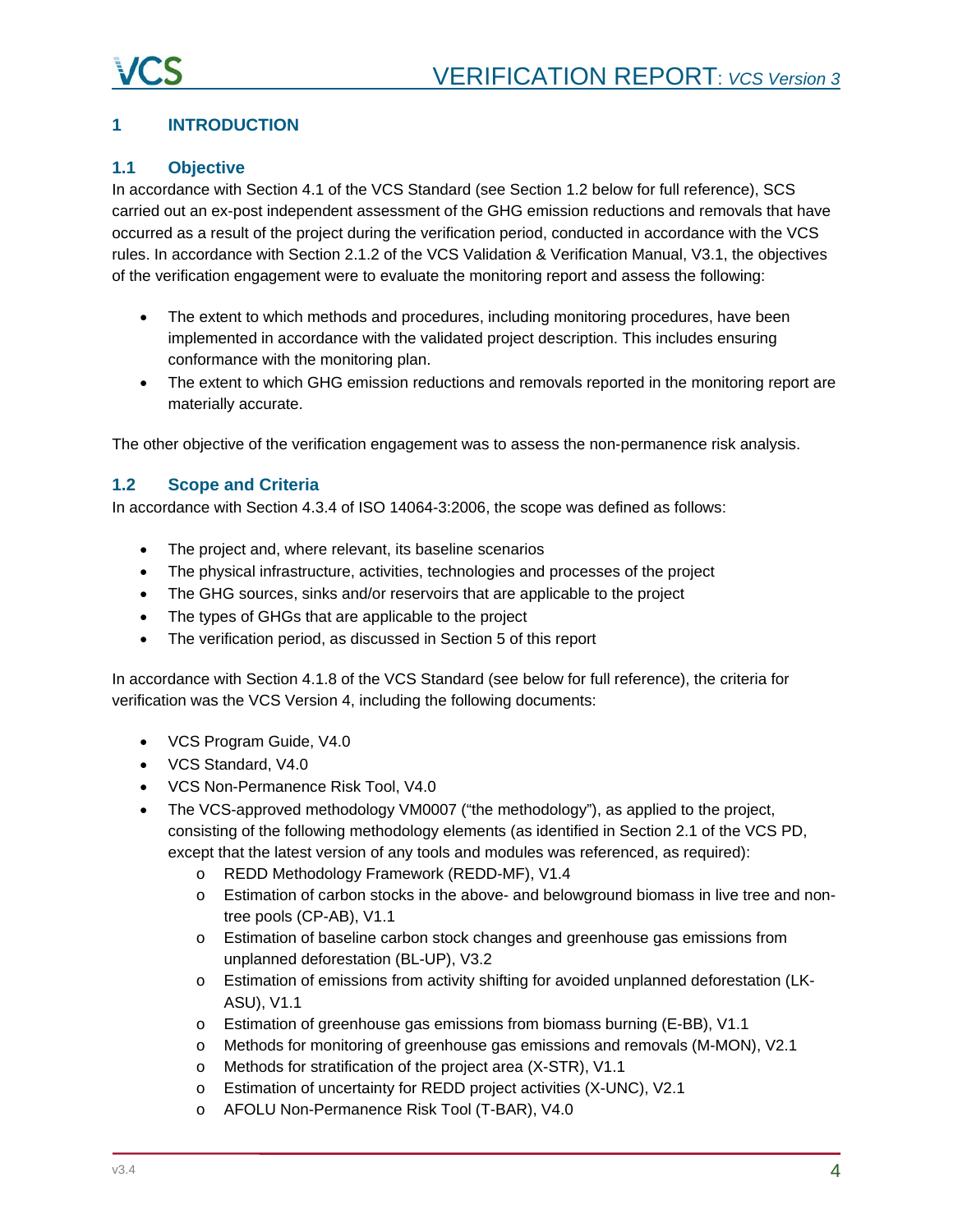# 1 INTRODUCTION

## 1.1 Objective

In accordance with Section 4.1 of the VCS Standard (see Section 1.2 below for full reference), SCS carried out an ex-post independent assessment of the GHG emission reductions and removals that have occurred as a result of the project during the verification period, conducted in accordance with the VCS rules. In accordance with Section 2.1.2 of the VCS Validation & Verification Manual, V3.1, the objectives of the verification engagement were to evaluate the monitoring report and assess the following:

- The extent to which methods and procedures, including monitoring procedures, have been implemented in accordance with the validated project description. This includes ensuring conformance with the monitoring plan.
- The extent to which GHG emission reductions and removals reported in the monitoring report are materially accurate.

The other objective of the verification engagement was to assess the non-permanence risk analysis.

## 1.2 Scope and Criteria

In accordance with Section 4.3.4 of ISO 14064-3:2006, the scope was defined as follows:

- The project and, where relevant, its baseline scenarios
- The physical infrastructure, activities, technologies and processes of the project
- The GHG sources, sinks and/or reservoirs that are applicable to the project
- The types of GHGs that are applicable to the project
- The verification period, as discussed in Section 5 of this report

In accordance with Section 4.1.8 of the VCS Standard (see below for full reference), the criteria for verification was the VCS Version 4, including the following documents:

- VCS Program Guide, V4.0
- VCS Standard, V4.0
- VCS Non-Permanence Risk Tool, V4.0
- The VCS-approved methodology VM0007 ("the methodology"), as applied to the project, consisting of the following methodology elements (as identified in Section 2.1 of the VCS PD, except that the latest version of any tools and modules was referenced, as required):
    - REDD Methodology Framework (REDD-MF), V1.4
    - Estimation of carbon stocks in the above- and belowground biomass in live tree and non-tree pools (CP-AB), V1.1
    - Estimation of baseline carbon stock changes and greenhouse gas emissions from unplanned deforestation (BL-UP), V3.2
    - Estimation of emissions from activity shifting for avoided unplanned deforestation (LK-ASU), V1.1
    - Estimation of greenhouse gas emissions from biomass burning (E-BB), V1.1
    - Methods for monitoring of greenhouse gas emissions and removals (M-MON), V2.1
    - Methods for stratification of the project area (X-STR), V1.1
    - Estimation of uncertainty for REDD project activities (X-UNC), V2.1
    - AFOLU Non-Permanence Risk Tool (T-BAR), V4.0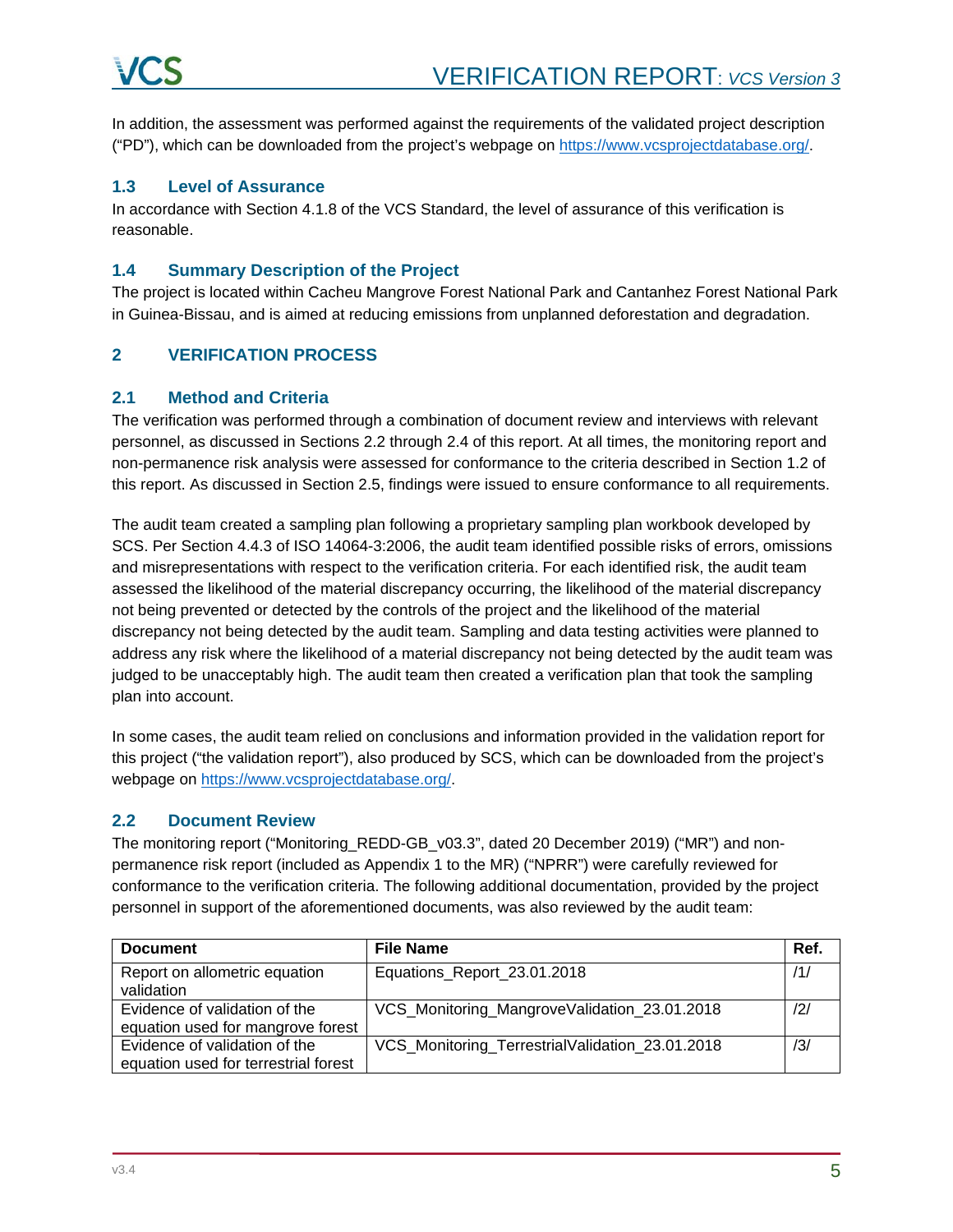In addition, the assessment was performed against the requirements of the validated project description ("PD"), which can be downloaded from the project's webpage on https://www.vcsprojectdatabase.org/.

### 1.3 Level of Assurance

In accordance with Section 4.1.8 of the VCS Standard, the level of assurance of this verification is reasonable.

### 1.4 Summary Description of the Project

The project is located within Cacheu Mangrove Forest National Park and Cantanhez Forest National Park in Guinea-Bissau, and is aimed at reducing emissions from unplanned deforestation and degradation.

## 2 VERIFICATION PROCESS

### 2.1 Method and Criteria

The verification was performed through a combination of document review and interviews with relevant personnel, as discussed in Sections 2.2 through 2.4 of this report. At all times, the monitoring report and non-permanence risk analysis were assessed for conformance to the criteria described in Section 1.2 of this report. As discussed in Section 2.5, findings were issued to ensure conformance to all requirements.

The audit team created a sampling plan following a proprietary sampling plan workbook developed by SCS. Per Section 4.4.3 of ISO 14064-3:2006, the audit team identified possible risks of errors, omissions and misrepresentations with respect to the verification criteria. For each identified risk, the audit team assessed the likelihood of the material discrepancy occurring, the likelihood of the material discrepancy not being prevented or detected by the controls of the project and the likelihood of the material discrepancy not being detected by the audit team. Sampling and data testing activities were planned to address any risk where the likelihood of a material discrepancy not being detected by the audit team was judged to be unacceptably high. The audit team then created a verification plan that took the sampling plan into account.

In some cases, the audit team relied on conclusions and information provided in the validation report for this project ("the validation report"), also produced by SCS, which can be downloaded from the project's webpage on https://www.vcsprojectdatabase.org/.

### 2.2 Document Review

The monitoring report ("Monitoring_REDD-GB_v03.3", dated 20 December 2019) ("MR") and non-permanence risk report (included as Appendix 1 to the MR) ("NPRR") were carefully reviewed for conformance to the verification criteria. The following additional documentation, provided by the project personnel in support of the aforementioned documents, was also reviewed by the audit team:

| Document | File Name | Ref. |
|---|---|---|
| Report on allometric equation validation | Equations_Report_23.01.2018 | /1/ |
| Evidence of validation of the equation used for mangrove forest | VCS_Monitoring_MangroveValidation_23.01.2018 | /2/ |
| Evidence of validation of the equation used for terrestrial forest | VCS_Monitoring_TerrestrialValidation_23.01.2018 | /3/ |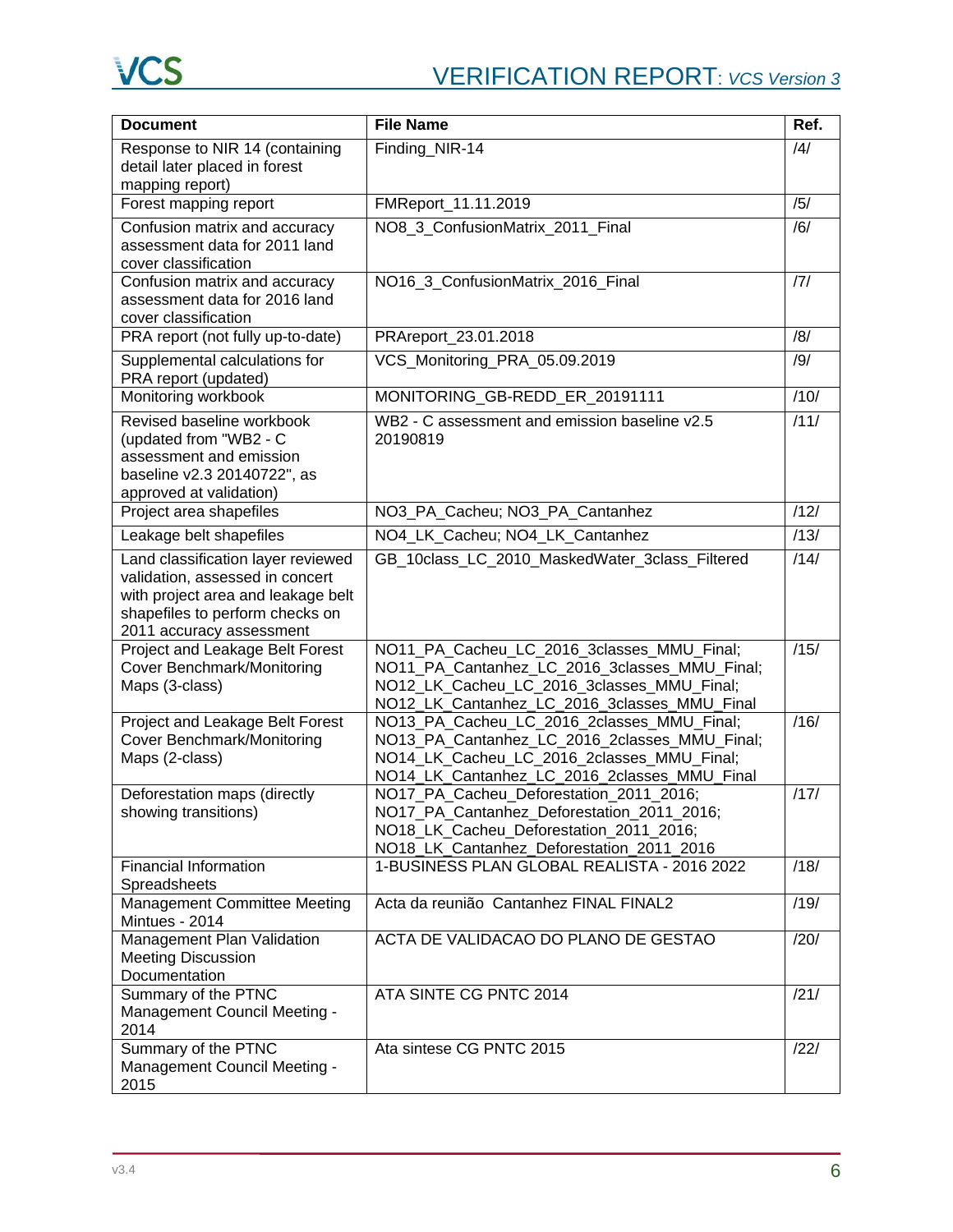| Document | File Name | Ref. |
|---|---|---|
| Response to NIR 14 (containing detail later placed in forest mapping report) | Finding_NIR-14 | /4/ |
| Forest mapping report | FMReport_11.11.2019 | /5/ |
| Confusion matrix and accuracy assessment data for 2011 land cover classification | NO8_3_ConfusionMatrix_2011_Final | /6/ |
| Confusion matrix and accuracy assessment data for 2016 land cover classification | NO16_3_ConfusionMatrix_2016_Final | /7/ |
| PRA report (not fully up-to-date) | PRAreport_23.01.2018 | /8/ |
| Supplemental calculations for PRA report (updated) | VCS_Monitoring_PRA_05.09.2019 | /9/ |
| Monitoring workbook | MONITORING_GB-REDD_ER_20191111 | /10/ |
| Revised baseline workbook (updated from "WB2 - C assessment and emission baseline v2.3 20140722", as approved at validation) | WB2 - C assessment and emission baseline v2.5 20190819 | /11/ |
| Project area shapefiles | NO3_PA_Cacheu; NO3_PA_Cantanhez | /12/ |
| Leakage belt shapefiles | NO4_LK_Cacheu; NO4_LK_Cantanhez | /13/ |
| Land classification layer reviewed validation, assessed in concert with project area and leakage belt shapefiles to perform checks on 2011 accuracy assessment | GB_10class_LC_2010_MaskedWater_3class_Filtered | /14/ |
| Project and Leakage Belt Forest Cover Benchmark/Monitoring Maps (3-class) | NO11_PA_Cacheu_LC_2016_3classes_MMU_Final; NO11_PA_Cantanhez_LC_2016_3classes_MMU_Final; NO12_LK_Cacheu_LC_2016_3classes_MMU_Final; NO12_LK_Cantanhez_LC_2016_3classes_MMU_Final | /15/ |
| Project and Leakage Belt Forest Cover Benchmark/Monitoring Maps (2-class) | NO13_PA_Cacheu_LC_2016_2classes_MMU_Final; NO13_PA_Cantanhez_LC_2016_2classes_MMU_Final; NO14_LK_Cacheu_LC_2016_2classes_MMU_Final; NO14_LK_Cantanhez_LC_2016_2classes_MMU_Final | /16/ |
| Deforestation maps (directly showing transitions) | NO17_PA_Cacheu_Deforestation_2011_2016; NO17_PA_Cantanhez_Deforestation_2011_2016; NO18_LK_Cacheu_Deforestation_2011_2016; NO18_LK_Cantanhez_Deforestation_2011_2016 | /17/ |
| Financial Information Spreadsheets | 1-BUSINESS PLAN GLOBAL REALISTA - 2016 2022 | /18/ |
| Management Committee Meeting Mintues - 2014 | Acta da reunião Cantanhez FINAL FINAL2 | /19/ |
| Management Plan Validation Meeting Discussion Documentation | ACTA DE VALIDACAO DO PLANO DE GESTAO | /20/ |
| Summary of the PTNC Management Council Meeting - 2014 | ATA SINTE CG PNTC 2014 | /21/ |
| Summary of the PTNC Management Council Meeting - 2015 | Ata sintese CG PNTC 2015 | /22/ |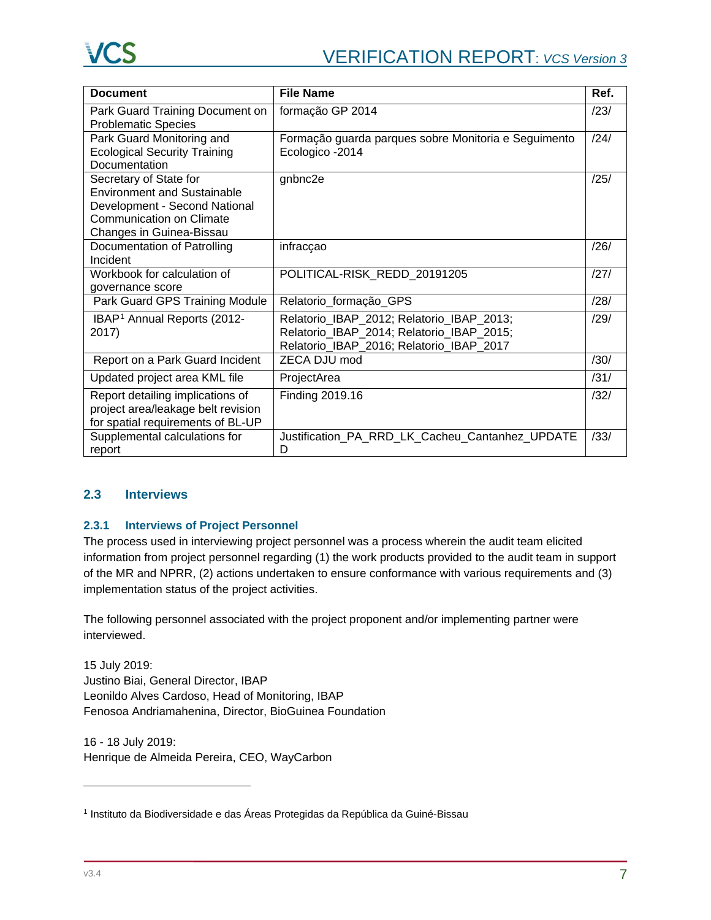| Document | File Name | Ref. |
|---|---|---|
| Park Guard Training Document on Problematic Species | formação GP 2014 | /23/ |
| Park Guard Monitoring and Ecological Security Training Documentation | Formação guarda parques sobre Monitoria e Seguimento Ecologico -2014 | /24/ |
| Secretary of State for Environment and Sustainable Development - Second National Communication on Climate Changes in Guinea-Bissau | gnbnc2e | /25/ |
| Documentation of Patrolling Incident | infracçao | /26/ |
| Workbook for calculation of governance score | POLITICAL-RISK_REDD_20191205 | /27/ |
| Park Guard GPS Training Module | Relatorio_formação_GPS | /28/ |
| IBAP[1] Annual Reports (2012-2017) | Relatorio_IBAP_2012; Relatorio_IBAP_2013; Relatorio_IBAP_2014; Relatorio_IBAP_2015; Relatorio_IBAP_2016; Relatorio_IBAP_2017 | /29/ |
| Report on a Park Guard Incident | ZECA DJU mod | /30/ |
| Updated project area KML file | ProjectArea | /31/ |
| Report detailing implications of project area/leakage belt revision for spatial requirements of BL-UP | Finding 2019.16 | /32/ |
| Supplemental calculations for report | Justification_PA_RRD_LK_Cacheu_Cantanhez_UPDATED | /33/ |

## 2.3 Interviews

### 2.3.1 Interviews of Project Personnel

The process used in interviewing project personnel was a process wherein the audit team elicited information from project personnel regarding (1) the work products provided to the audit team in support of the MR and NPRR, (2) actions undertaken to ensure conformance with various requirements and (3) implementation status of the project activities.

The following personnel associated with the project proponent and/or implementing partner were interviewed.

15 July 2019:
Justino Biai, General Director, IBAP
Leonildo Alves Cardoso, Head of Monitoring, IBAP
Fenosoa Andriamahenina, Director, BioGuinea Foundation

16 - 18 July 2019:
Henrique de Almeida Pereira, CEO, WayCarbon

[1] Instituto da Biodiversidade e das Áreas Protegidas da República da Guiné-Bissau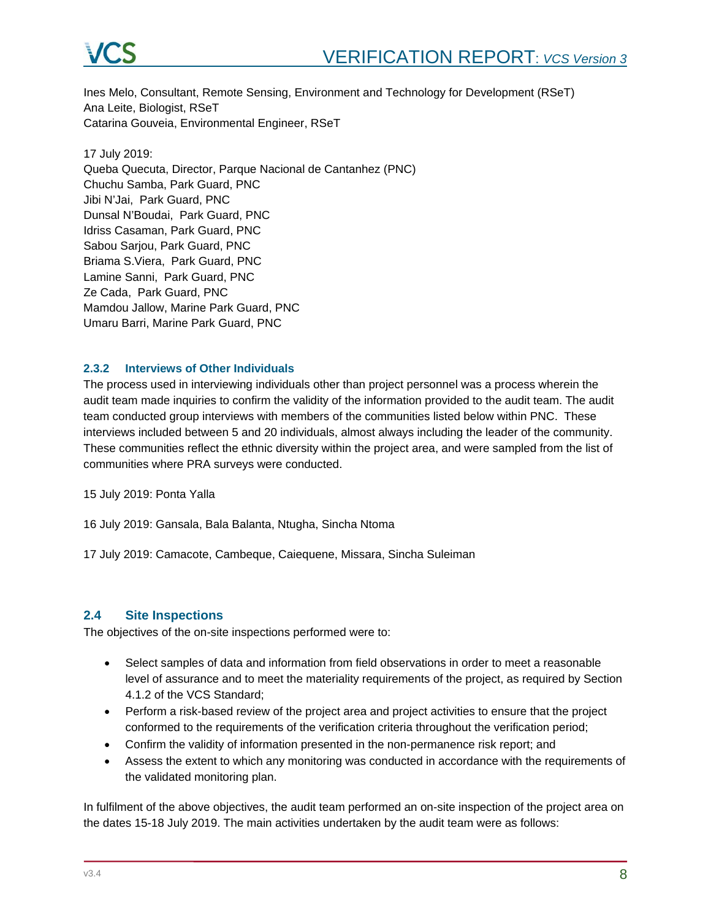Ines Melo, Consultant, Remote Sensing, Environment and Technology for Development (RSeT)
Ana Leite, Biologist, RSeT
Catarina Gouveia, Environmental Engineer, RSeT

17 July 2019:
Queba Quecuta, Director, Parque Nacional de Cantanhez (PNC)
Chuchu Samba, Park Guard, PNC
Jibi N'Jai, Park Guard, PNC
Dunsal N'Boudai, Park Guard, PNC
Idriss Casaman, Park Guard, PNC
Sabou Sarjou, Park Guard, PNC
Briama S.Viera, Park Guard, PNC
Lamine Sanni, Park Guard, PNC
Ze Cada, Park Guard, PNC
Mamdou Jallow, Marine Park Guard, PNC
Umaru Barri, Marine Park Guard, PNC

### 2.3.2 Interviews of Other Individuals

The process used in interviewing individuals other than project personnel was a process wherein the audit team made inquiries to confirm the validity of the information provided to the audit team. The audit team conducted group interviews with members of the communities listed below within PNC. These interviews included between 5 and 20 individuals, almost always including the leader of the community. These communities reflect the ethnic diversity within the project area, and were sampled from the list of communities where PRA surveys were conducted.

15 July 2019: Ponta Yalla

16 July 2019: Gansala, Bala Balanta, Ntugha, Sincha Ntoma

17 July 2019: Camacote, Cambeque, Caiequene, Missara, Sincha Suleiman

## 2.4 Site Inspections

The objectives of the on-site inspections performed were to:

- Select samples of data and information from field observations in order to meet a reasonable level of assurance and to meet the materiality requirements of the project, as required by Section 4.1.2 of the VCS Standard;
- Perform a risk-based review of the project area and project activities to ensure that the project conformed to the requirements of the verification criteria throughout the verification period;
- Confirm the validity of information presented in the non-permanence risk report; and
- Assess the extent to which any monitoring was conducted in accordance with the requirements of the validated monitoring plan.

In fulfilment of the above objectives, the audit team performed an on-site inspection of the project area on the dates 15-18 July 2019. The main activities undertaken by the audit team were as follows: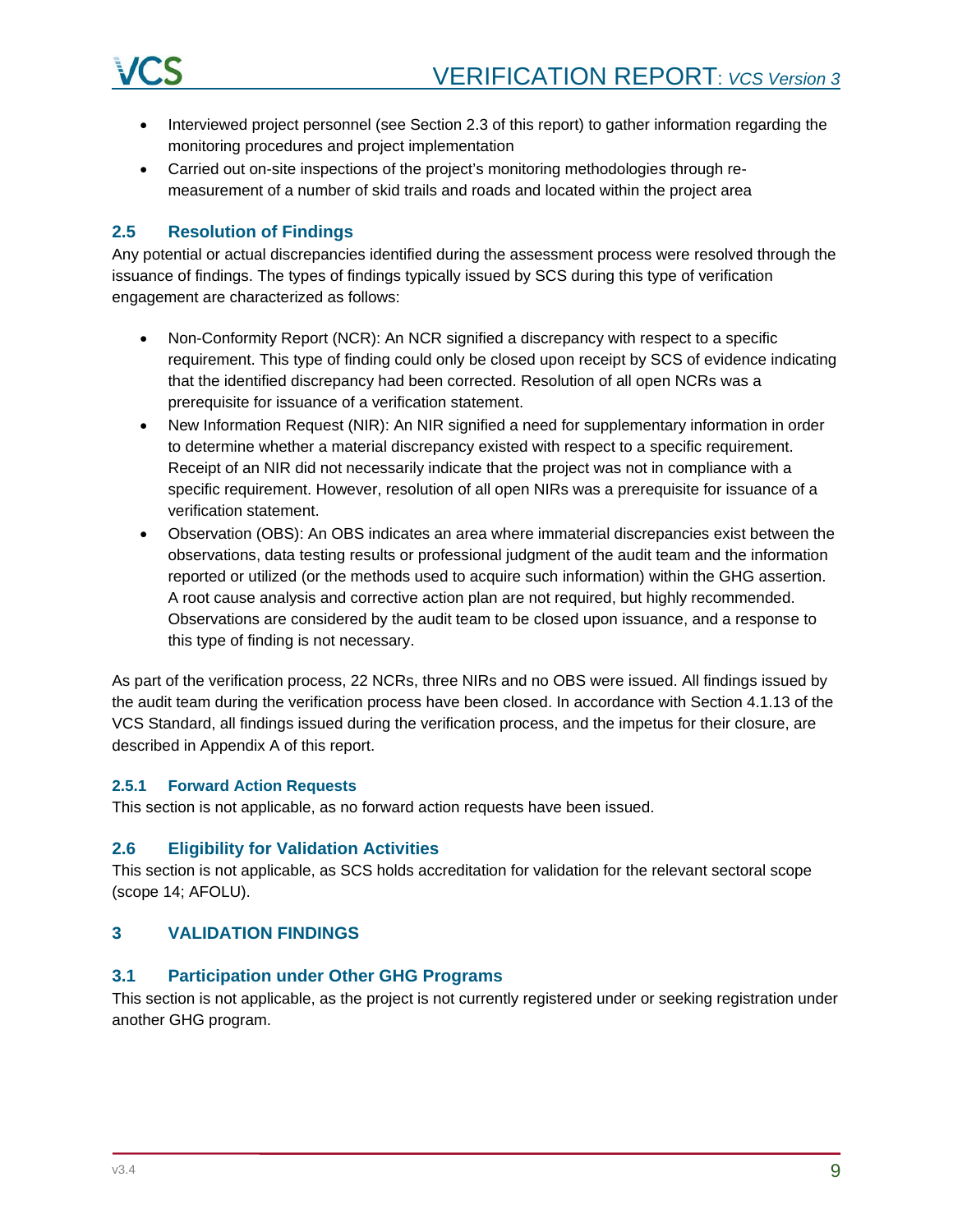- Interviewed project personnel (see Section 2.3 of this report) to gather information regarding the monitoring procedures and project implementation
- Carried out on-site inspections of the project's monitoring methodologies through re-measurement of a number of skid trails and roads and located within the project area

## 2.5 Resolution of Findings

Any potential or actual discrepancies identified during the assessment process were resolved through the issuance of findings. The types of findings typically issued by SCS during this type of verification engagement are characterized as follows:

- Non-Conformity Report (NCR): An NCR signified a discrepancy with respect to a specific requirement. This type of finding could only be closed upon receipt by SCS of evidence indicating that the identified discrepancy had been corrected. Resolution of all open NCRs was a prerequisite for issuance of a verification statement.
- New Information Request (NIR): An NIR signified a need for supplementary information in order to determine whether a material discrepancy existed with respect to a specific requirement. Receipt of an NIR did not necessarily indicate that the project was not in compliance with a specific requirement. However, resolution of all open NIRs was a prerequisite for issuance of a verification statement.
- Observation (OBS): An OBS indicates an area where immaterial discrepancies exist between the observations, data testing results or professional judgment of the audit team and the information reported or utilized (or the methods used to acquire such information) within the GHG assertion. A root cause analysis and corrective action plan are not required, but highly recommended. Observations are considered by the audit team to be closed upon issuance, and a response to this type of finding is not necessary.

As part of the verification process, 22 NCRs, three NIRs and no OBS were issued. All findings issued by the audit team during the verification process have been closed. In accordance with Section 4.1.13 of the VCS Standard, all findings issued during the verification process, and the impetus for their closure, are described in Appendix A of this report.

### 2.5.1 Forward Action Requests

This section is not applicable, as no forward action requests have been issued.

## 2.6 Eligibility for Validation Activities

This section is not applicable, as SCS holds accreditation for validation for the relevant sectoral scope (scope 14; AFOLU).

# 3 VALIDATION FINDINGS

## 3.1 Participation under Other GHG Programs

This section is not applicable, as the project is not currently registered under or seeking registration under another GHG program.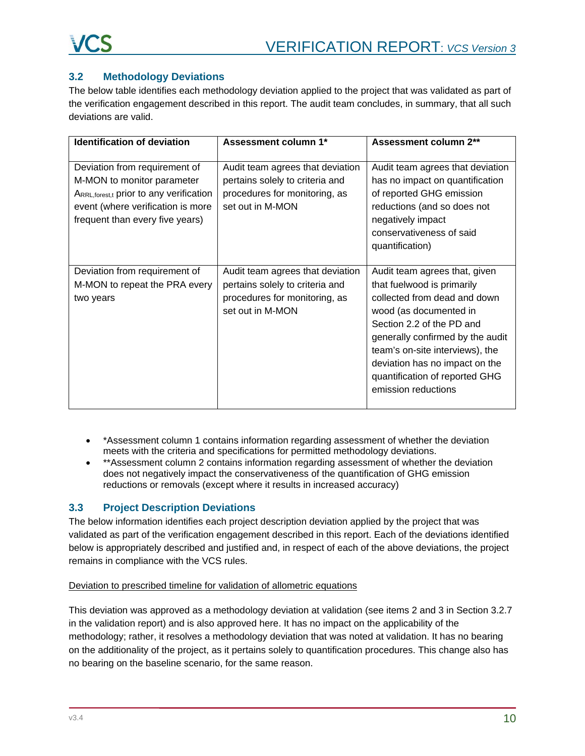## 3.2 Methodology Deviations

The below table identifies each methodology deviation applied to the project that was validated as part of the verification engagement described in this report. The audit team concludes, in summary, that all such deviations are valid.

| Identification of deviation | Assessment column 1* | Assessment column 2** |
|---|---|---|
| Deviation from requirement of M-MON to monitor parameter $A_{RRL,forest,t}$ prior to any verification event (where verification is more frequent than every five years) | Audit team agrees that deviation pertains solely to criteria and procedures for monitoring, as set out in M-MON | Audit team agrees that deviation has no impact on quantification of reported GHG emission reductions (and so does not negatively impact conservativeness of said quantification) |
| Deviation from requirement of M-MON to repeat the PRA every two years | Audit team agrees that deviation pertains solely to criteria and procedures for monitoring, as set out in M-MON | Audit team agrees that, given that fuelwood is primarily collected from dead and down wood (as documented in Section 2.2 of the PD and generally confirmed by the audit team's on-site interviews), the deviation has no impact on the quantification of reported GHG emission reductions |

- *Assessment column 1 contains information regarding assessment of whether the deviation meets with the criteria and specifications for permitted methodology deviations.
- **Assessment column 2 contains information regarding assessment of whether the deviation does not negatively impact the conservativeness of the quantification of GHG emission reductions or removals (except where it results in increased accuracy)

## 3.3 Project Description Deviations

The below information identifies each project description deviation applied by the project that was validated as part of the verification engagement described in this report. Each of the deviations identified below is appropriately described and justified and, in respect of each of the above deviations, the project remains in compliance with the VCS rules.

Deviation to prescribed timeline for validation of allometric equations

This deviation was approved as a methodology deviation at validation (see items 2 and 3 in Section 3.2.7 in the validation report) and is also approved here. It has no impact on the applicability of the methodology; rather, it resolves a methodology deviation that was noted at validation. It has no bearing on the additionality of the project, as it pertains solely to quantification procedures. This change also has no bearing on the baseline scenario, for the same reason.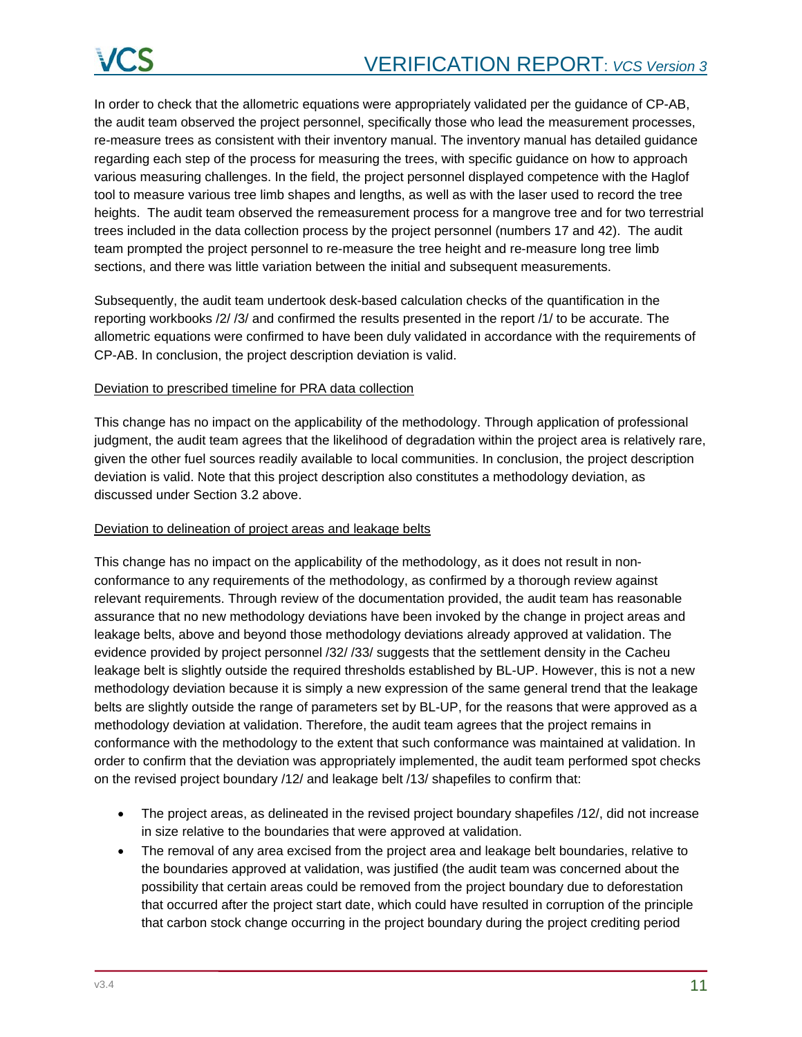In order to check that the allometric equations were appropriately validated per the guidance of CP-AB, the audit team observed the project personnel, specifically those who lead the measurement processes, re-measure trees as consistent with their inventory manual. The inventory manual has detailed guidance regarding each step of the process for measuring the trees, with specific guidance on how to approach various measuring challenges. In the field, the project personnel displayed competence with the Haglof tool to measure various tree limb shapes and lengths, as well as with the laser used to record the tree heights. The audit team observed the remeasurement process for a mangrove tree and for two terrestrial trees included in the data collection process by the project personnel (numbers 17 and 42). The audit team prompted the project personnel to re-measure the tree height and re-measure long tree limb sections, and there was little variation between the initial and subsequent measurements.

Subsequently, the audit team undertook desk-based calculation checks of the quantification in the reporting workbooks /2/ /3/ and confirmed the results presented in the report /1/ to be accurate. The allometric equations were confirmed to have been duly validated in accordance with the requirements of CP-AB. In conclusion, the project description deviation is valid.

Deviation to prescribed timeline for PRA data collection

This change has no impact on the applicability of the methodology. Through application of professional judgment, the audit team agrees that the likelihood of degradation within the project area is relatively rare, given the other fuel sources readily available to local communities. In conclusion, the project description deviation is valid. Note that this project description also constitutes a methodology deviation, as discussed under Section 3.2 above.

Deviation to delineation of project areas and leakage belts

This change has no impact on the applicability of the methodology, as it does not result in non-conformance to any requirements of the methodology, as confirmed by a thorough review against relevant requirements. Through review of the documentation provided, the audit team has reasonable assurance that no new methodology deviations have been invoked by the change in project areas and leakage belts, above and beyond those methodology deviations already approved at validation. The evidence provided by project personnel /32/ /33/ suggests that the settlement density in the Cacheu leakage belt is slightly outside the required thresholds established by BL-UP. However, this is not a new methodology deviation because it is simply a new expression of the same general trend that the leakage belts are slightly outside the range of parameters set by BL-UP, for the reasons that were approved as a methodology deviation at validation. Therefore, the audit team agrees that the project remains in conformance with the methodology to the extent that such conformance was maintained at validation. In order to confirm that the deviation was appropriately implemented, the audit team performed spot checks on the revised project boundary /12/ and leakage belt /13/ shapefiles to confirm that:

- The project areas, as delineated in the revised project boundary shapefiles /12/, did not increase in size relative to the boundaries that were approved at validation.
- The removal of any area excised from the project area and leakage belt boundaries, relative to the boundaries approved at validation, was justified (the audit team was concerned about the possibility that certain areas could be removed from the project boundary due to deforestation that occurred after the project start date, which could have resulted in corruption of the principle that carbon stock change occurring in the project boundary during the project crediting period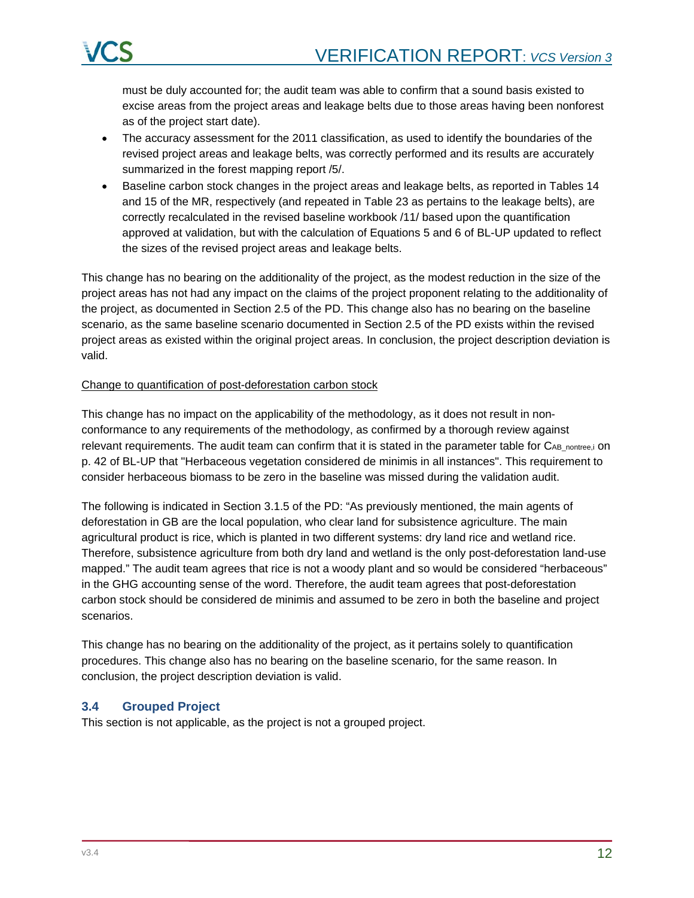must be duly accounted for; the audit team was able to confirm that a sound basis existed to excise areas from the project areas and leakage belts due to those areas having been nonforest as of the project start date).

- The accuracy assessment for the 2011 classification, as used to identify the boundaries of the revised project areas and leakage belts, was correctly performed and its results are accurately summarized in the forest mapping report /5/.
- Baseline carbon stock changes in the project areas and leakage belts, as reported in Tables 14 and 15 of the MR, respectively (and repeated in Table 23 as pertains to the leakage belts), are correctly recalculated in the revised baseline workbook /11/ based upon the quantification approved at validation, but with the calculation of Equations 5 and 6 of BL-UP updated to reflect the sizes of the revised project areas and leakage belts.

This change has no bearing on the additionality of the project, as the modest reduction in the size of the project areas has not had any impact on the claims of the project proponent relating to the additionality of the project, as documented in Section 2.5 of the PD. This change also has no bearing on the baseline scenario, as the same baseline scenario documented in Section 2.5 of the PD exists within the revised project areas as existed within the original project areas. In conclusion, the project description deviation is valid.

<u>Change to quantification of post-deforestation carbon stock</u>

This change has no impact on the applicability of the methodology, as it does not result in non-conformance to any requirements of the methodology, as confirmed by a thorough review against relevant requirements. The audit team can confirm that it is stated in the parameter table for $C_{AB\_nontree,i}$ on p. 42 of BL-UP that "Herbaceous vegetation considered de minimis in all instances". This requirement to consider herbaceous biomass to be zero in the baseline was missed during the validation audit.

The following is indicated in Section 3.1.5 of the PD: "As previously mentioned, the main agents of deforestation in GB are the local population, who clear land for subsistence agriculture. The main agricultural product is rice, which is planted in two different systems: dry land rice and wetland rice. Therefore, subsistence agriculture from both dry land and wetland is the only post-deforestation land-use mapped." The audit team agrees that rice is not a woody plant and so would be considered "herbaceous" in the GHG accounting sense of the word. Therefore, the audit team agrees that post-deforestation carbon stock should be considered de minimis and assumed to be zero in both the baseline and project scenarios.

This change has no bearing on the additionality of the project, as it pertains solely to quantification procedures. This change also has no bearing on the baseline scenario, for the same reason. In conclusion, the project description deviation is valid.

### 3.4 Grouped Project

This section is not applicable, as the project is not a grouped project.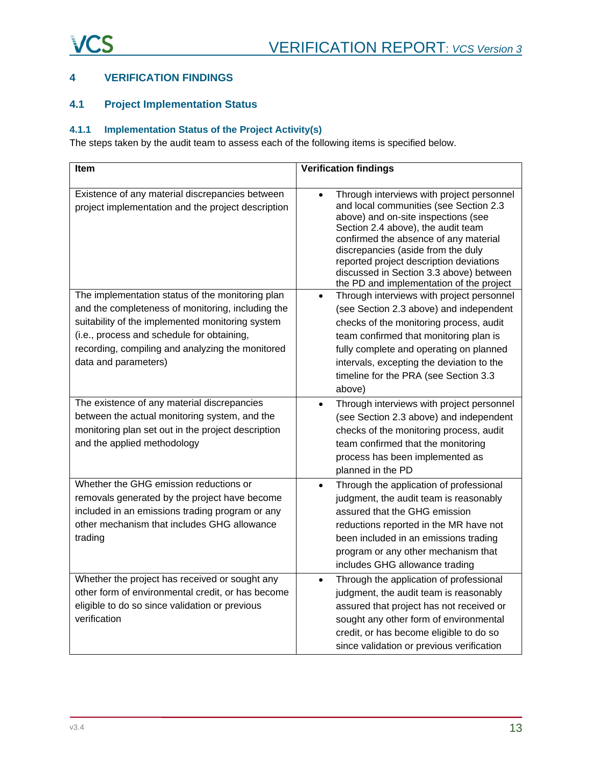# 4 VERIFICATION FINDINGS

## 4.1 Project Implementation Status

### 4.1.1 Implementation Status of the Project Activity(s)

The steps taken by the audit team to assess each of the following items is specified below.

| Item | Verification findings |
|---|---|
| Existence of any material discrepancies between project implementation and the project description | • Through interviews with project personnel and local communities (see Section 2.3 above) and on-site inspections (see Section 2.4 above), the audit team confirmed the absence of any material discrepancies (aside from the duly reported project description deviations discussed in Section 3.3 above) between the PD and implementation of the project |
| The implementation status of the monitoring plan and the completeness of monitoring, including the suitability of the implemented monitoring system (i.e., process and schedule for obtaining, recording, compiling and analyzing the monitored data and parameters) | • Through interviews with project personnel (see Section 2.3 above) and independent checks of the monitoring process, audit team confirmed that monitoring plan is fully complete and operating on planned intervals, excepting the deviation to the timeline for the PRA (see Section 3.3 above) |
| The existence of any material discrepancies between the actual monitoring system, and the monitoring plan set out in the project description and the applied methodology | • Through interviews with project personnel (see Section 2.3 above) and independent checks of the monitoring process, audit team confirmed that the monitoring process has been implemented as planned in the PD |
| Whether the GHG emission reductions or removals generated by the project have become included in an emissions trading program or any other mechanism that includes GHG allowance trading | • Through the application of professional judgment, the audit team is reasonably assured that the GHG emission reductions reported in the MR have not been included in an emissions trading program or any other mechanism that includes GHG allowance trading |
| Whether the project has received or sought any other form of environmental credit, or has become eligible to do so since validation or previous verification | • Through the application of professional judgment, the audit team is reasonably assured that project has not received or sought any other form of environmental credit, or has become eligible to do so since validation or previous verification |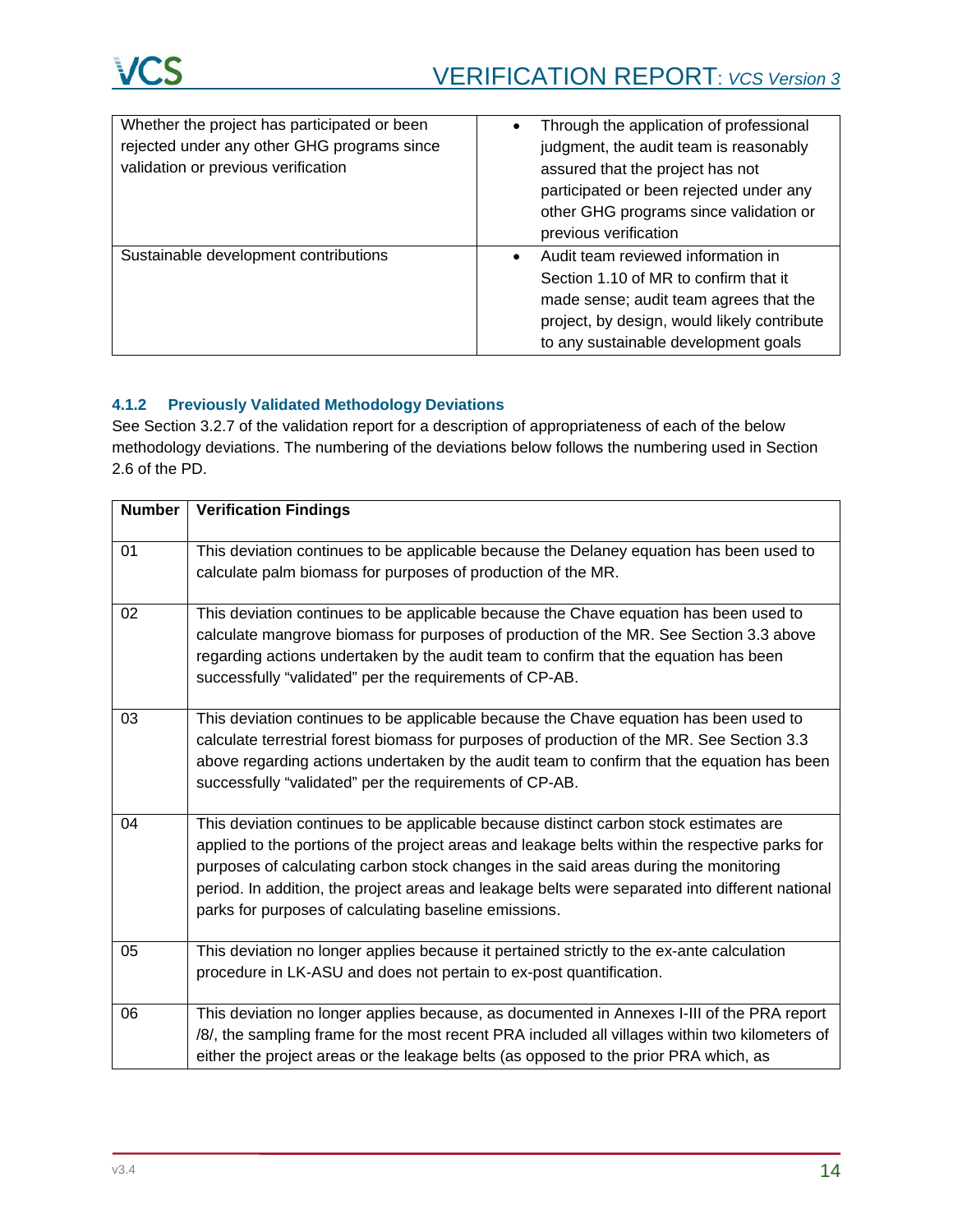| | |
|---|---|
| Whether the project has participated or been rejected under any other GHG programs since validation or previous verification | • Through the application of professional judgment, the audit team is reasonably assured that the project has not participated or been rejected under any other GHG programs since validation or previous verification |
| Sustainable development contributions | • Audit team reviewed information in Section 1.10 of MR to confirm that it made sense; audit team agrees that the project, by design, would likely contribute to any sustainable development goals |

### 4.1.2 Previously Validated Methodology Deviations

See Section 3.2.7 of the validation report for a description of appropriateness of each of the below methodology deviations. The numbering of the deviations below follows the numbering used in Section 2.6 of the PD.

| Number | Verification Findings |
|---|---|
| 01 | This deviation continues to be applicable because the Delaney equation has been used to calculate palm biomass for purposes of production of the MR. |
| 02 | This deviation continues to be applicable because the Chave equation has been used to calculate mangrove biomass for purposes of production of the MR. See Section 3.3 above regarding actions undertaken by the audit team to confirm that the equation has been successfully "validated" per the requirements of CP-AB. |
| 03 | This deviation continues to be applicable because the Chave equation has been used to calculate terrestrial forest biomass for purposes of production of the MR. See Section 3.3 above regarding actions undertaken by the audit team to confirm that the equation has been successfully "validated" per the requirements of CP-AB. |
| 04 | This deviation continues to be applicable because distinct carbon stock estimates are applied to the portions of the project areas and leakage belts within the respective parks for purposes of calculating carbon stock changes in the said areas during the monitoring period. In addition, the project areas and leakage belts were separated into different national parks for purposes of calculating baseline emissions. |
| 05 | This deviation no longer applies because it pertained strictly to the ex-ante calculation procedure in LK-ASU and does not pertain to ex-post quantification. |
| 06 | This deviation no longer applies because, as documented in Annexes I-III of the PRA report /8/, the sampling frame for the most recent PRA included all villages within two kilometers of either the project areas or the leakage belts (as opposed to the prior PRA which, as |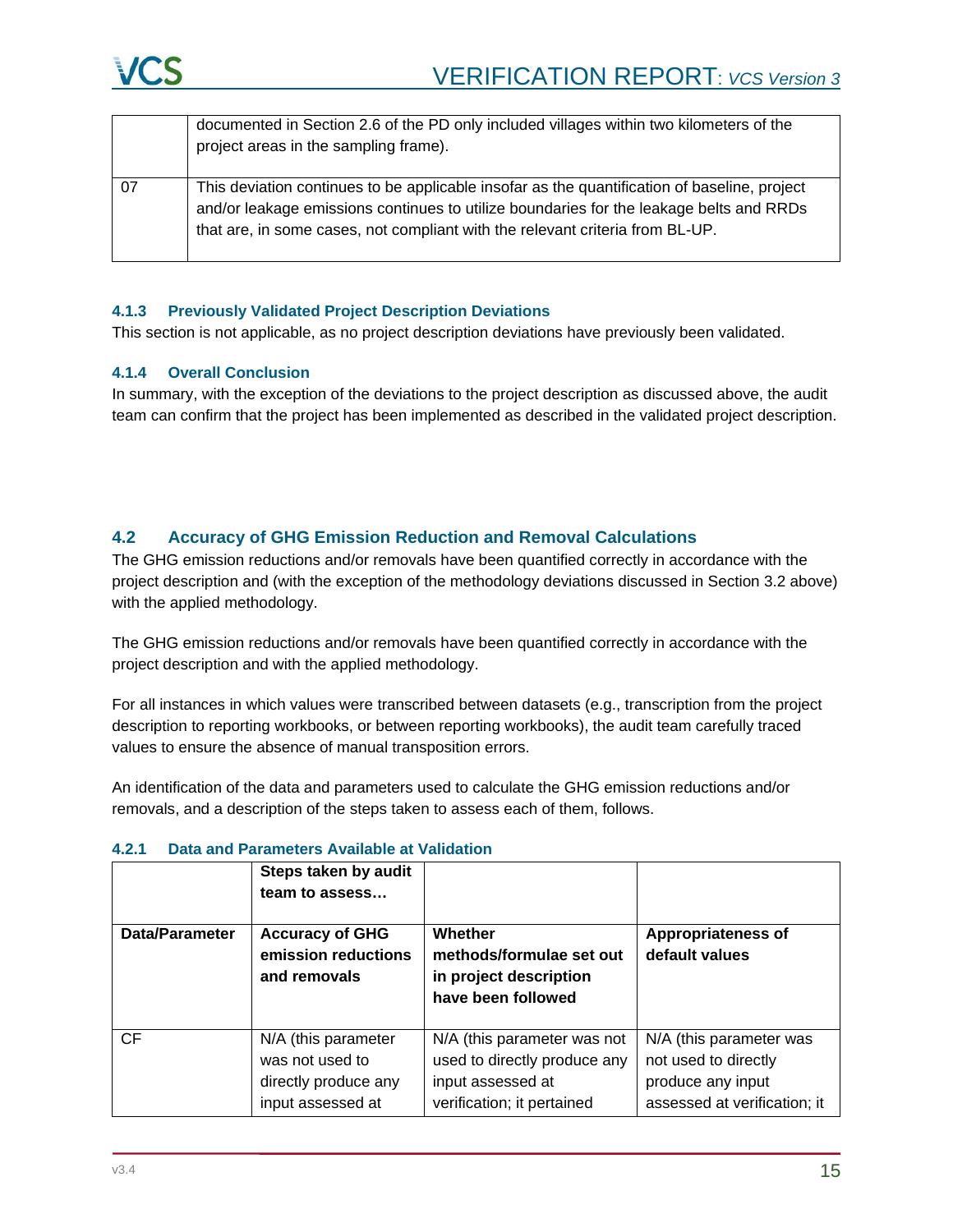| | |
|---|---|
| | documented in Section 2.6 of the PD only included villages within two kilometers of the project areas in the sampling frame). |
| 07 | This deviation continues to be applicable insofar as the quantification of baseline, project and/or leakage emissions continues to utilize boundaries for the leakage belts and RRDs that are, in some cases, not compliant with the relevant criteria from BL-UP. |

### 4.1.3 Previously Validated Project Description Deviations

This section is not applicable, as no project description deviations have previously been validated.

### 4.1.4 Overall Conclusion

In summary, with the exception of the deviations to the project description as discussed above, the audit team can confirm that the project has been implemented as described in the validated project description.

## 4.2 Accuracy of GHG Emission Reduction and Removal Calculations

The GHG emission reductions and/or removals have been quantified correctly in accordance with the project description and (with the exception of the methodology deviations discussed in Section 3.2 above) with the applied methodology.

The GHG emission reductions and/or removals have been quantified correctly in accordance with the project description and with the applied methodology.

For all instances in which values were transcribed between datasets (e.g., transcription from the project description to reporting workbooks, or between reporting workbooks), the audit team carefully traced values to ensure the absence of manual transposition errors.

An identification of the data and parameters used to calculate the GHG emission reductions and/or removals, and a description of the steps taken to assess each of them, follows.

### 4.2.1 Data and Parameters Available at Validation

| | **Steps taken by audit team to assess…** | | |
|---|---|---|---|
| **Data/Parameter** | **Accuracy of GHG emission reductions and removals** | **Whether methods/formulae set out in project description have been followed** | **Appropriateness of default values** |
| CF | N/A (this parameter was not used to directly produce any input assessed at | N/A (this parameter was not used to directly produce any input assessed at verification; it pertained | N/A (this parameter was not used to directly produce any input assessed at verification; it |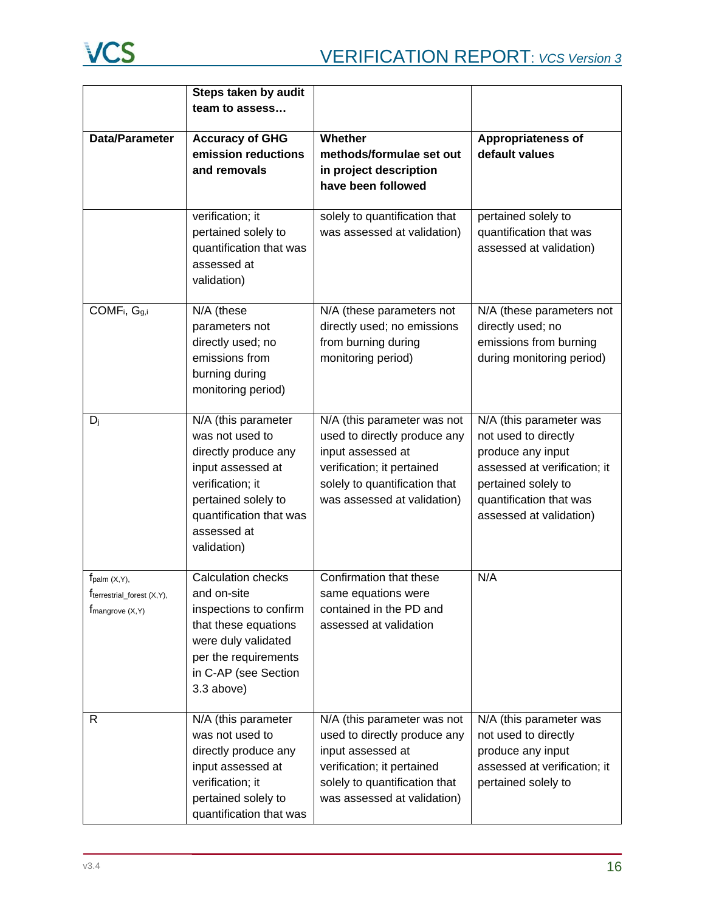| | Steps taken by audit team to assess… | | |
|---|---|---|---|
| **Data/Parameter** | **Accuracy of GHG emission reductions and removals** | **Whether methods/formulae set out in project description have been followed** | **Appropriateness of default values** |
| | verification; it pertained solely to quantification that was assessed at validation) | solely to quantification that was assessed at validation) | pertained solely to quantification that was assessed at validation) |
| $COMF_i$, $G_{g,i}$ | N/A (these parameters not directly used; no emissions from burning during monitoring period) | N/A (these parameters not directly used; no emissions from burning during monitoring period) | N/A (these parameters not directly used; no emissions from burning during monitoring period) |
| $D_j$ | N/A (this parameter was not used to directly produce any input assessed at verification; it pertained solely to quantification that was assessed at validation) | N/A (this parameter was not used to directly produce any input assessed at verification; it pertained solely to quantification that was assessed at validation) | N/A (this parameter was not used to directly produce any input assessed at verification; it pertained solely to quantification that was assessed at validation) |
| $f_{palm}(X,Y)$, $f_{terrestrial\_forest}(X,Y)$, $f_{mangrove}(X,Y)$ | Calculation checks and on-site inspections to confirm that these equations were duly validated per the requirements in C-AP (see Section 3.3 above) | Confirmation that these same equations were contained in the PD and assessed at validation | N/A |
| R | N/A (this parameter was not used to directly produce any input assessed at verification; it pertained solely to quantification that was | N/A (this parameter was not used to directly produce any input assessed at verification; it pertained solely to quantification that was assessed at validation) | N/A (this parameter was not used to directly produce any input assessed at verification; it pertained solely to |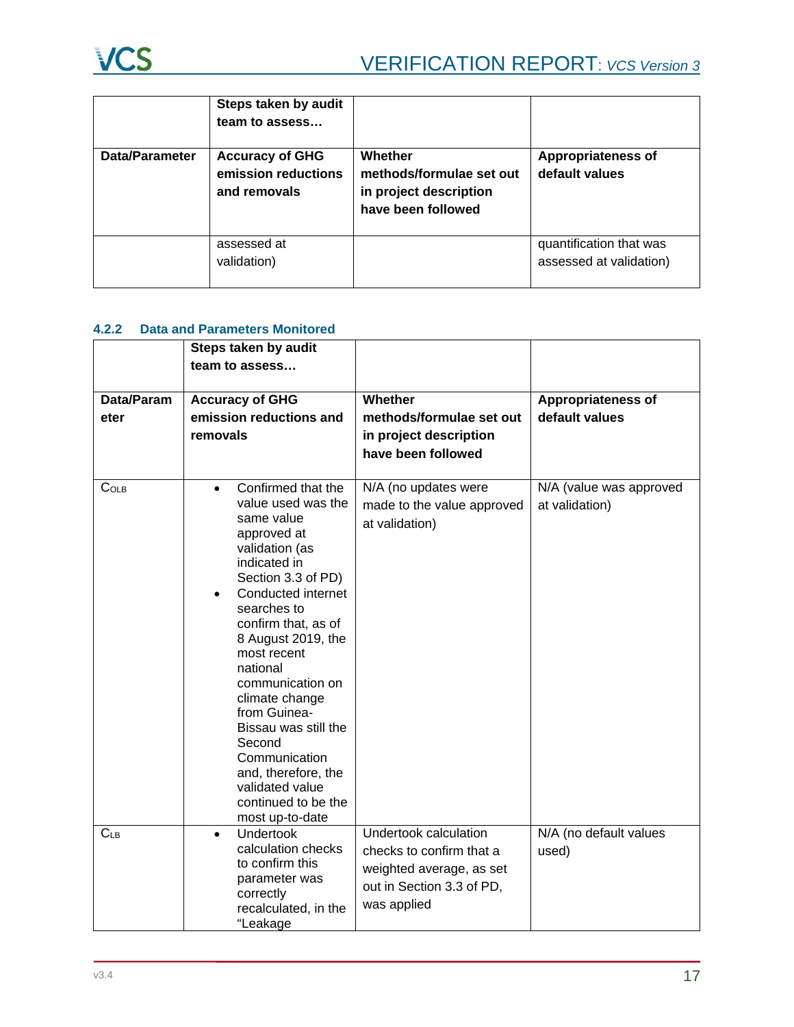| | Steps taken by audit team to assess… | | |
|---|---|---|---|
| **Data/Parameter** | **Accuracy of GHG emission reductions and removals** | **Whether methods/formulae set out in project description have been followed** | **Appropriateness of default values** |
| | assessed at validation) | | quantification that was assessed at validation) |

### 4.2.2 Data and Parameters Monitored

| | Steps taken by audit team to assess… | | |
|---|---|---|---|
| **Data/Parameter** | **Accuracy of GHG emission reductions and removals** | **Whether methods/formulae set out in project description have been followed** | **Appropriateness of default values** |
| $C_{OLB}$ | • Confirmed that the value used was the same value approved at validation (as indicated in Section 3.3 of PD)<br>• Conducted internet searches to confirm that, as of 8 August 2019, the most recent national communication on climate change from Guinea-Bissau was still the Second Communication and, therefore, the validated value continued to be the most up-to-date | N/A (no updates were made to the value approved at validation) | N/A (value was approved at validation) |
| $C_{LB}$ | • Undertook calculation checks to confirm this parameter was correctly recalculated, in the "Leakage | Undertook calculation checks to confirm that a weighted average, as set out in Section 3.3 of PD, was applied | N/A (no default values used) |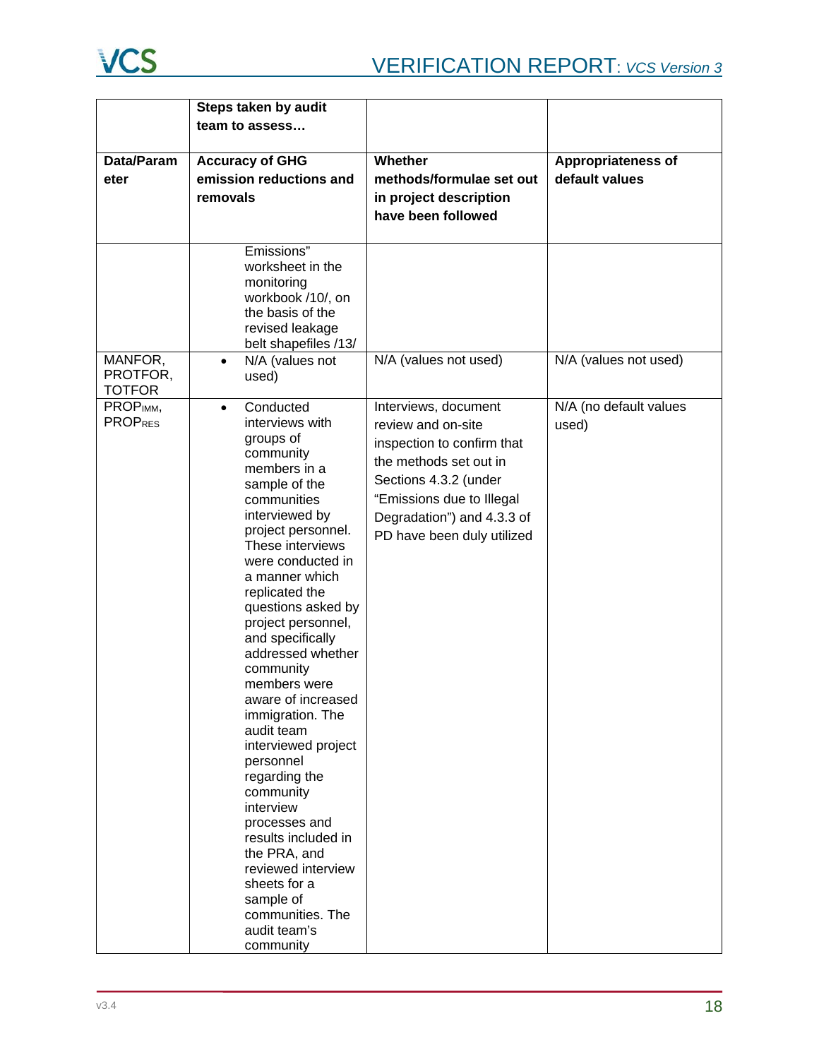| | Steps taken by audit team to assess… | | |
|---|---|---|---|
| **Data/Parameter** | **Accuracy of GHG emission reductions and removals** | **Whether methods/formulae set out in project description have been followed** | **Appropriateness of default values** |
| | Emissions" worksheet in the monitoring workbook /10/, on the basis of the revised leakage belt shapefiles /13/ | | |
| MANFOR, PROTFOR, TOTFOR | • N/A (values not used) | N/A (values not used) | N/A (values not used) |
| $PROP_{IMM}$, $PROP_{RES}$ | • Conducted interviews with groups of community members in a sample of the communities interviewed by project personnel. These interviews were conducted in a manner which replicated the questions asked by project personnel, and specifically addressed whether community members were aware of increased immigration. The audit team interviewed project personnel regarding the community interview processes and results included in the PRA, and reviewed interview sheets for a sample of communities. The audit team's community | Interviews, document review and on-site inspection to confirm that the methods set out in Sections 4.3.2 (under "Emissions due to Illegal Degradation") and 4.3.3 of PD have been duly utilized | N/A (no default values used) |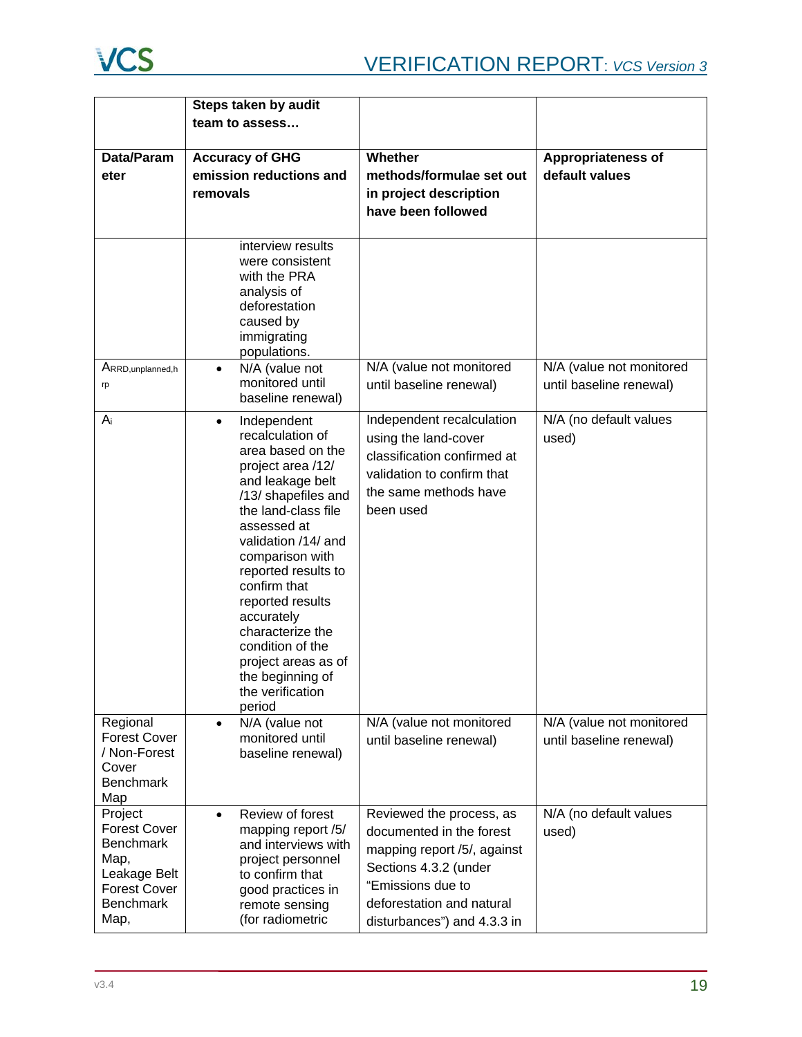| | Steps taken by audit team to assess… | | |
|---|---|---|---|
| **Data/Parameter** | **Accuracy of GHG emission reductions and removals** | **Whether methods/formulae set out in project description have been followed** | **Appropriateness of default values** |
| | interview results were consistent with the PRA analysis of deforestation caused by immigrating populations. | | |
| $A_{RRD,unplanned,hrp}$ | • N/A (value not monitored until baseline renewal) | N/A (value not monitored until baseline renewal) | N/A (value not monitored until baseline renewal) |
| $A_i$ | • Independent recalculation of area based on the project area /12/ and leakage belt /13/ shapefiles and the land-class file assessed at validation /14/ and comparison with reported results to confirm that reported results accurately characterize the condition of the project areas as of the beginning of the verification period | Independent recalculation using the land-cover classification confirmed at validation to confirm that the same methods have been used | N/A (no default values used) |
| Regional Forest Cover / Non-Forest Cover Benchmark Map | • N/A (value not monitored until baseline renewal) | N/A (value not monitored until baseline renewal) | N/A (value not monitored until baseline renewal) |
| Project Forest Cover Benchmark Map, Leakage Belt Forest Cover Benchmark Map, | • Review of forest mapping report /5/ and interviews with project personnel to confirm that good practices in remote sensing (for radiometric | Reviewed the process, as documented in the forest mapping report /5/, against Sections 4.3.2 (under "Emissions due to deforestation and natural disturbances") and 4.3.3 in | N/A (no default values used) |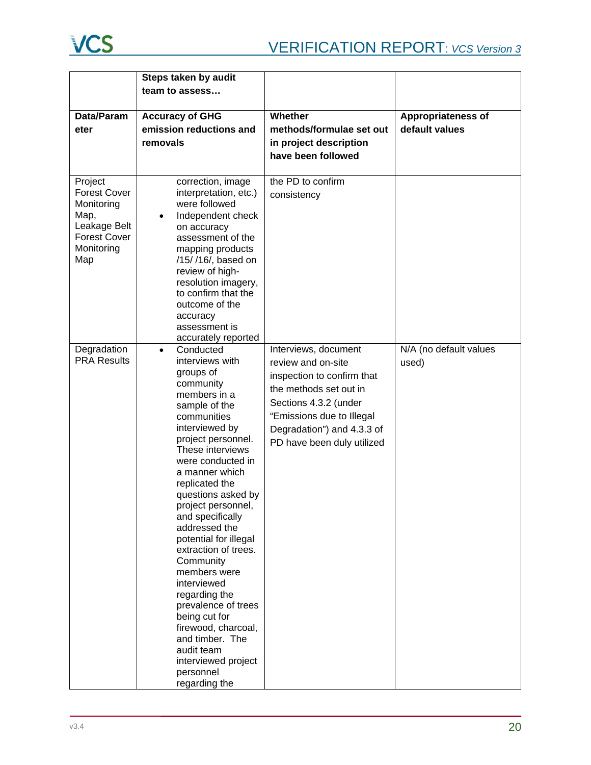| | Steps taken by audit team to assess… | | |
|---|---|---|---|
| **Data/Parameter** | **Accuracy of GHG emission reductions and removals** | **Whether methods/formulae set out in project description have been followed** | **Appropriateness of default values** |
| Project Forest Cover Monitoring Map, Leakage Belt Forest Cover Monitoring Map | correction, image interpretation, etc.) were followed<br>• Independent check on accuracy assessment of the mapping products /15/ /16/, based on review of high-resolution imagery, to confirm that the outcome of the accuracy assessment is accurately reported | the PD to confirm consistency | |
| Degradation PRA Results | • Conducted interviews with groups of community members in a sample of the communities interviewed by project personnel. These interviews were conducted in a manner which replicated the questions asked by project personnel, and specifically addressed the potential for illegal extraction of trees. Community members were interviewed regarding the prevalence of trees being cut for firewood, charcoal, and timber. The audit team interviewed project personnel regarding the | Interviews, document review and on-site inspection to confirm that the methods set out in Sections 4.3.2 (under "Emissions due to Illegal Degradation") and 4.3.3 of PD have been duly utilized | N/A (no default values used) |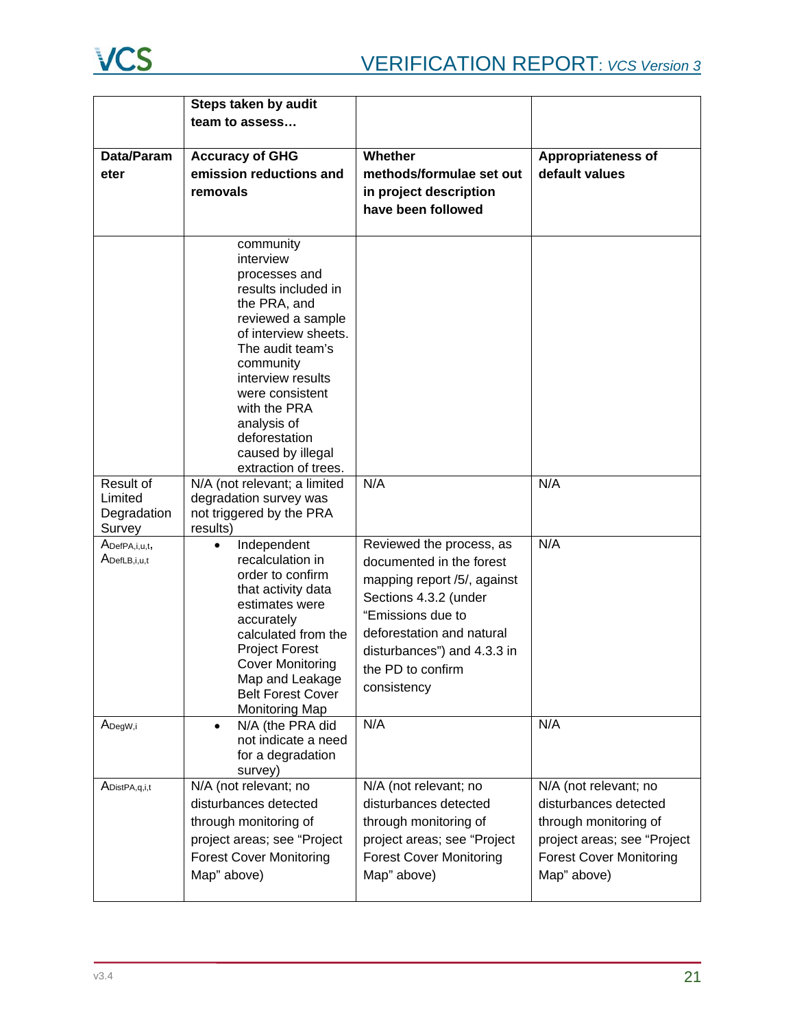| | Steps taken by audit team to assess… | | |
|---|---|---|---|
| **Data/Parameter** | **Accuracy of GHG emission reductions and removals** | **Whether methods/formulae set out in project description have been followed** | **Appropriateness of default values** |
| | community interview processes and results included in the PRA, and reviewed a sample of interview sheets. The audit team's community interview results were consistent with the PRA analysis of deforestation caused by illegal extraction of trees. | | |
| Result of Limited Degradation Survey | N/A (not relevant; a limited degradation survey was not triggered by the PRA results) | N/A | N/A |
| $A_{DefPA,i,u,t}$, $A_{DefLB,i,u,t}$ | • Independent recalculation in order to confirm that activity data estimates were accurately calculated from the Project Forest Cover Monitoring Map and Leakage Belt Forest Cover Monitoring Map | Reviewed the process, as documented in the forest mapping report /5/, against Sections 4.3.2 (under "Emissions due to deforestation and natural disturbances") and 4.3.3 in the PD to confirm consistency | N/A |
| $A_{DegW,i}$ | • N/A (the PRA did not indicate a need for a degradation survey) | N/A | N/A |
| $A_{DistPA,q,i,t}$ | N/A (not relevant; no disturbances detected through monitoring of project areas; see "Project Forest Cover Monitoring Map" above) | N/A (not relevant; no disturbances detected through monitoring of project areas; see "Project Forest Cover Monitoring Map" above) | N/A (not relevant; no disturbances detected through monitoring of project areas; see "Project Forest Cover Monitoring Map" above) |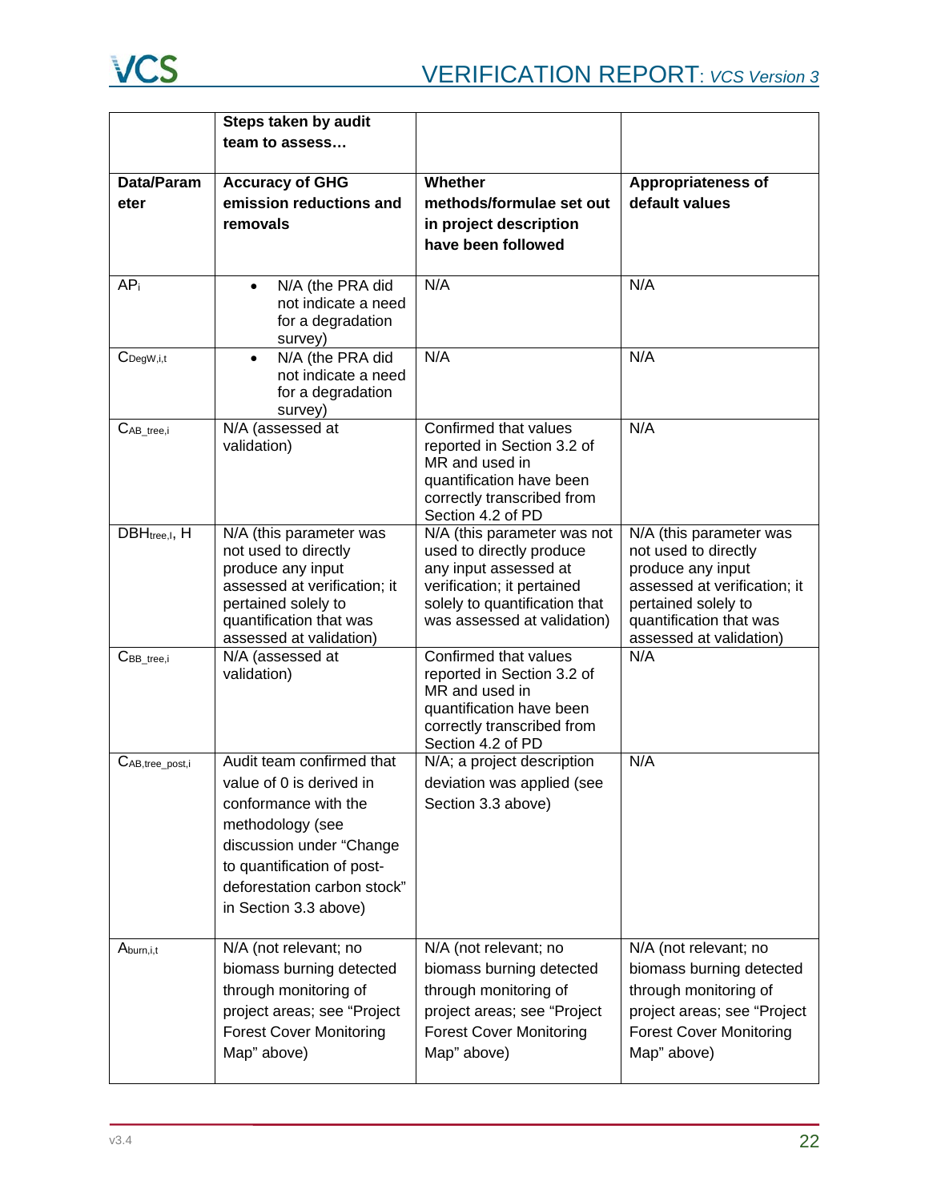| | Steps taken by audit team to assess… | | |
|---|---|---|---|
| **Data/Parameter** | **Accuracy of GHG emission reductions and removals** | **Whether methods/formulae set out in project description have been followed** | **Appropriateness of default values** |
| $AP_i$ | • N/A (the PRA did not indicate a need for a degradation survey) | N/A | N/A |
| $C_{DegW,i,t}$ | • N/A (the PRA did not indicate a need for a degradation survey) | N/A | N/A |
| $C_{AB\_tree,i}$ | N/A (assessed at validation) | Confirmed that values reported in Section 3.2 of MR and used in quantification have been correctly transcribed from Section 4.2 of PD | N/A |
| $DBH_{tree,I}$, H | N/A (this parameter was not used to directly produce any input assessed at verification; it pertained solely to quantification that was assessed at validation) | N/A (this parameter was not used to directly produce any input assessed at verification; it pertained solely to quantification that was assessed at validation) | N/A (this parameter was not used to directly produce any input assessed at verification; it pertained solely to quantification that was assessed at validation) |
| $C_{BB\_tree,i}$ | N/A (assessed at validation) | Confirmed that values reported in Section 3.2 of MR and used in quantification have been correctly transcribed from Section 4.2 of PD | N/A |
| $C_{AB,tree\_post,i}$ | Audit team confirmed that value of 0 is derived in conformance with the methodology (see discussion under "Change to quantification of post-deforestation carbon stock" in Section 3.3 above) | N/A; a project description deviation was applied (see Section 3.3 above) | N/A |
| $A_{burn,i,t}$ | N/A (not relevant; no biomass burning detected through monitoring of project areas; see "Project Forest Cover Monitoring Map" above) | N/A (not relevant; no biomass burning detected through monitoring of project areas; see "Project Forest Cover Monitoring Map" above) | N/A (not relevant; no biomass burning detected through monitoring of project areas; see "Project Forest Cover Monitoring Map" above) |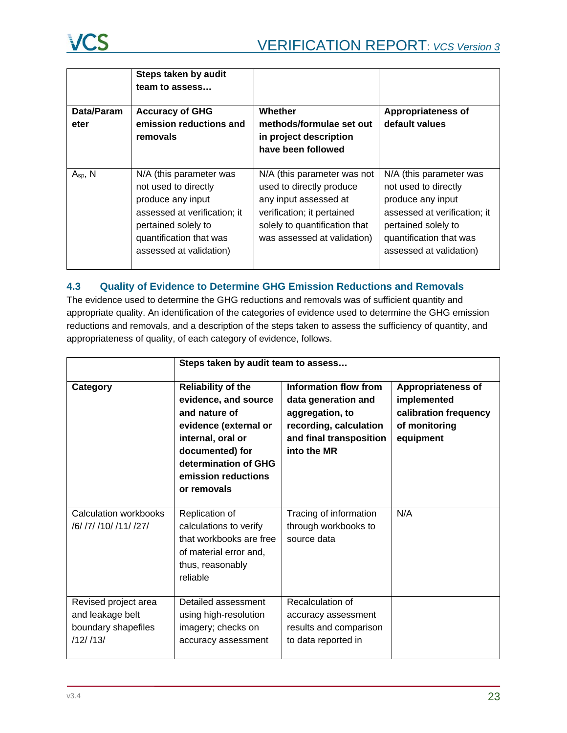| | Steps taken by audit team to assess… | | |
|---|---|---|---|
| **Data/Parameter** | **Accuracy of GHG emission reductions and removals** | **Whether methods/formulae set out in project description have been followed** | **Appropriateness of default values** |
| $A_{sp}$, N | N/A (this parameter was not used to directly produce any input assessed at verification; it pertained solely to quantification that was assessed at validation) | N/A (this parameter was not used to directly produce any input assessed at verification; it pertained solely to quantification that was assessed at validation) | N/A (this parameter was not used to directly produce any input assessed at verification; it pertained solely to quantification that was assessed at validation) |

## 4.3 Quality of Evidence to Determine GHG Emission Reductions and Removals

The evidence used to determine the GHG reductions and removals was of sufficient quantity and appropriate quality. An identification of the categories of evidence used to determine the GHG emission reductions and removals, and a description of the steps taken to assess the sufficiency of quantity, and appropriateness of quality, of each category of evidence, follows.

| | Steps taken by audit team to assess… | | |
|---|---|---|---|
| **Category** | **Reliability of the evidence, and source and nature of evidence (external or internal, oral or documented) for determination of GHG emission reductions or removals** | **Information flow from data generation and aggregation, to recording, calculation and final transposition into the MR** | **Appropriateness of implemented calibration frequency of monitoring equipment** |
| Calculation workbooks /6/ /7/ /10/ /11/ /27/ | Replication of calculations to verify that workbooks are free of material error and, thus, reasonably reliable | Tracing of information through workbooks to source data | N/A |
| Revised project area and leakage belt boundary shapefiles /12/ /13/ | Detailed assessment using high-resolution imagery; checks on accuracy assessment | Recalculation of accuracy assessment results and comparison to data reported in | |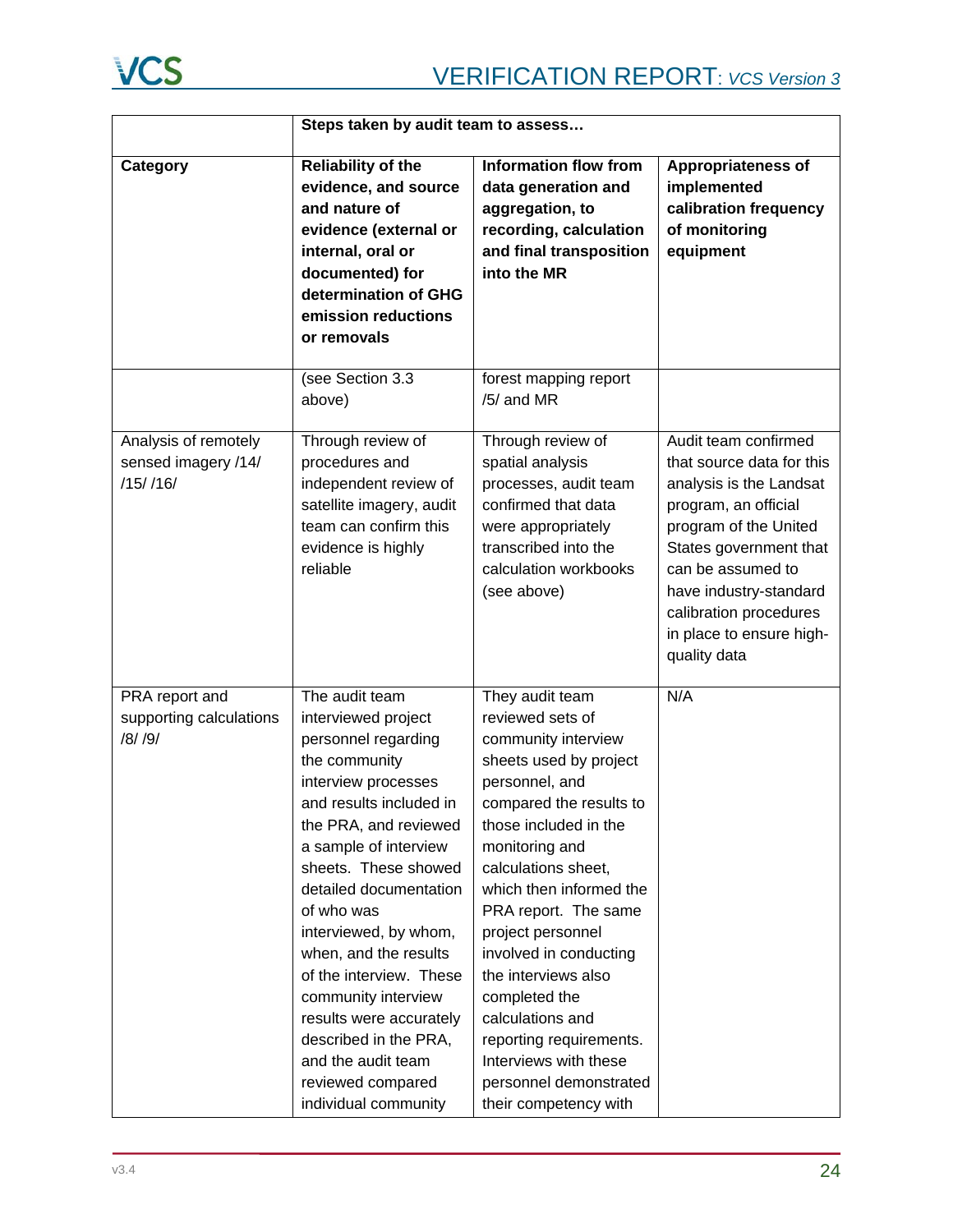| | Steps taken by audit team to assess… | | |
|---|---|---|---|
| **Category** | **Reliability of the evidence, and source and nature of evidence (external or internal, oral or documented) for determination of GHG emission reductions or removals** | **Information flow from data generation and aggregation, to recording, calculation and final transposition into the MR** | **Appropriateness of implemented calibration frequency of monitoring equipment** |
| | (see Section 3.3 above) | forest mapping report /5/ and MR | |
| Analysis of remotely sensed imagery /14/ /15/ /16/ | Through review of procedures and independent review of satellite imagery, audit team can confirm this evidence is highly reliable | Through review of spatial analysis processes, audit team confirmed that data were appropriately transcribed into the calculation workbooks (see above) | Audit team confirmed that source data for this analysis is the Landsat program, an official program of the United States government that can be assumed to have industry-standard calibration procedures in place to ensure high-quality data |
| PRA report and supporting calculations /8/ /9/ | The audit team interviewed project personnel regarding the community interview processes and results included in the PRA, and reviewed a sample of interview sheets. These showed detailed documentation of who was interviewed, by whom, when, and the results of the interview. These community interview results were accurately described in the PRA, and the audit team reviewed compared individual community | They audit team reviewed sets of community interview sheets used by project personnel, and compared the results to those included in the monitoring and calculations sheet, which then informed the PRA report. The same project personnel involved in conducting the interviews also completed the calculations and reporting requirements. Interviews with these personnel demonstrated their competency with | N/A |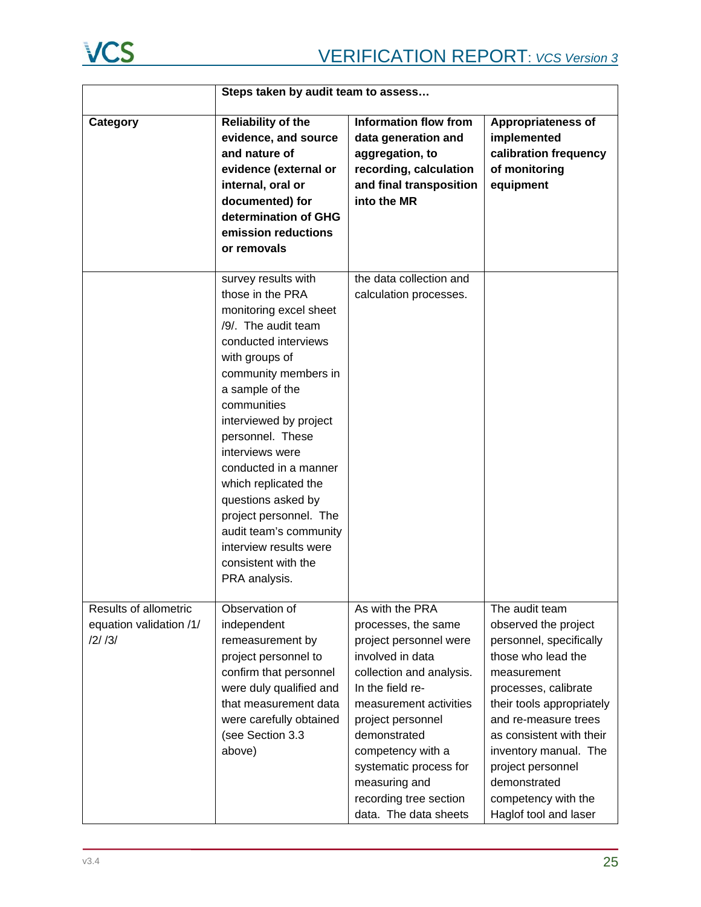| | Steps taken by audit team to assess… | | |
|---|---|---|---|
| **Category** | **Reliability of the evidence, and source and nature of evidence (external or internal, oral or documented) for determination of GHG emission reductions or removals** | **Information flow from data generation and aggregation, to recording, calculation and final transposition into the MR** | **Appropriateness of implemented calibration frequency of monitoring equipment** |
| | survey results with those in the PRA monitoring excel sheet /9/. The audit team conducted interviews with groups of community members in a sample of the communities interviewed by project personnel. These interviews were conducted in a manner which replicated the questions asked by project personnel. The audit team's community interview results were consistent with the PRA analysis. | the data collection and calculation processes. | |
| Results of allometric equation validation /1/ /2/ /3/ | Observation of independent remeasurement by project personnel to confirm that personnel were duly qualified and that measurement data were carefully obtained (see Section 3.3 above) | As with the PRA processes, the same project personnel were involved in data collection and analysis. In the field re-measurement activities project personnel demonstrated competency with a systematic process for measuring and recording tree section data. The data sheets | The audit team observed the project personnel, specifically those who lead the measurement processes, calibrate their tools appropriately and re-measure trees as consistent with their inventory manual. The project personnel demonstrated competency with the Haglof tool and laser |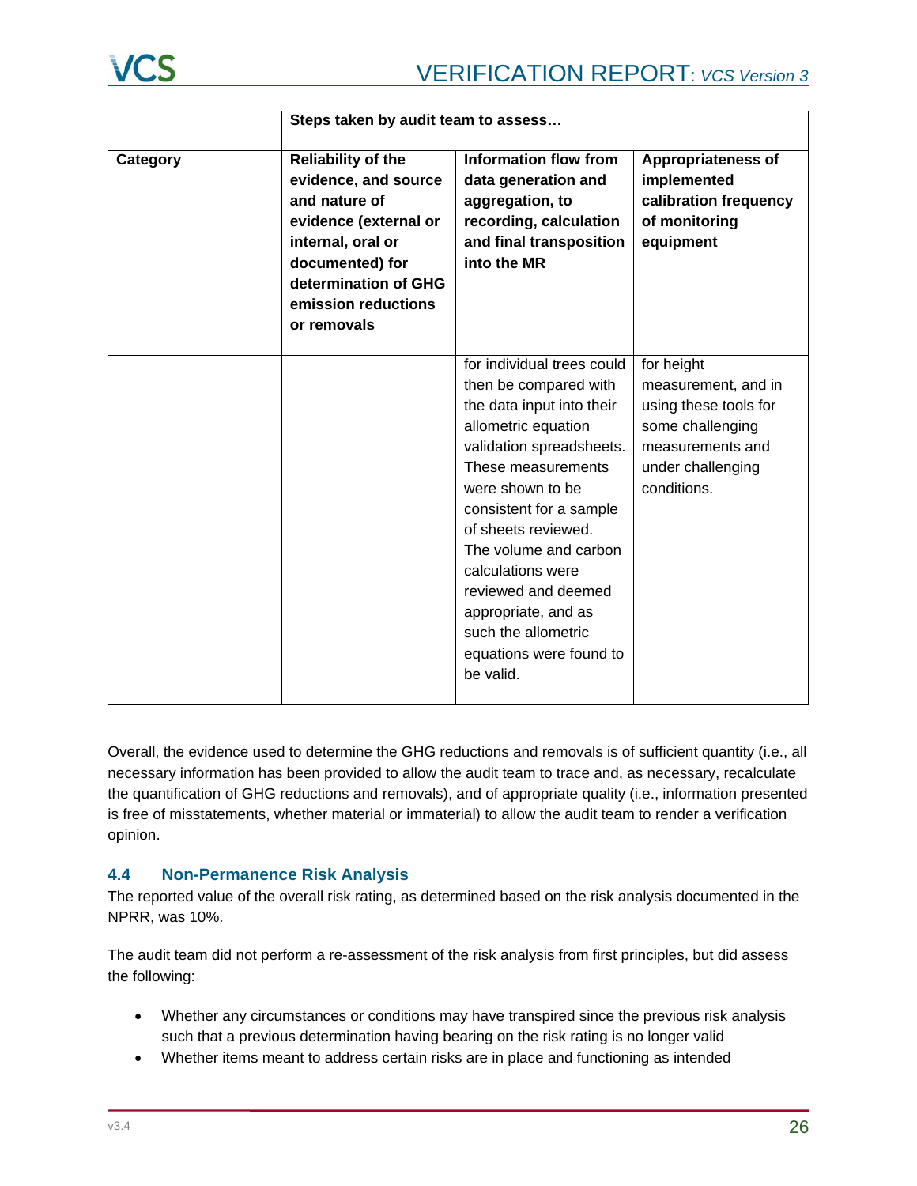| | Steps taken by audit team to assess… | | |
|---|---|---|---|
| **Category** | **Reliability of the evidence, and source and nature of evidence (external or internal, oral or documented) for determination of GHG emission reductions or removals** | **Information flow from data generation and aggregation, to recording, calculation and final transposition into the MR** | **Appropriateness of implemented calibration frequency of monitoring equipment** |
| | | for individual trees could then be compared with the data input into their allometric equation validation spreadsheets. These measurements were shown to be consistent for a sample of sheets reviewed. The volume and carbon calculations were reviewed and deemed appropriate, and as such the allometric equations were found to be valid. | for height measurement, and in using these tools for some challenging measurements and under challenging conditions. |

Overall, the evidence used to determine the GHG reductions and removals is of sufficient quantity (i.e., all necessary information has been provided to allow the audit team to trace and, as necessary, recalculate the quantification of GHG reductions and removals), and of appropriate quality (i.e., information presented is free of misstatements, whether material or immaterial) to allow the audit team to render a verification opinion.

## 4.4 Non-Permanence Risk Analysis

The reported value of the overall risk rating, as determined based on the risk analysis documented in the NPRR, was 10%.

The audit team did not perform a re-assessment of the risk analysis from first principles, but did assess the following:

- Whether any circumstances or conditions may have transpired since the previous risk analysis such that a previous determination having bearing on the risk rating is no longer valid
- Whether items meant to address certain risks are in place and functioning as intended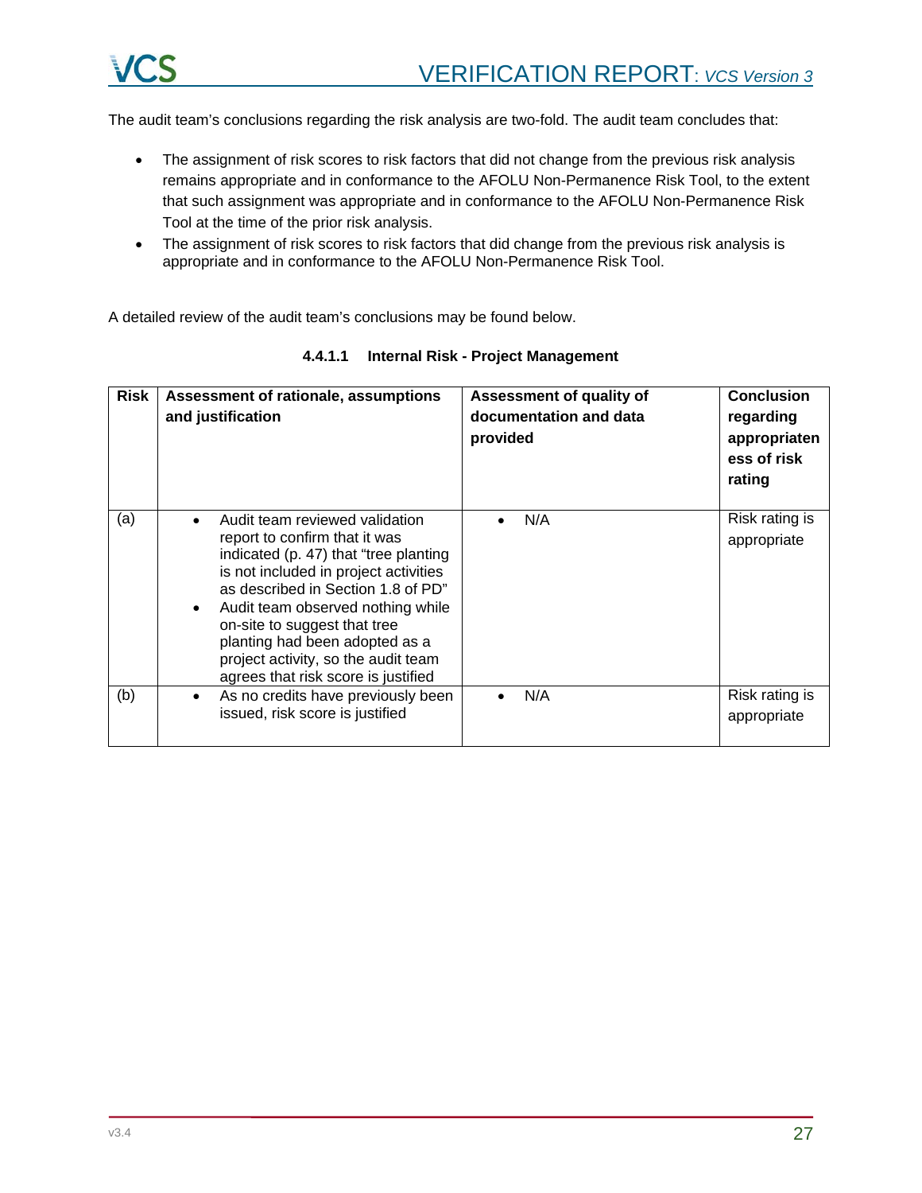The audit team's conclusions regarding the risk analysis are two-fold. The audit team concludes that:

- The assignment of risk scores to risk factors that did not change from the previous risk analysis remains appropriate and in conformance to the AFOLU Non-Permanence Risk Tool, to the extent that such assignment was appropriate and in conformance to the AFOLU Non-Permanence Risk Tool at the time of the prior risk analysis.
- The assignment of risk scores to risk factors that did change from the previous risk analysis is appropriate and in conformance to the AFOLU Non-Permanence Risk Tool.

A detailed review of the audit team's conclusions may be found below.

#### 4.4.1.1 Internal Risk - Project Management

| Risk | Assessment of rationale, assumptions and justification | Assessment of quality of documentation and data provided | Conclusion regarding appropriateness of risk rating |
|---|---|---|---|
| (a) | • Audit team reviewed validation report to confirm that it was indicated (p. 47) that "tree planting is not included in project activities as described in Section 1.8 of PD"<br>• Audit team observed nothing while on-site to suggest that tree planting had been adopted as a project activity, so the audit team agrees that risk score is justified | • N/A | Risk rating is appropriate |
| (b) | • As no credits have previously been issued, risk score is justified | • N/A | Risk rating is appropriate |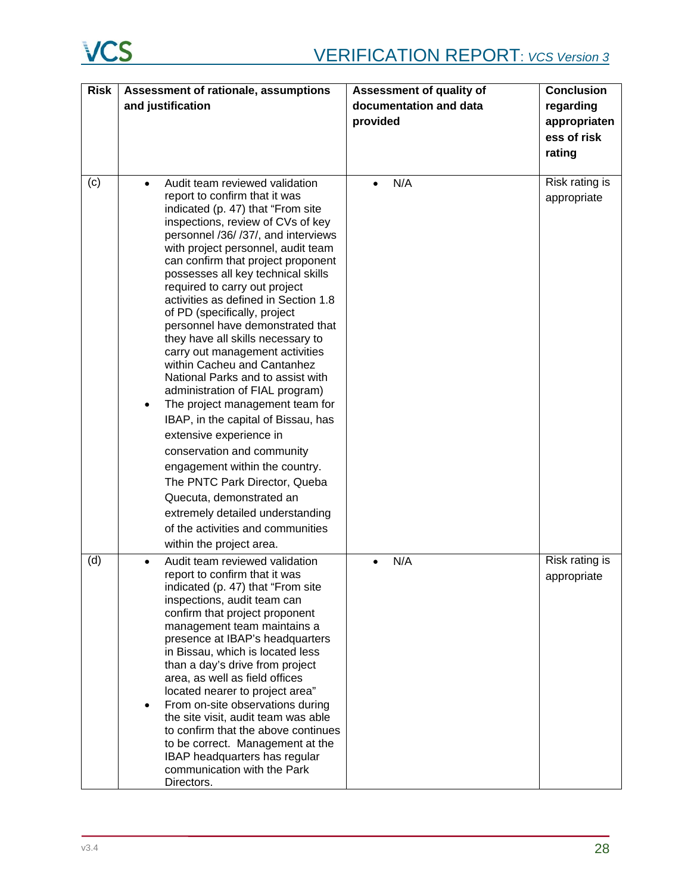| Risk | Assessment of rationale, assumptions and justification | Assessment of quality of documentation and data provided | Conclusion regarding appropriateness of risk rating |
|---|---|---|---|
| (c) | • Audit team reviewed validation report to confirm that it was indicated (p. 47) that "From site inspections, review of CVs of key personnel /36/ /37/, and interviews with project personnel, audit team can confirm that project proponent possesses all key technical skills required to carry out project activities as defined in Section 1.8 of PD (specifically, project personnel have demonstrated that they have all skills necessary to carry out management activities within Cacheu and Cantanhez National Parks and to assist with administration of FIAL program)<br>• The project management team for IBAP, in the capital of Bissau, has extensive experience in conservation and community engagement within the country. The PNTC Park Director, Queba Quecuta, demonstrated an extremely detailed understanding of the activities and communities within the project area. | • N/A | Risk rating is appropriate |
| (d) | • Audit team reviewed validation report to confirm that it was indicated (p. 47) that "From site inspections, audit team can confirm that project proponent management team maintains a presence at IBAP's headquarters in Bissau, which is located less than a day's drive from project area, as well as field offices located nearer to project area"<br>• From on-site observations during the site visit, audit team was able to confirm that the above continues to be correct. Management at the IBAP headquarters has regular communication with the Park Directors. | • N/A | Risk rating is appropriate |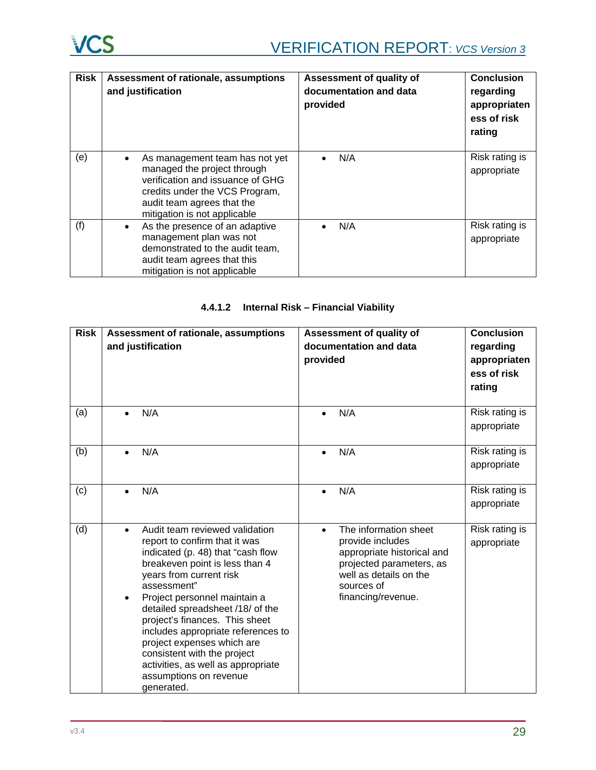| Risk | Assessment of rationale, assumptions and justification | Assessment of quality of documentation and data provided | Conclusion regarding appropriateness of risk rating |
|---|---|---|---|
| (e) | • As management team has not yet managed the project through verification and issuance of GHG credits under the VCS Program, audit team agrees that the mitigation is not applicable | • N/A | Risk rating is appropriate |
| (f) | • As the presence of an adaptive management plan was not demonstrated to the audit team, audit team agrees that this mitigation is not applicable | • N/A | Risk rating is appropriate |

#### 4.4.1.2 Internal Risk – Financial Viability

| Risk | Assessment of rationale, assumptions and justification | Assessment of quality of documentation and data provided | Conclusion regarding appropriateness of risk rating |
|---|---|---|---|
| (a) | • N/A | • N/A | Risk rating is appropriate |
| (b) | • N/A | • N/A | Risk rating is appropriate |
| (c) | • N/A | • N/A | Risk rating is appropriate |
| (d) | • Audit team reviewed validation report to confirm that it was indicated (p. 48) that "cash flow breakeven point is less than 4 years from current risk assessment"<br>• Project personnel maintain a detailed spreadsheet /18/ of the project's finances. This sheet includes appropriate references to project expenses which are consistent with the project activities, as well as appropriate assumptions on revenue generated. | • The information sheet provide includes appropriate historical and projected parameters, as well as details on the sources of financing/revenue. | Risk rating is appropriate |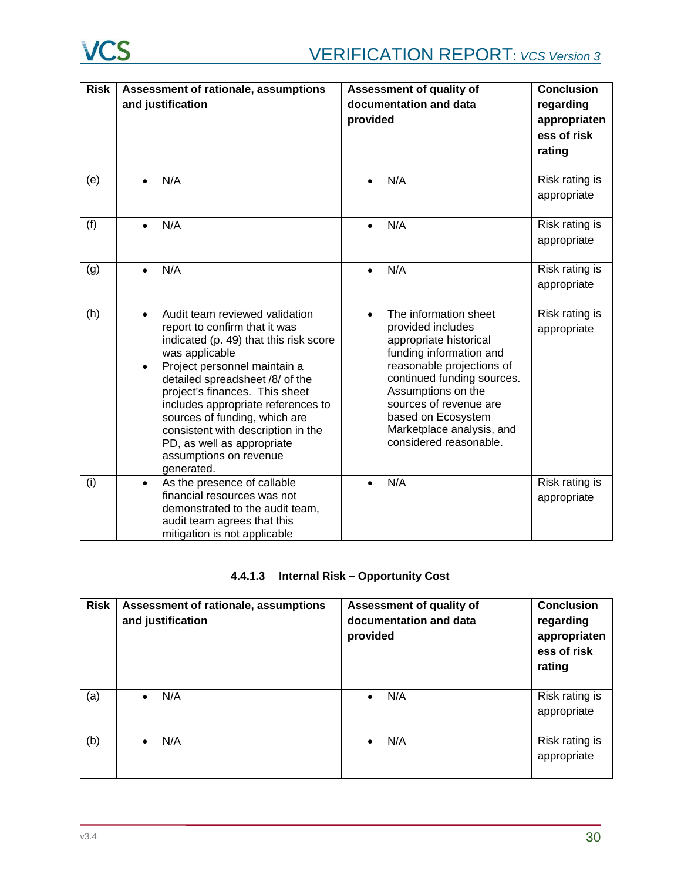| Risk | Assessment of rationale, assumptions and justification | Assessment of quality of documentation and data provided | Conclusion regarding appropriateness of risk rating |
|---|---|---|---|
| (e) | • N/A | • N/A | Risk rating is appropriate |
| (f) | • N/A | • N/A | Risk rating is appropriate |
| (g) | • N/A | • N/A | Risk rating is appropriate |
| (h) | • Audit team reviewed validation report to confirm that it was indicated (p. 49) that this risk score was applicable<br>• Project personnel maintain a detailed spreadsheet /8/ of the project's finances. This sheet includes appropriate references to sources of funding, which are consistent with description in the PD, as well as appropriate assumptions on revenue generated. | • The information sheet provided includes appropriate historical funding information and reasonable projections of continued funding sources. Assumptions on the sources of revenue are based on Ecosystem Marketplace analysis, and considered reasonable. | Risk rating is appropriate |
| (i) | • As the presence of callable financial resources was not demonstrated to the audit team, audit team agrees that this mitigation is not applicable | • N/A | Risk rating is appropriate |

#### 4.4.1.3 Internal Risk – Opportunity Cost

| Risk | Assessment of rationale, assumptions and justification | Assessment of quality of documentation and data provided | Conclusion regarding appropriateness of risk rating |
|---|---|---|---|
| (a) | • N/A | • N/A | Risk rating is appropriate |
| (b) | • N/A | • N/A | Risk rating is appropriate |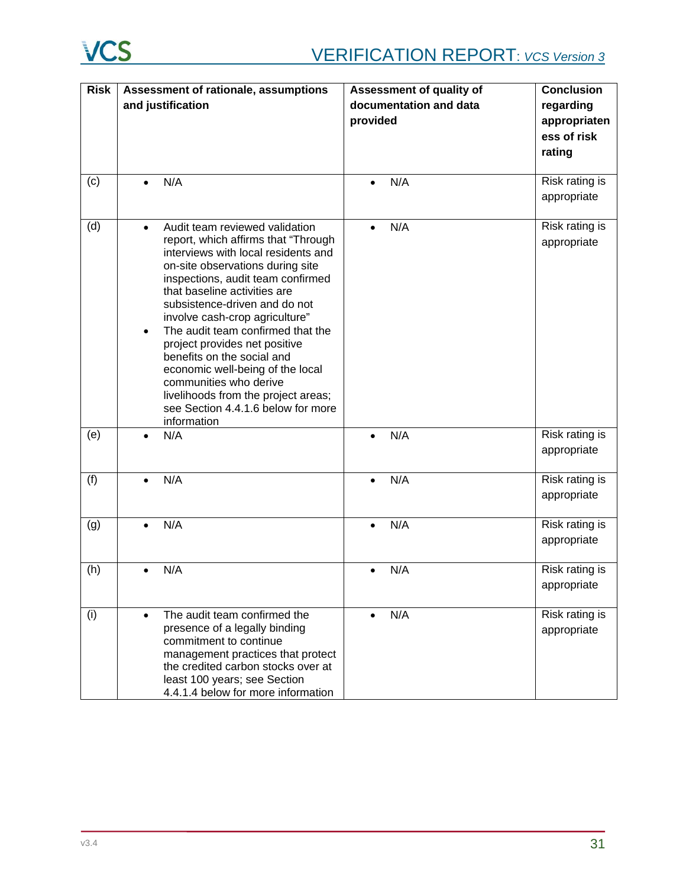| Risk | Assessment of rationale, assumptions and justification | Assessment of quality of documentation and data provided | Conclusion regarding appropriateness of risk rating |
|---|---|---|---|
| (c) | • N/A | • N/A | Risk rating is appropriate |
| (d) | • Audit team reviewed validation report, which affirms that "Through interviews with local residents and on-site observations during site inspections, audit team confirmed that baseline activities are subsistence-driven and do not involve cash-crop agriculture" • The audit team confirmed that the project provides net positive benefits on the social and economic well-being of the local communities who derive livelihoods from the project areas; see Section 4.4.1.6 below for more information | • N/A | Risk rating is appropriate |
| (e) | • N/A | • N/A | Risk rating is appropriate |
| (f) | • N/A | • N/A | Risk rating is appropriate |
| (g) | • N/A | • N/A | Risk rating is appropriate |
| (h) | • N/A | • N/A | Risk rating is appropriate |
| (i) | • The audit team confirmed the presence of a legally binding commitment to continue management practices that protect the credited carbon stocks over at least 100 years; see Section 4.4.1.4 below for more information | • N/A | Risk rating is appropriate |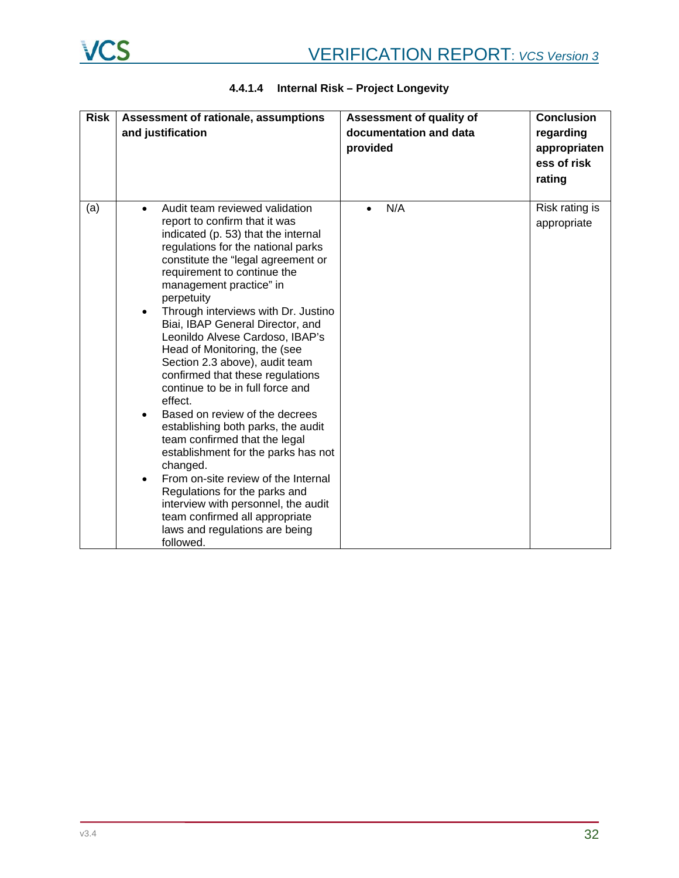#### 4.4.1.4 Internal Risk – Project Longevity

| Risk | Assessment of rationale, assumptions and justification | Assessment of quality of documentation and data provided | Conclusion regarding appropriateness of risk rating |
|---|---|---|---|
| (a) | • Audit team reviewed validation report to confirm that it was indicated (p. 53) that the internal regulations for the national parks constitute the "legal agreement or requirement to continue the management practice" in perpetuity<br>• Through interviews with Dr. Justino Biai, IBAP General Director, and Leonildo Alvese Cardoso, IBAP's Head of Monitoring, the (see Section 2.3 above), audit team confirmed that these regulations continue to be in full force and effect.<br>• Based on review of the decrees establishing both parks, the audit team confirmed that the legal establishment for the parks has not changed.<br>• From on-site review of the Internal Regulations for the parks and interview with personnel, the audit team confirmed all appropriate laws and regulations are being followed. | • N/A | Risk rating is appropriate |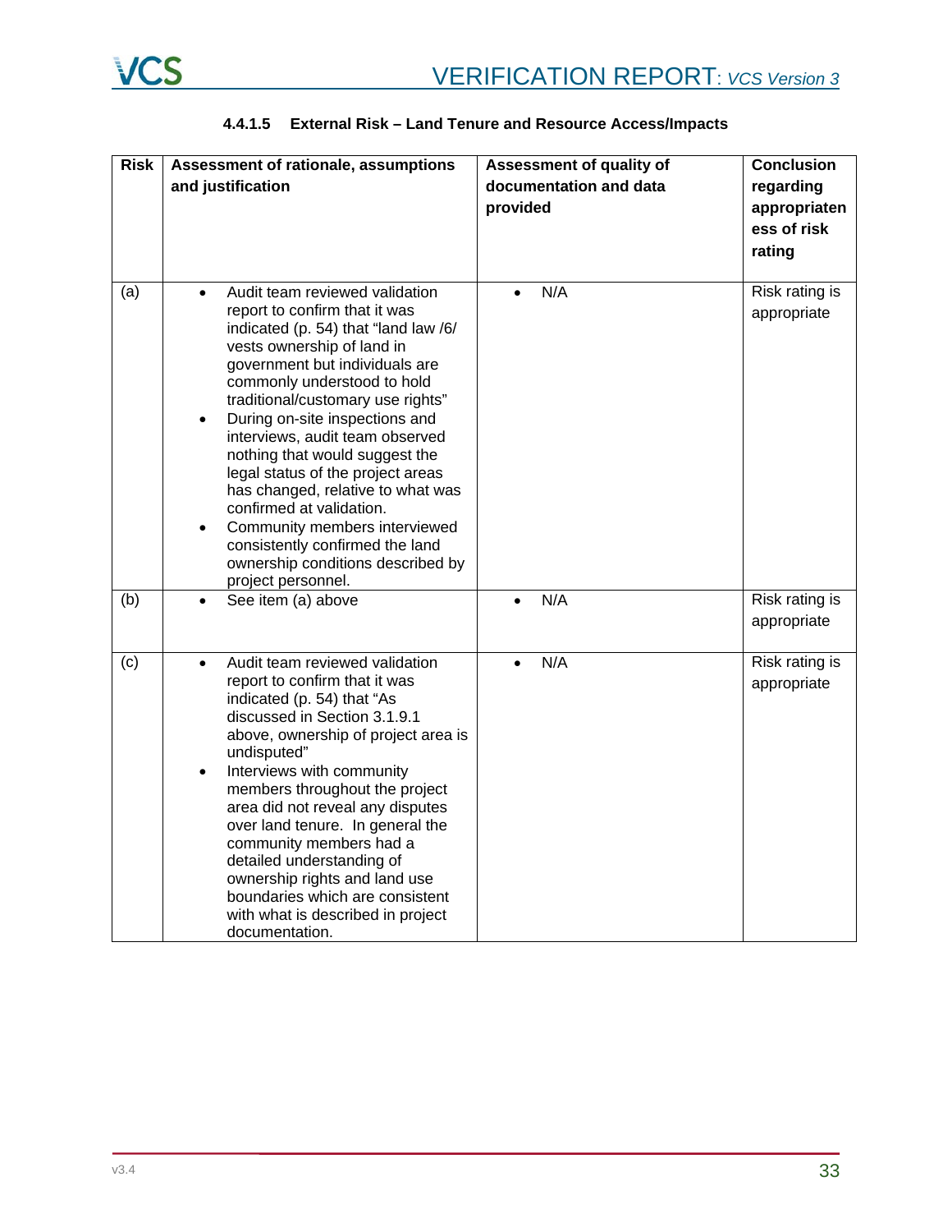#### 4.4.1.5 External Risk – Land Tenure and Resource Access/Impacts

| Risk | Assessment of rationale, assumptions and justification | Assessment of quality of documentation and data provided | Conclusion regarding appropriateness of risk rating |
|---|---|---|---|
| (a) | • Audit team reviewed validation report to confirm that it was indicated (p. 54) that "land law /6/ vests ownership of land in government but individuals are commonly understood to hold traditional/customary use rights"<br>• During on-site inspections and interviews, audit team observed nothing that would suggest the legal status of the project areas has changed, relative to what was confirmed at validation.<br>• Community members interviewed consistently confirmed the land ownership conditions described by project personnel. | • N/A | Risk rating is appropriate |
| (b) | • See item (a) above | • N/A | Risk rating is appropriate |
| (c) | • Audit team reviewed validation report to confirm that it was indicated (p. 54) that "As discussed in Section 3.1.9.1 above, ownership of project area is undisputed"<br>• Interviews with community members throughout the project area did not reveal any disputes over land tenure. In general the community members had a detailed understanding of ownership rights and land use boundaries which are consistent with what is described in project documentation. | • N/A | Risk rating is appropriate |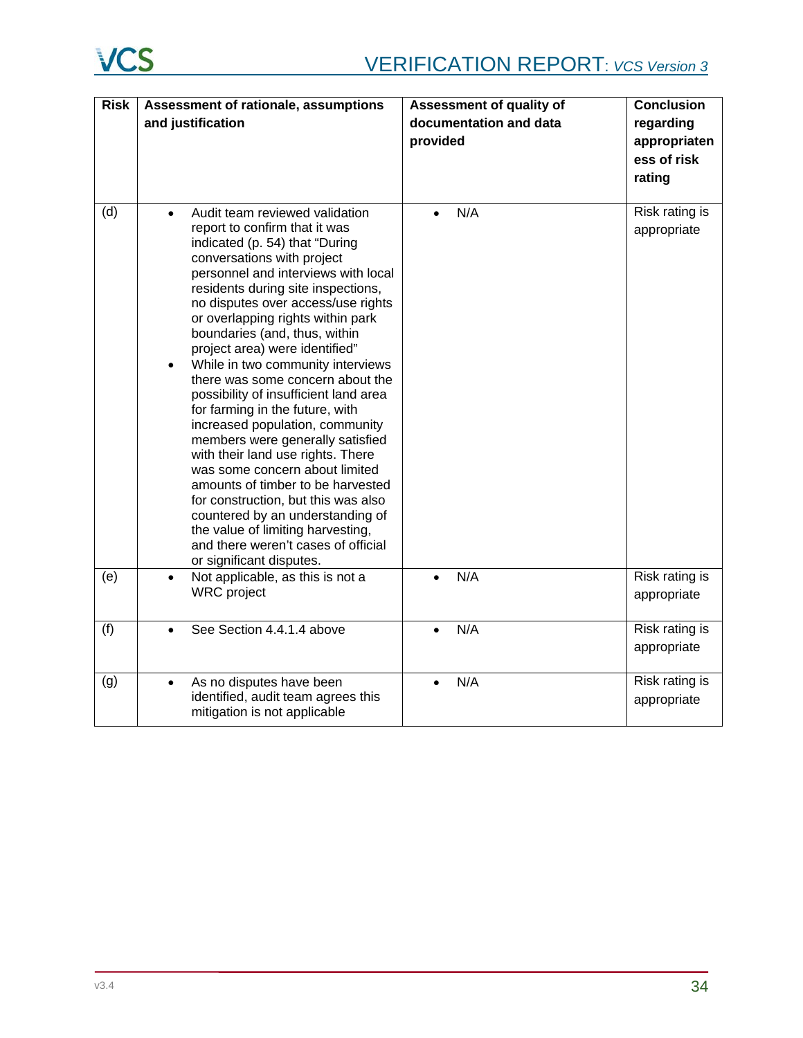| Risk | Assessment of rationale, assumptions and justification | Assessment of quality of documentation and data provided | Conclusion regarding appropriateness of risk rating |
|---|---|---|---|
| (d) | • Audit team reviewed validation report to confirm that it was indicated (p. 54) that "During conversations with project personnel and interviews with local residents during site inspections, no disputes over access/use rights or overlapping rights within park boundaries (and, thus, within project area) were identified"<br>• While in two community interviews there was some concern about the possibility of insufficient land area for farming in the future, with increased population, community members were generally satisfied with their land use rights. There was some concern about limited amounts of timber to be harvested for construction, but this was also countered by an understanding of the value of limiting harvesting, and there weren't cases of official or significant disputes. | • N/A | Risk rating is appropriate |
| (e) | • Not applicable, as this is not a WRC project | • N/A | Risk rating is appropriate |
| (f) | • See Section 4.4.1.4 above | • N/A | Risk rating is appropriate |
| (g) | • As no disputes have been identified, audit team agrees this mitigation is not applicable | • N/A | Risk rating is appropriate |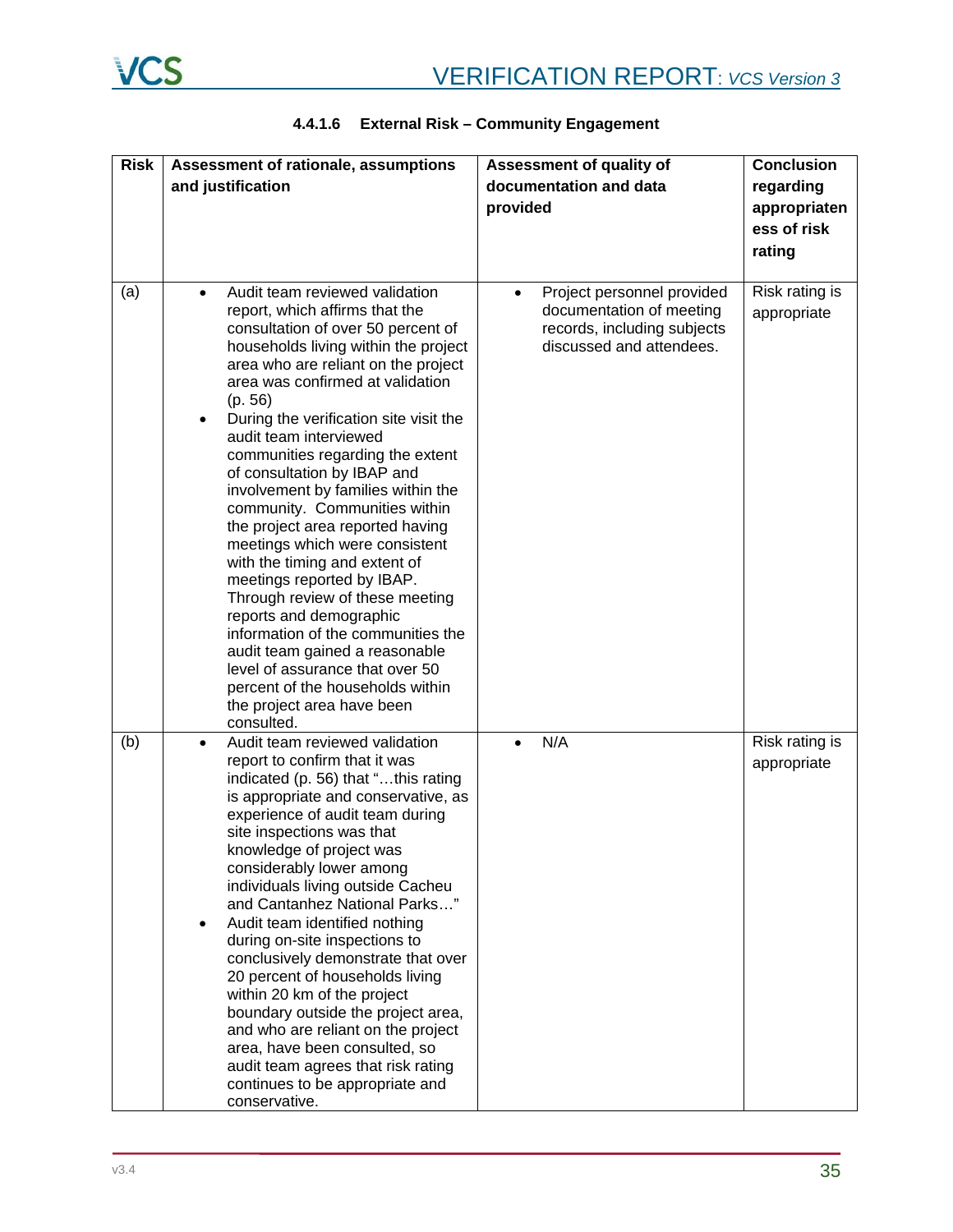#### 4.4.1.6 External Risk – Community Engagement

| Risk | Assessment of rationale, assumptions and justification | Assessment of quality of documentation and data provided | Conclusion regarding appropriateness of risk rating |
|---|---|---|---|
| (a) | • Audit team reviewed validation report, which affirms that the consultation of over 50 percent of households living within the project area who are reliant on the project area was confirmed at validation (p. 56)<br>• During the verification site visit the audit team interviewed communities regarding the extent of consultation by IBAP and involvement by families within the community. Communities within the project area reported having meetings which were consistent with the timing and extent of meetings reported by IBAP. Through review of these meeting reports and demographic information of the communities the audit team gained a reasonable level of assurance that over 50 percent of the households within the project area have been consulted. | • Project personnel provided documentation of meeting records, including subjects discussed and attendees. | Risk rating is appropriate |
| (b) | • Audit team reviewed validation report to confirm that it was indicated (p. 56) that "…this rating is appropriate and conservative, as experience of audit team during site inspections was that knowledge of project was considerably lower among individuals living outside Cacheu and Cantanhez National Parks…"<br>• Audit team identified nothing during on-site inspections to conclusively demonstrate that over 20 percent of households living within 20 km of the project boundary outside the project area, and who are reliant on the project area, have been consulted, so audit team agrees that risk rating continues to be appropriate and conservative. | • N/A | Risk rating is appropriate |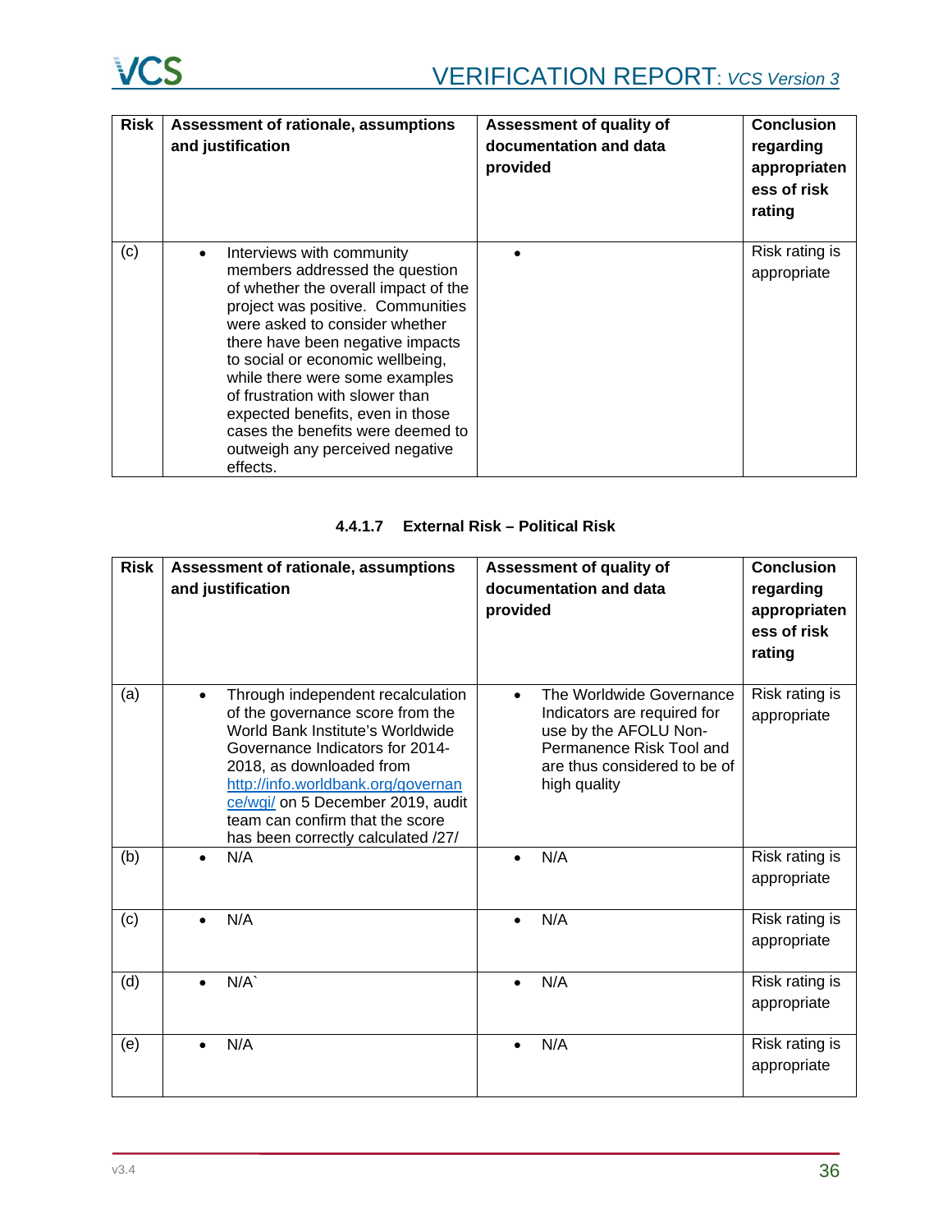| Risk | Assessment of rationale, assumptions and justification | Assessment of quality of documentation and data provided | Conclusion regarding appropriateness of risk rating |
|---|---|---|---|
| (c) | • Interviews with community members addressed the question of whether the overall impact of the project was positive. Communities were asked to consider whether there have been negative impacts to social or economic wellbeing, while there were some examples of frustration with slower than expected benefits, even in those cases the benefits were deemed to outweigh any perceived negative effects. | • | Risk rating is appropriate |

#### 4.4.1.7 External Risk – Political Risk

| Risk | Assessment of rationale, assumptions and justification | Assessment of quality of documentation and data provided | Conclusion regarding appropriateness of risk rating |
|---|---|---|---|
| (a) | • Through independent recalculation of the governance score from the World Bank Institute's Worldwide Governance Indicators for 2014-2018, as downloaded from http://info.worldbank.org/governance/wgi/ on 5 December 2019, audit team can confirm that the score has been correctly calculated /27/ | • The Worldwide Governance Indicators are required for use by the AFOLU Non-Permanence Risk Tool and are thus considered to be of high quality | Risk rating is appropriate |
| (b) | • N/A | • N/A | Risk rating is appropriate |
| (c) | • N/A | • N/A | Risk rating is appropriate |
| (d) | • N/A` | • N/A | Risk rating is appropriate |
| (e) | • N/A | • N/A | Risk rating is appropriate |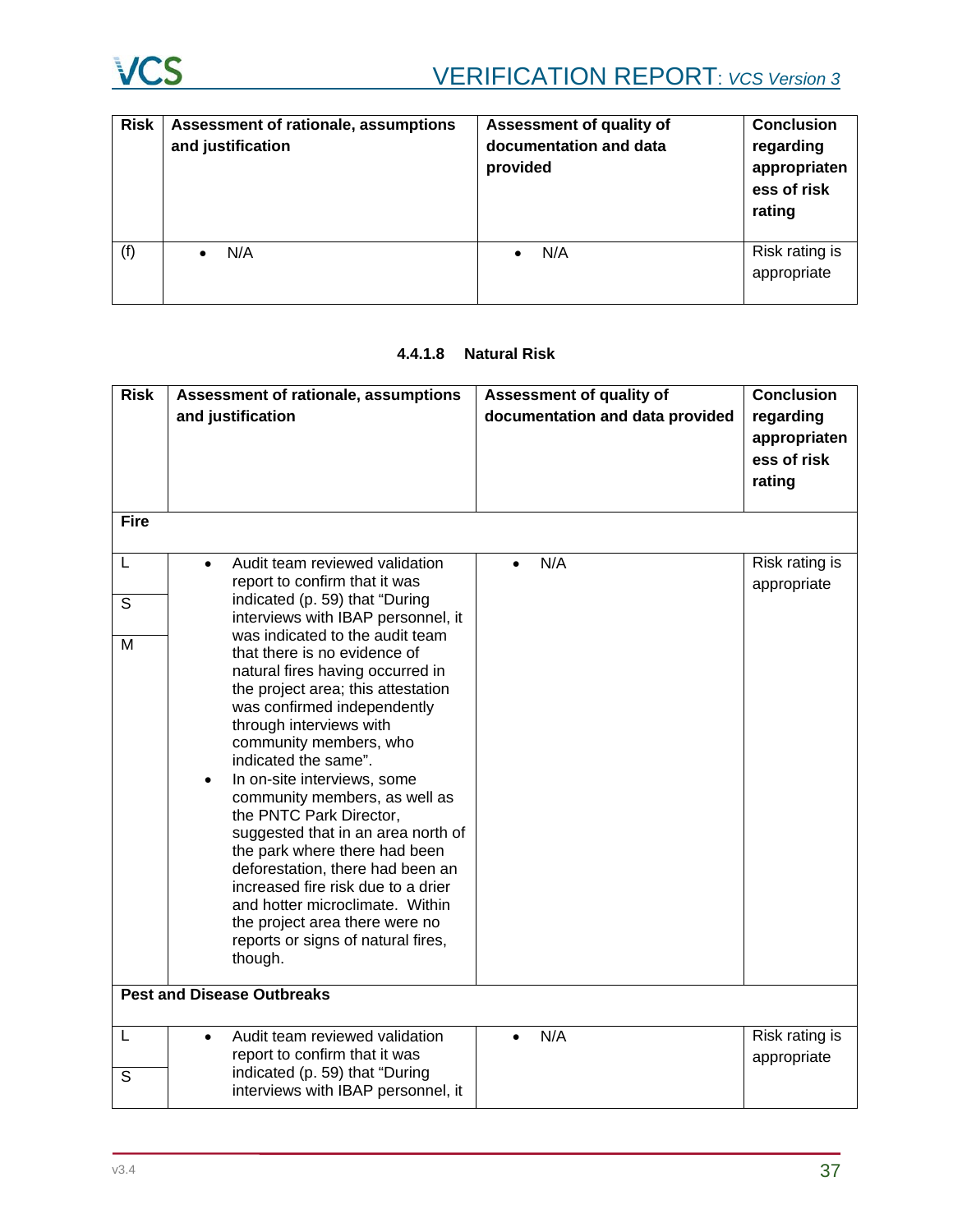| Risk | Assessment of rationale, assumptions and justification | Assessment of quality of documentation and data provided | Conclusion regarding appropriateness of risk rating |
|---|---|---|---|
| (f) | • N/A | • N/A | Risk rating is appropriate |

#### 4.4.1.8 Natural Risk

| Risk | Assessment of rationale, assumptions and justification | Assessment of quality of documentation and data provided | Conclusion regarding appropriateness of risk rating |
|---|---|---|---|
| **Fire** | | | |
| L<br>S<br>M | • Audit team reviewed validation report to confirm that it was indicated (p. 59) that "During interviews with IBAP personnel, it was indicated to the audit team that there is no evidence of natural fires having occurred in the project area; this attestation was confirmed independently through interviews with community members, who indicated the same".<br>• In on-site interviews, some community members, as well as the PNTC Park Director, suggested that in an area north of the park where there had been deforestation, there had been an increased fire risk due to a drier and hotter microclimate. Within the project area there were no reports or signs of natural fires, though. | • N/A | Risk rating is appropriate |
| **Pest and Disease Outbreaks** | | | |
| L<br>S | • Audit team reviewed validation report to confirm that it was indicated (p. 59) that "During interviews with IBAP personnel, it | • N/A | Risk rating is appropriate |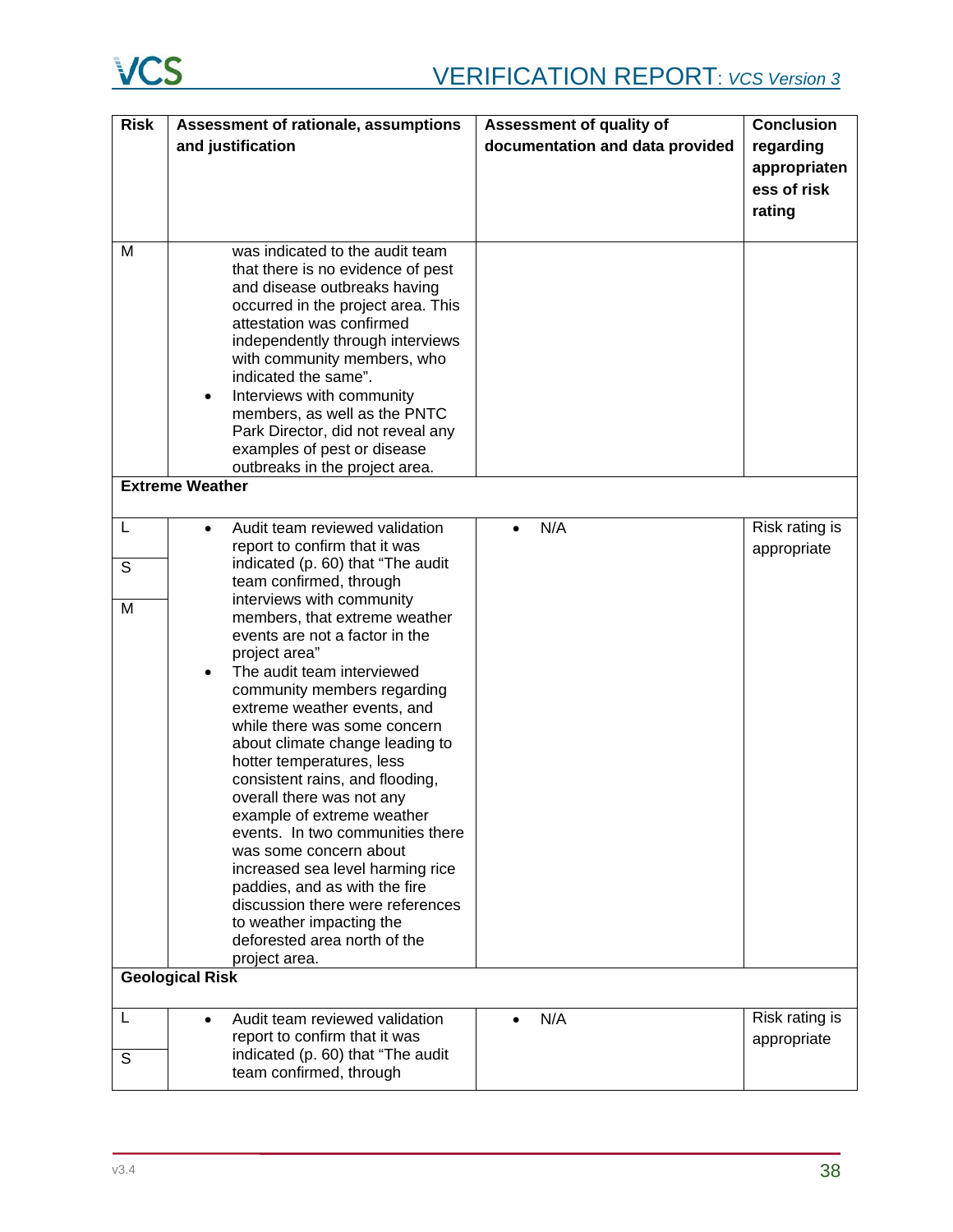| Risk | Assessment of rationale, assumptions and justification | Assessment of quality of documentation and data provided | Conclusion regarding appropriateness of risk rating |
|---|---|---|---|
| M | was indicated to the audit team that there is no evidence of pest and disease outbreaks having occurred in the project area. This attestation was confirmed independently through interviews with community members, who indicated the same".<br>• Interviews with community members, as well as the PNTC Park Director, did not reveal any examples of pest or disease outbreaks in the project area. | | |
| **Extreme Weather** | | | |
| L<br>S<br>M | • Audit team reviewed validation report to confirm that it was indicated (p. 60) that "The audit team confirmed, through interviews with community members, that extreme weather events are not a factor in the project area"<br>• The audit team interviewed community members regarding extreme weather events, and while there was some concern about climate change leading to hotter temperatures, less consistent rains, and flooding, overall there was not any example of extreme weather events. In two communities there was some concern about increased sea level harming rice paddies, and as with the fire discussion there were references to weather impacting the deforested area north of the project area. | • N/A | Risk rating is appropriate |
| **Geological Risk** | | | |
| L<br>S | • Audit team reviewed validation report to confirm that it was indicated (p. 60) that "The audit team confirmed, through | • N/A | Risk rating is appropriate |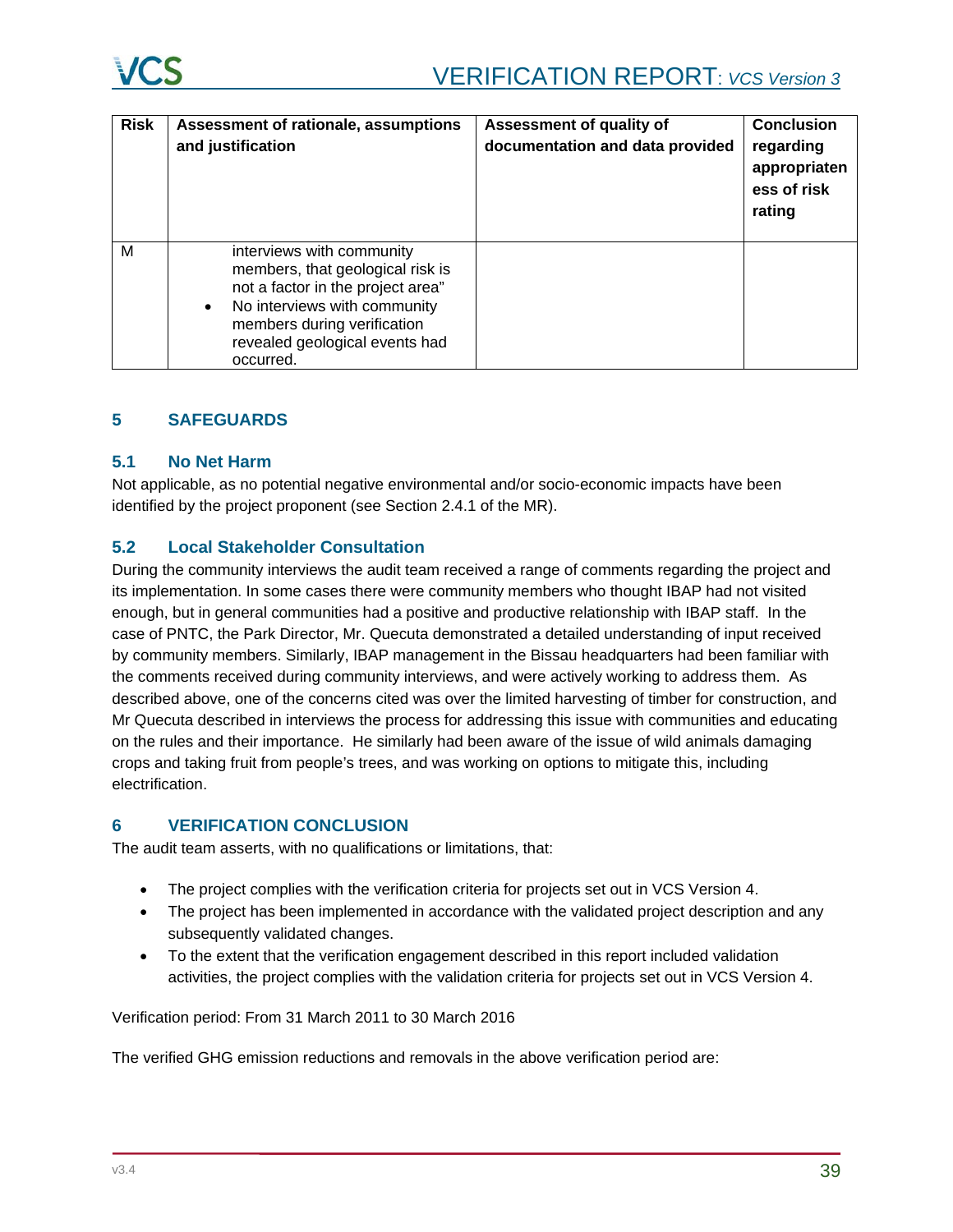| Risk | Assessment of rationale, assumptions and justification | Assessment of quality of documentation and data provided | Conclusion regarding appropriateness of risk rating |
|---|---|---|---|
| M | interviews with community members, that geological risk is not a factor in the project area"<br>• No interviews with community members during verification revealed geological events had occurred. | | |

## 5 SAFEGUARDS

### 5.1 No Net Harm

Not applicable, as no potential negative environmental and/or socio-economic impacts have been identified by the project proponent (see Section 2.4.1 of the MR).

### 5.2 Local Stakeholder Consultation

During the community interviews the audit team received a range of comments regarding the project and its implementation. In some cases there were community members who thought IBAP had not visited enough, but in general communities had a positive and productive relationship with IBAP staff. In the case of PNTC, the Park Director, Mr. Quecuta demonstrated a detailed understanding of input received by community members. Similarly, IBAP management in the Bissau headquarters had been familiar with the comments received during community interviews, and were actively working to address them. As described above, one of the concerns cited was over the limited harvesting of timber for construction, and Mr Quecuta described in interviews the process for addressing this issue with communities and educating on the rules and their importance. He similarly had been aware of the issue of wild animals damaging crops and taking fruit from people's trees, and was working on options to mitigate this, including electrification.

## 6 VERIFICATION CONCLUSION

The audit team asserts, with no qualifications or limitations, that:

- The project complies with the verification criteria for projects set out in VCS Version 4.
- The project has been implemented in accordance with the validated project description and any subsequently validated changes.
- To the extent that the verification engagement described in this report included validation activities, the project complies with the validation criteria for projects set out in VCS Version 4.

Verification period: From 31 March 2011 to 30 March 2016

The verified GHG emission reductions and removals in the above verification period are: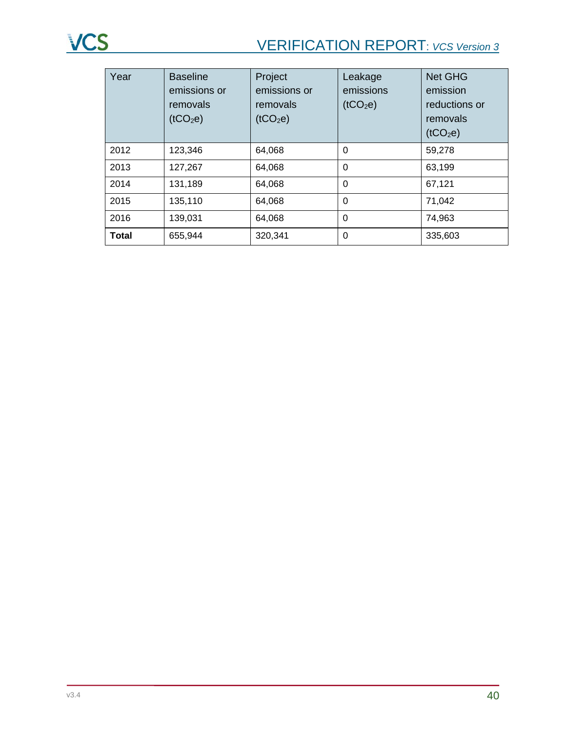| Year | Baseline emissions or removals ($tCO_2e$) | Project emissions or removals ($tCO_2e$) | Leakage emissions ($tCO_2e$) | Net GHG emission reductions or removals ($tCO_2e$) |
|---|---|---|---|---|
| 2012 | 123,346 | 64,068 | 0 | 59,278 |
| 2013 | 127,267 | 64,068 | 0 | 63,199 |
| 2014 | 131,189 | 64,068 | 0 | 67,121 |
| 2015 | 135,110 | 64,068 | 0 | 71,042 |
| 2016 | 139,031 | 64,068 | 0 | 74,963 |
| **Total** | 655,944 | 320,341 | 0 | 335,603 |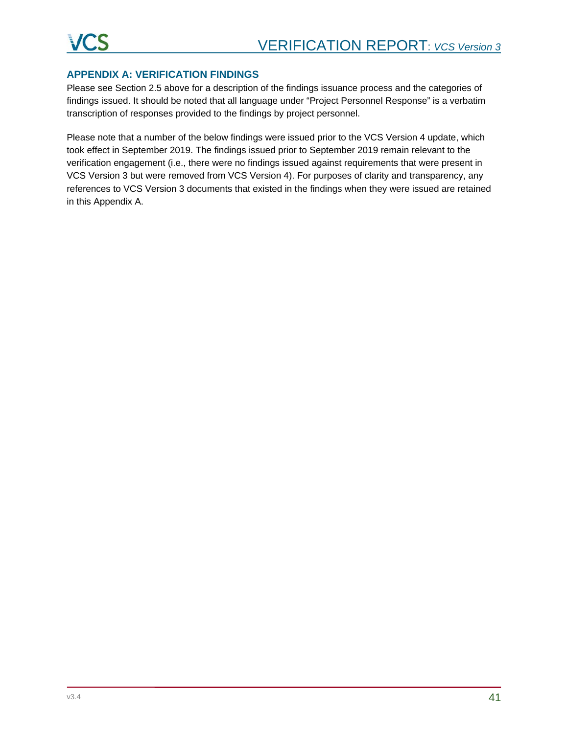## APPENDIX A: VERIFICATION FINDINGS

Please see Section 2.5 above for a description of the findings issuance process and the categories of findings issued. It should be noted that all language under “Project Personnel Response” is a verbatim transcription of responses provided to the findings by project personnel.

Please note that a number of the below findings were issued prior to the VCS Version 4 update, which took effect in September 2019. The findings issued prior to September 2019 remain relevant to the verification engagement (i.e., there were no findings issued against requirements that were present in VCS Version 3 but were removed from VCS Version 4). For purposes of clarity and transparency, any references to VCS Version 3 documents that existed in the findings when they were issued are retained in this Appendix A.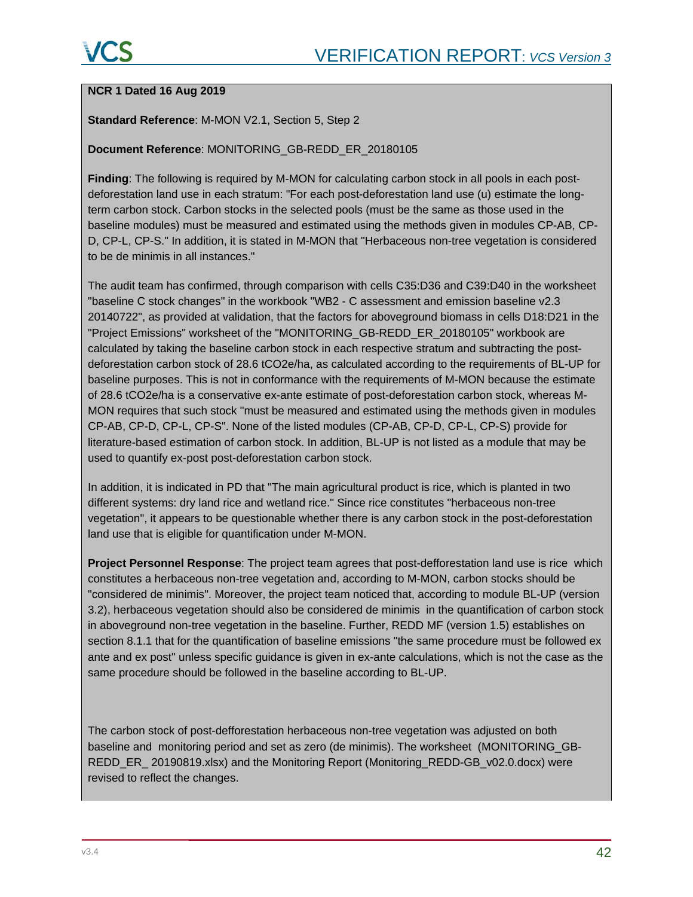**NCR 1 Dated 16 Aug 2019**

**Standard Reference**: M-MON V2.1, Section 5, Step 2

**Document Reference**: MONITORING_GB-REDD_ER_20180105

**Finding**: The following is required by M-MON for calculating carbon stock in all pools in each post-deforestation land use in each stratum: "For each post-deforestation land use (u) estimate the long-term carbon stock. Carbon stocks in the selected pools (must be the same as those used in the baseline modules) must be measured and estimated using the methods given in modules CP-AB, CP-D, CP-L, CP-S." In addition, it is stated in M-MON that "Herbaceous non-tree vegetation is considered to be de minimis in all instances."

The audit team has confirmed, through comparison with cells C35:D36 and C39:D40 in the worksheet "baseline C stock changes" in the workbook "WB2 - C assessment and emission baseline v2.3 20140722", as provided at validation, that the factors for aboveground biomass in cells D18:D21 in the "Project Emissions" worksheet of the "MONITORING_GB-REDD_ER_20180105" workbook are calculated by taking the baseline carbon stock in each respective stratum and subtracting the post-deforestation carbon stock of 28.6 tCO2e/ha, as calculated according to the requirements of BL-UP for baseline purposes. This is not in conformance with the requirements of M-MON because the estimate of 28.6 tCO2e/ha is a conservative ex-ante estimate of post-deforestation carbon stock, whereas M-MON requires that such stock "must be measured and estimated using the methods given in modules CP-AB, CP-D, CP-L, CP-S". None of the listed modules (CP-AB, CP-D, CP-L, CP-S) provide for literature-based estimation of carbon stock. In addition, BL-UP is not listed as a module that may be used to quantify ex-post post-deforestation carbon stock.

In addition, it is indicated in PD that "The main agricultural product is rice, which is planted in two different systems: dry land rice and wetland rice." Since rice constitutes "herbaceous non-tree vegetation", it appears to be questionable whether there is any carbon stock in the post-deforestation land use that is eligible for quantification under M-MON.

**Project Personnel Response**: The project team agrees that post-defforestation land use is rice which constitutes a herbaceous non-tree vegetation and, according to M-MON, carbon stocks should be "considered de minimis". Moreover, the project team noticed that, according to module BL-UP (version 3.2), herbaceous vegetation should also be considered de minimis in the quantification of carbon stock in aboveground non-tree vegetation in the baseline. Further, REDD MF (version 1.5) establishes on section 8.1.1 that for the quantification of baseline emissions "the same procedure must be followed ex ante and ex post" unless specific guidance is given in ex-ante calculations, which is not the case as the same procedure should be followed in the baseline according to BL-UP.

The carbon stock of post-defforestation herbaceous non-tree vegetation was adjusted on both baseline and monitoring period and set as zero (de minimis). The worksheet (MONITORING_GB-REDD_ER_ 20190819.xlsx) and the Monitoring Report (Monitoring_REDD-GB_v02.0.docx) were revised to reflect the changes.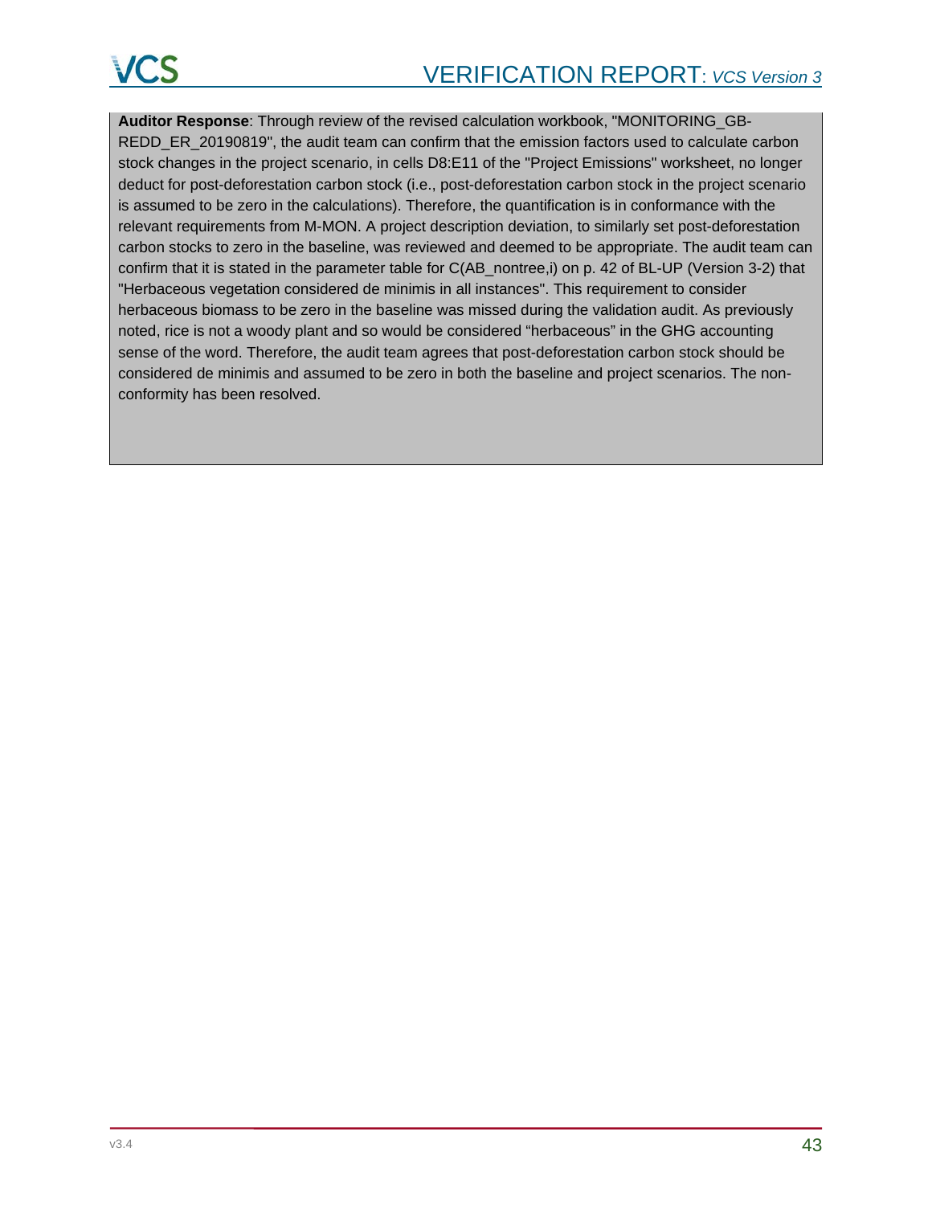**Auditor Response**: Through review of the revised calculation workbook, "MONITORING_GB-REDD_ER_20190819", the audit team can confirm that the emission factors used to calculate carbon stock changes in the project scenario, in cells D8:E11 of the "Project Emissions" worksheet, no longer deduct for post-deforestation carbon stock (i.e., post-deforestation carbon stock in the project scenario is assumed to be zero in the calculations). Therefore, the quantification is in conformance with the relevant requirements from M-MON. A project description deviation, to similarly set post-deforestation carbon stocks to zero in the baseline, was reviewed and deemed to be appropriate. The audit team can confirm that it is stated in the parameter table for C(AB_nontree,i) on p. 42 of BL-UP (Version 3-2) that "Herbaceous vegetation considered de minimis in all instances". This requirement to consider herbaceous biomass to be zero in the baseline was missed during the validation audit. As previously noted, rice is not a woody plant and so would be considered "herbaceous" in the GHG accounting sense of the word. Therefore, the audit team agrees that post-deforestation carbon stock should be considered de minimis and assumed to be zero in both the baseline and project scenarios. The non-conformity has been resolved.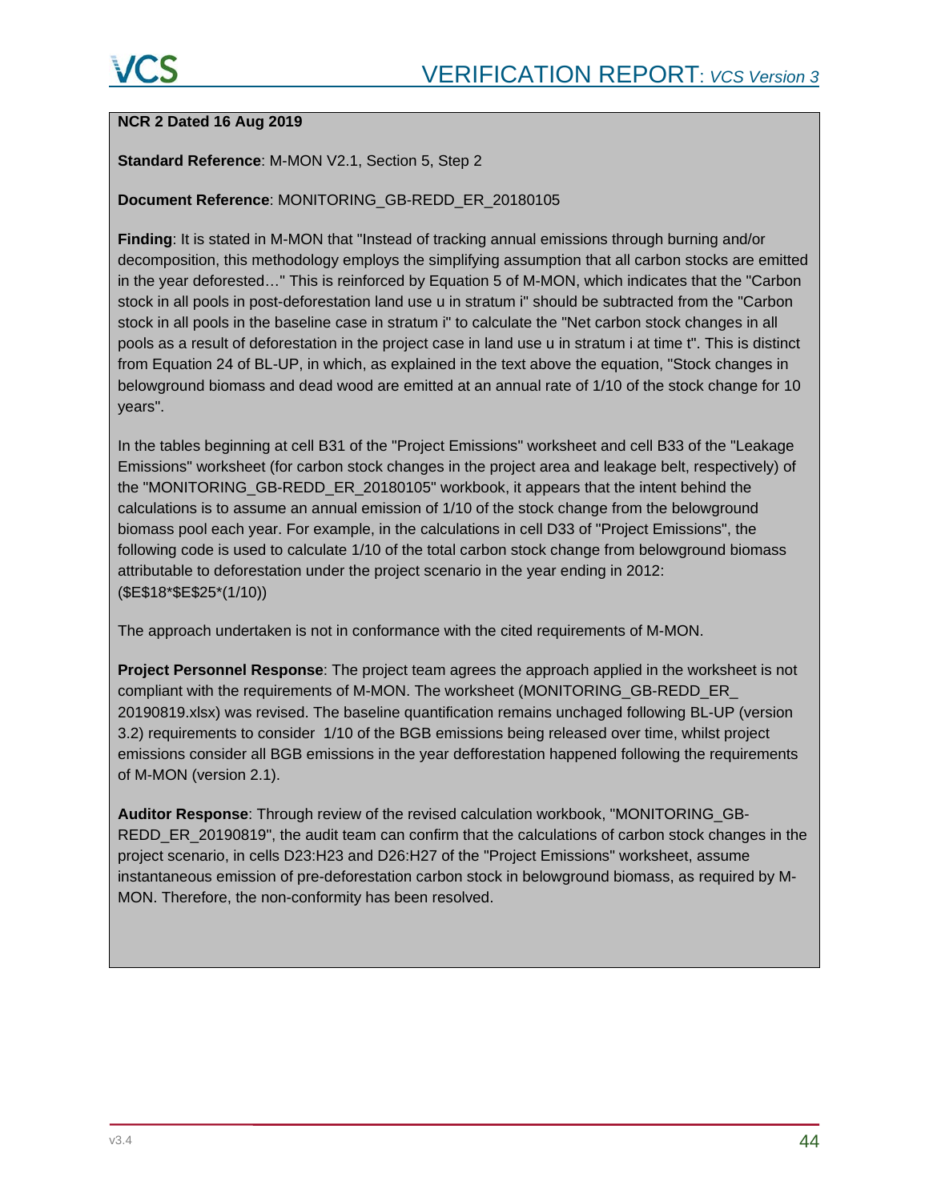**NCR 2 Dated 16 Aug 2019**

**Standard Reference**: M-MON V2.1, Section 5, Step 2

**Document Reference**: MONITORING_GB-REDD_ER_20180105

**Finding**: It is stated in M-MON that "Instead of tracking annual emissions through burning and/or decomposition, this methodology employs the simplifying assumption that all carbon stocks are emitted in the year deforested…" This is reinforced by Equation 5 of M-MON, which indicates that the "Carbon stock in all pools in post-deforestation land use u in stratum i" should be subtracted from the "Carbon stock in all pools in the baseline case in stratum i" to calculate the "Net carbon stock changes in all pools as a result of deforestation in the project case in land use u in stratum i at time t". This is distinct from Equation 24 of BL-UP, in which, as explained in the text above the equation, "Stock changes in belowground biomass and dead wood are emitted at an annual rate of 1/10 of the stock change for 10 years".

In the tables beginning at cell B31 of the "Project Emissions" worksheet and cell B33 of the "Leakage Emissions" worksheet (for carbon stock changes in the project area and leakage belt, respectively) of the "MONITORING_GB-REDD_ER_20180105" workbook, it appears that the intent behind the calculations is to assume an annual emission of 1/10 of the stock change from the belowground biomass pool each year. For example, in the calculations in cell D33 of "Project Emissions", the following code is used to calculate 1/10 of the total carbon stock change from belowground biomass attributable to deforestation under the project scenario in the year ending in 2012: ($E$18*$E$25*(1/10))

The approach undertaken is not in conformance with the cited requirements of M-MON.

**Project Personnel Response**: The project team agrees the approach applied in the worksheet is not compliant with the requirements of M-MON. The worksheet (MONITORING_GB-REDD_ER_ 20190819.xlsx) was revised. The baseline quantification remains unchaged following BL-UP (version 3.2) requirements to consider 1/10 of the BGB emissions being released over time, whilst project emissions consider all BGB emissions in the year defforestation happened following the requirements of M-MON (version 2.1).

**Auditor Response**: Through review of the revised calculation workbook, "MONITORING_GB-REDD_ER_20190819", the audit team can confirm that the calculations of carbon stock changes in the project scenario, in cells D23:H23 and D26:H27 of the "Project Emissions" worksheet, assume instantaneous emission of pre-deforestation carbon stock in belowground biomass, as required by M-MON. Therefore, the non-conformity has been resolved.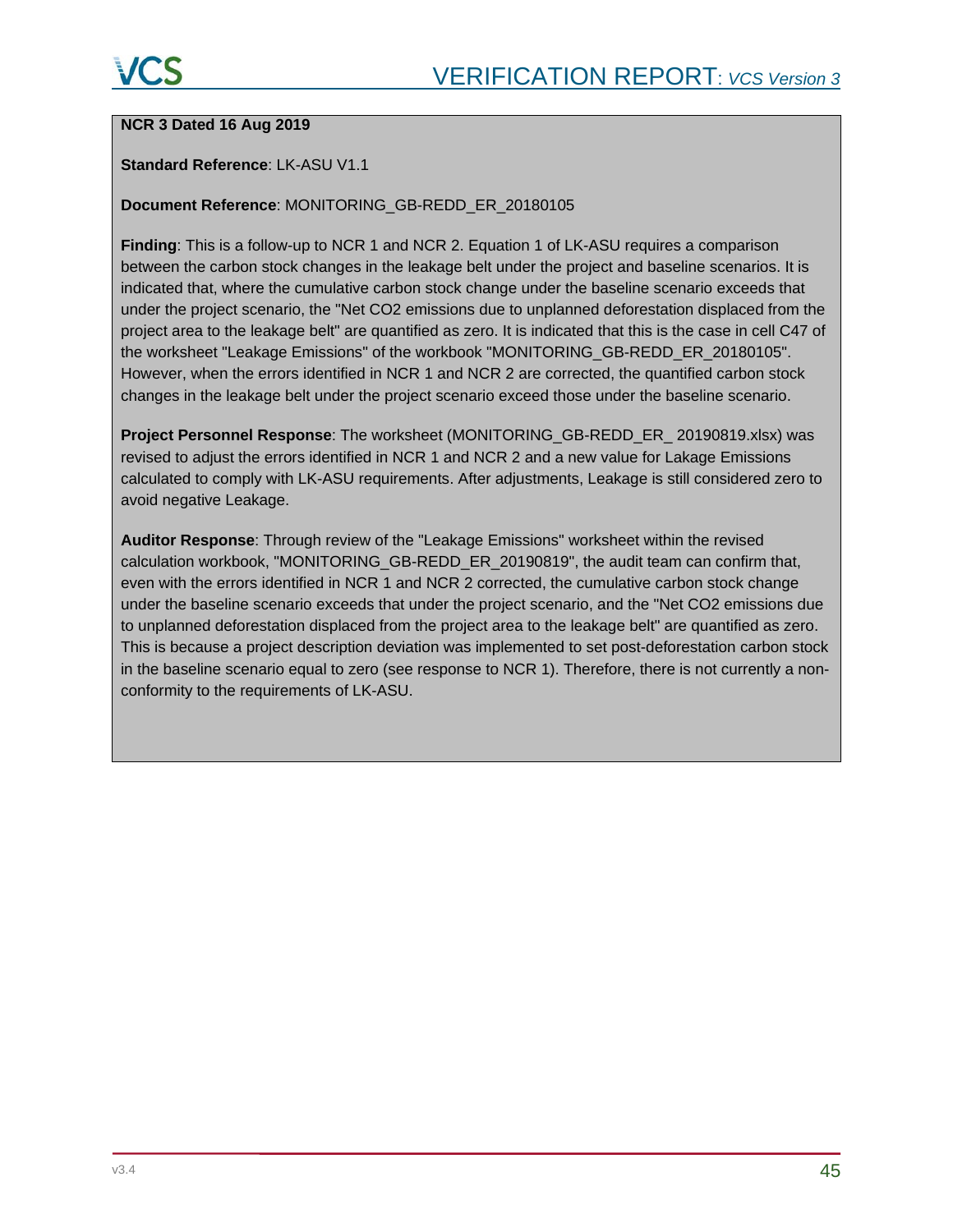**NCR 3 Dated 16 Aug 2019**

**Standard Reference**: LK-ASU V1.1

**Document Reference**: MONITORING_GB-REDD_ER_20180105

**Finding**: This is a follow-up to NCR 1 and NCR 2. Equation 1 of LK-ASU requires a comparison between the carbon stock changes in the leakage belt under the project and baseline scenarios. It is indicated that, where the cumulative carbon stock change under the baseline scenario exceeds that under the project scenario, the "Net CO2 emissions due to unplanned deforestation displaced from the project area to the leakage belt" are quantified as zero. It is indicated that this is the case in cell C47 of the worksheet "Leakage Emissions" of the workbook "MONITORING_GB-REDD_ER_20180105". However, when the errors identified in NCR 1 and NCR 2 are corrected, the quantified carbon stock changes in the leakage belt under the project scenario exceed those under the baseline scenario.

**Project Personnel Response**: The worksheet (MONITORING_GB-REDD_ER_ 20190819.xlsx) was revised to adjust the errors identified in NCR 1 and NCR 2 and a new value for Lakage Emissions calculated to comply with LK-ASU requirements. After adjustments, Leakage is still considered zero to avoid negative Leakage.

**Auditor Response**: Through review of the "Leakage Emissions" worksheet within the revised calculation workbook, "MONITORING_GB-REDD_ER_20190819", the audit team can confirm that, even with the errors identified in NCR 1 and NCR 2 corrected, the cumulative carbon stock change under the baseline scenario exceeds that under the project scenario, and the "Net CO2 emissions due to unplanned deforestation displaced from the project area to the leakage belt" are quantified as zero. This is because a project description deviation was implemented to set post-deforestation carbon stock in the baseline scenario equal to zero (see response to NCR 1). Therefore, there is not currently a non-conformity to the requirements of LK-ASU.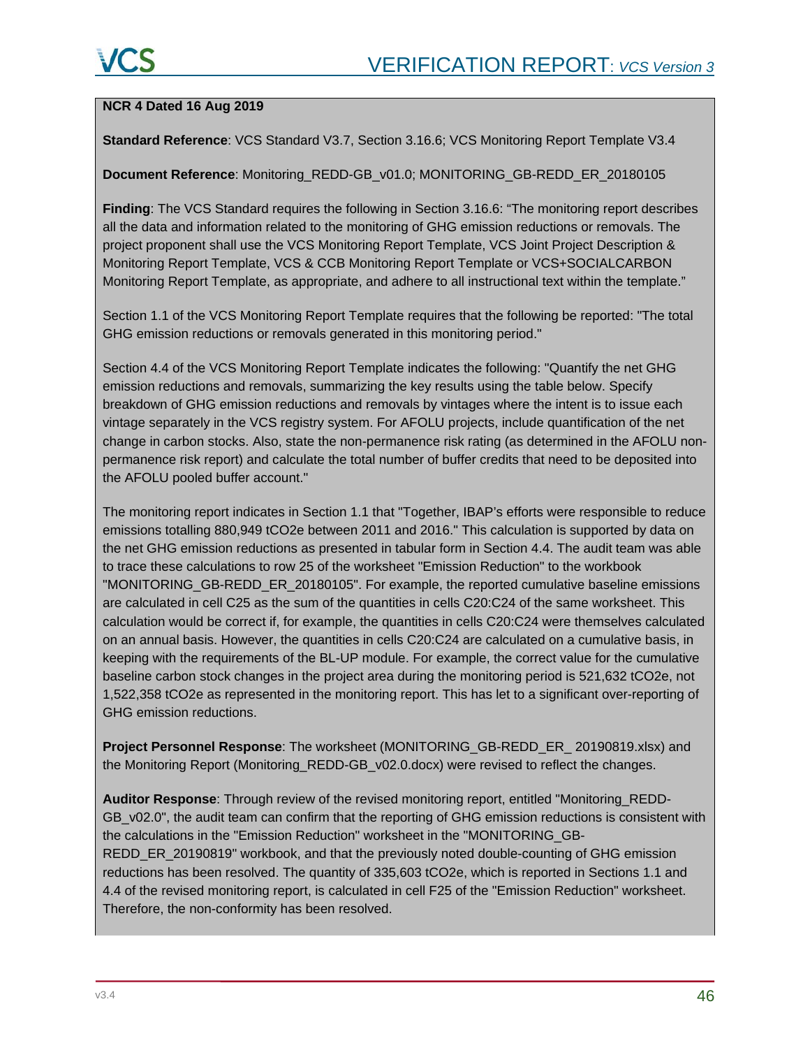**NCR 4 Dated 16 Aug 2019**

**Standard Reference**: VCS Standard V3.7, Section 3.16.6; VCS Monitoring Report Template V3.4

**Document Reference**: Monitoring_REDD-GB_v01.0; MONITORING_GB-REDD_ER_20180105

**Finding**: The VCS Standard requires the following in Section 3.16.6: "The monitoring report describes all the data and information related to the monitoring of GHG emission reductions or removals. The project proponent shall use the VCS Monitoring Report Template, VCS Joint Project Description & Monitoring Report Template, VCS & CCB Monitoring Report Template or VCS+SOCIALCARBON Monitoring Report Template, as appropriate, and adhere to all instructional text within the template."

Section 1.1 of the VCS Monitoring Report Template requires that the following be reported: "The total GHG emission reductions or removals generated in this monitoring period."

Section 4.4 of the VCS Monitoring Report Template indicates the following: "Quantify the net GHG emission reductions and removals, summarizing the key results using the table below. Specify breakdown of GHG emission reductions and removals by vintages where the intent is to issue each vintage separately in the VCS registry system. For AFOLU projects, include quantification of the net change in carbon stocks. Also, state the non-permanence risk rating (as determined in the AFOLU non-permanence risk report) and calculate the total number of buffer credits that need to be deposited into the AFOLU pooled buffer account."

The monitoring report indicates in Section 1.1 that "Together, IBAP's efforts were responsible to reduce emissions totalling 880,949 tCO2e between 2011 and 2016." This calculation is supported by data on the net GHG emission reductions as presented in tabular form in Section 4.4. The audit team was able to trace these calculations to row 25 of the worksheet "Emission Reduction" to the workbook "MONITORING_GB-REDD_ER_20180105". For example, the reported cumulative baseline emissions are calculated in cell C25 as the sum of the quantities in cells C20:C24 of the same worksheet. This calculation would be correct if, for example, the quantities in cells C20:C24 were themselves calculated on an annual basis. However, the quantities in cells C20:C24 are calculated on a cumulative basis, in keeping with the requirements of the BL-UP module. For example, the correct value for the cumulative baseline carbon stock changes in the project area during the monitoring period is 521,632 tCO2e, not 1,522,358 tCO2e as represented in the monitoring report. This has let to a significant over-reporting of GHG emission reductions.

**Project Personnel Response**: The worksheet (MONITORING_GB-REDD_ER_ 20190819.xlsx) and the Monitoring Report (Monitoring_REDD-GB_v02.0.docx) were revised to reflect the changes.

**Auditor Response**: Through review of the revised monitoring report, entitled "Monitoring_REDD-GB_v02.0", the audit team can confirm that the reporting of GHG emission reductions is consistent with the calculations in the "Emission Reduction" worksheet in the "MONITORING_GB-REDD_ER_20190819" workbook, and that the previously noted double-counting of GHG emission reductions has been resolved. The quantity of 335,603 tCO2e, which is reported in Sections 1.1 and 4.4 of the revised monitoring report, is calculated in cell F25 of the "Emission Reduction" worksheet. Therefore, the non-conformity has been resolved.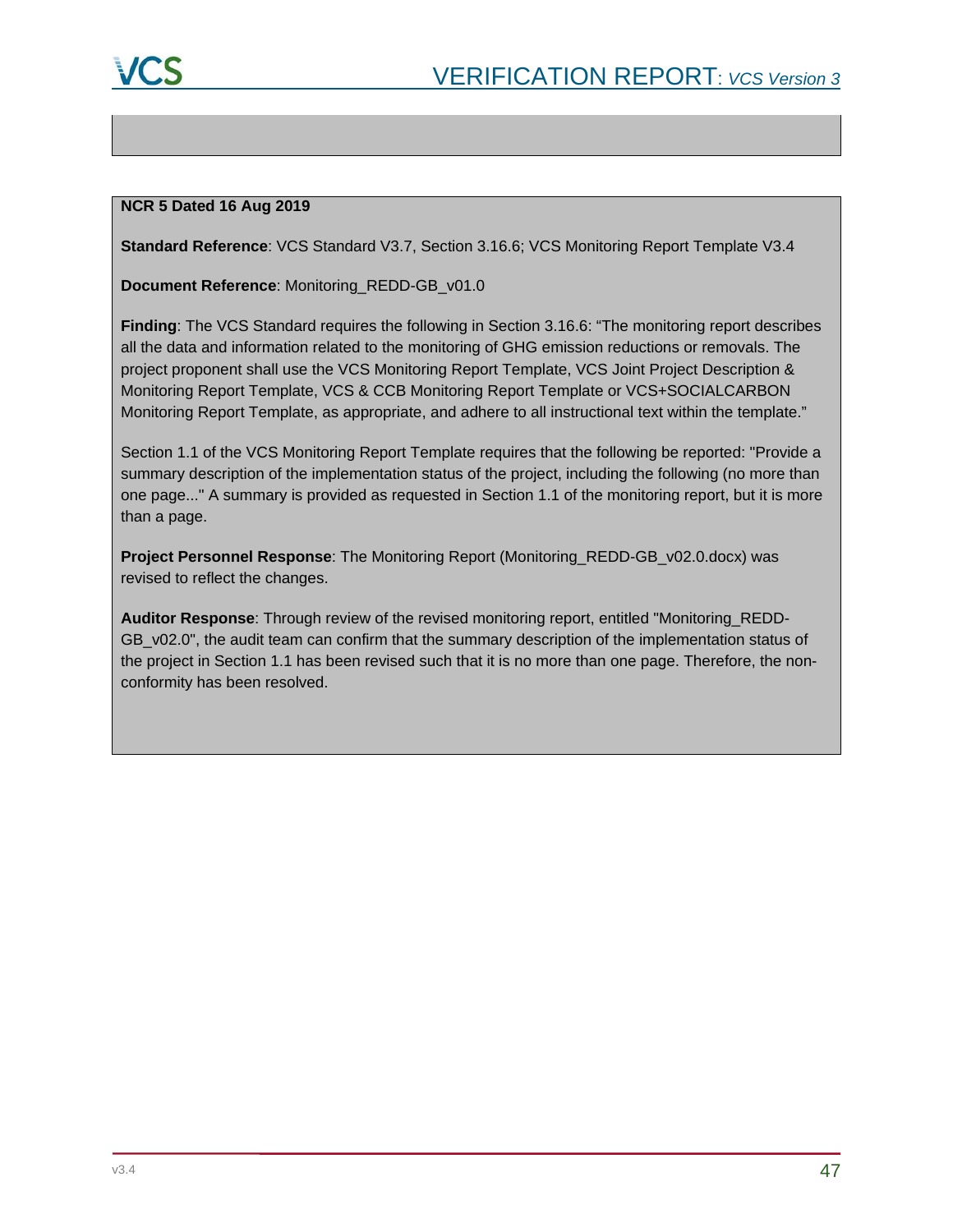**NCR 5 Dated 16 Aug 2019**

**Standard Reference**: VCS Standard V3.7, Section 3.16.6; VCS Monitoring Report Template V3.4

**Document Reference**: Monitoring_REDD-GB_v01.0

**Finding**: The VCS Standard requires the following in Section 3.16.6: "The monitoring report describes all the data and information related to the monitoring of GHG emission reductions or removals. The project proponent shall use the VCS Monitoring Report Template, VCS Joint Project Description & Monitoring Report Template, VCS & CCB Monitoring Report Template or VCS+SOCIALCARBON Monitoring Report Template, as appropriate, and adhere to all instructional text within the template."

Section 1.1 of the VCS Monitoring Report Template requires that the following be reported: "Provide a summary description of the implementation status of the project, including the following (no more than one page..." A summary is provided as requested in Section 1.1 of the monitoring report, but it is more than a page.

**Project Personnel Response**: The Monitoring Report (Monitoring_REDD-GB_v02.0.docx) was revised to reflect the changes.

**Auditor Response**: Through review of the revised monitoring report, entitled "Monitoring_REDD-GB_v02.0", the audit team can confirm that the summary description of the implementation status of the project in Section 1.1 has been revised such that it is no more than one page. Therefore, the non-conformity has been resolved.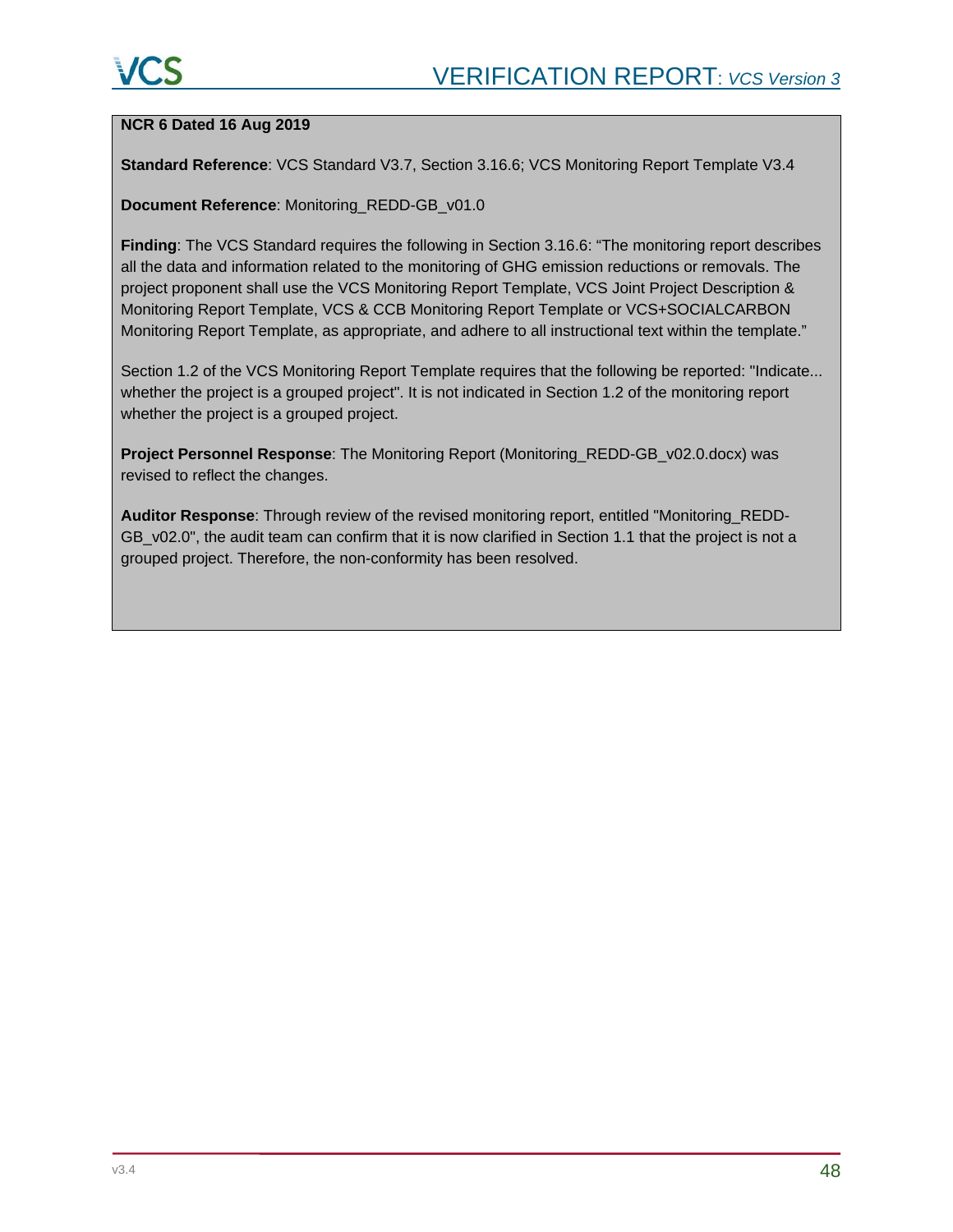**NCR 6 Dated 16 Aug 2019**

**Standard Reference**: VCS Standard V3.7, Section 3.16.6; VCS Monitoring Report Template V3.4

**Document Reference**: Monitoring_REDD-GB_v01.0

**Finding**: The VCS Standard requires the following in Section 3.16.6: "The monitoring report describes all the data and information related to the monitoring of GHG emission reductions or removals. The project proponent shall use the VCS Monitoring Report Template, VCS Joint Project Description & Monitoring Report Template, VCS & CCB Monitoring Report Template or VCS+SOCIALCARBON Monitoring Report Template, as appropriate, and adhere to all instructional text within the template."

Section 1.2 of the VCS Monitoring Report Template requires that the following be reported: "Indicate... whether the project is a grouped project". It is not indicated in Section 1.2 of the monitoring report whether the project is a grouped project.

**Project Personnel Response**: The Monitoring Report (Monitoring_REDD-GB_v02.0.docx) was revised to reflect the changes.

**Auditor Response**: Through review of the revised monitoring report, entitled "Monitoring_REDD-GB_v02.0", the audit team can confirm that it is now clarified in Section 1.1 that the project is not a grouped project. Therefore, the non-conformity has been resolved.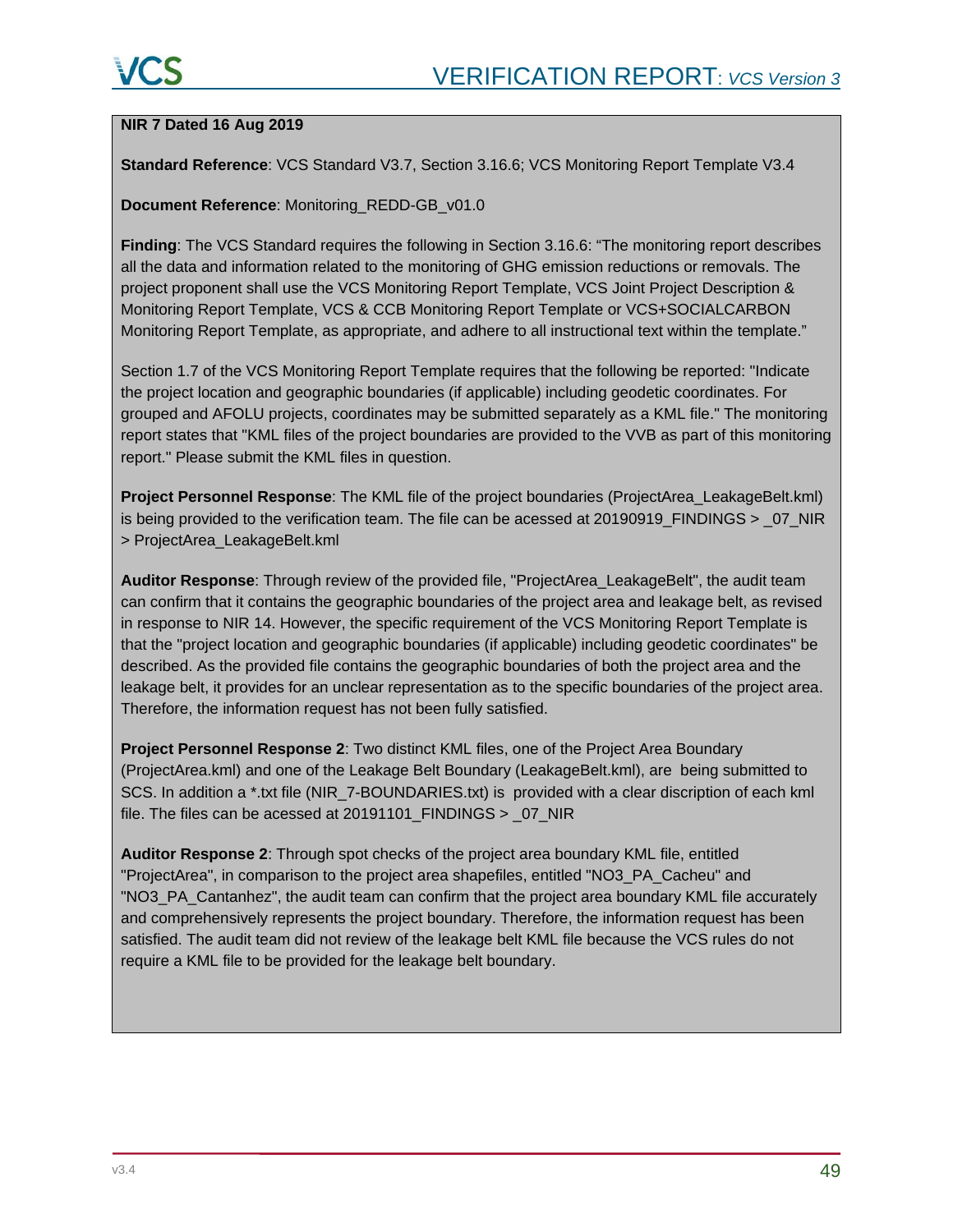**NIR 7 Dated 16 Aug 2019**

**Standard Reference**: VCS Standard V3.7, Section 3.16.6; VCS Monitoring Report Template V3.4

**Document Reference**: Monitoring_REDD-GB_v01.0

**Finding**: The VCS Standard requires the following in Section 3.16.6: “The monitoring report describes all the data and information related to the monitoring of GHG emission reductions or removals. The project proponent shall use the VCS Monitoring Report Template, VCS Joint Project Description & Monitoring Report Template, VCS & CCB Monitoring Report Template or VCS+SOCIALCARBON Monitoring Report Template, as appropriate, and adhere to all instructional text within the template.”

Section 1.7 of the VCS Monitoring Report Template requires that the following be reported: "Indicate the project location and geographic boundaries (if applicable) including geodetic coordinates. For grouped and AFOLU projects, coordinates may be submitted separately as a KML file." The monitoring report states that "KML files of the project boundaries are provided to the VVB as part of this monitoring report." Please submit the KML files in question.

**Project Personnel Response**: The KML file of the project boundaries (ProjectArea_LeakageBelt.kml) is being provided to the verification team. The file can be acessed at 20190919_FINDINGS > _07_NIR > ProjectArea_LeakageBelt.kml

**Auditor Response**: Through review of the provided file, "ProjectArea_LeakageBelt", the audit team can confirm that it contains the geographic boundaries of the project area and leakage belt, as revised in response to NIR 14. However, the specific requirement of the VCS Monitoring Report Template is that the "project location and geographic boundaries (if applicable) including geodetic coordinates" be described. As the provided file contains the geographic boundaries of both the project area and the leakage belt, it provides for an unclear representation as to the specific boundaries of the project area. Therefore, the information request has not been fully satisfied.

**Project Personnel Response 2**: Two distinct KML files, one of the Project Area Boundary (ProjectArea.kml) and one of the Leakage Belt Boundary (LeakageBelt.kml), are being submitted to SCS. In addition a *.txt file (NIR_7-BOUNDARIES.txt) is provided with a clear discription of each kml file. The files can be acessed at 20191101_FINDINGS > _07_NIR

**Auditor Response 2**: Through spot checks of the project area boundary KML file, entitled "ProjectArea", in comparison to the project area shapefiles, entitled "NO3_PA_Cacheu" and "NO3_PA_Cantanhez", the audit team can confirm that the project area boundary KML file accurately and comprehensively represents the project boundary. Therefore, the information request has been satisfied. The audit team did not review of the leakage belt KML file because the VCS rules do not require a KML file to be provided for the leakage belt boundary.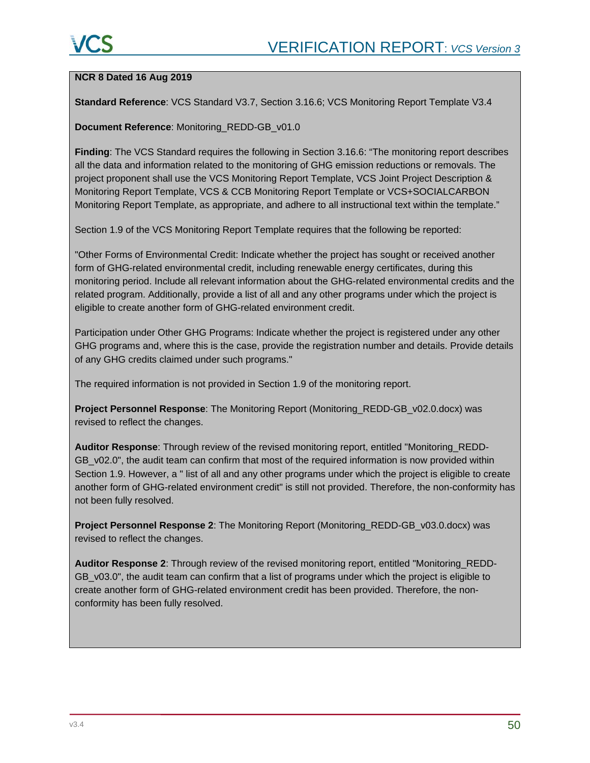**NCR 8 Dated 16 Aug 2019**

**Standard Reference**: VCS Standard V3.7, Section 3.16.6; VCS Monitoring Report Template V3.4

**Document Reference**: Monitoring_REDD-GB_v01.0

**Finding**: The VCS Standard requires the following in Section 3.16.6: "The monitoring report describes all the data and information related to the monitoring of GHG emission reductions or removals. The project proponent shall use the VCS Monitoring Report Template, VCS Joint Project Description & Monitoring Report Template, VCS & CCB Monitoring Report Template or VCS+SOCIALCARBON Monitoring Report Template, as appropriate, and adhere to all instructional text within the template."

Section 1.9 of the VCS Monitoring Report Template requires that the following be reported:

"Other Forms of Environmental Credit: Indicate whether the project has sought or received another form of GHG-related environmental credit, including renewable energy certificates, during this monitoring period. Include all relevant information about the GHG-related environmental credits and the related program. Additionally, provide a list of all and any other programs under which the project is eligible to create another form of GHG-related environment credit.

Participation under Other GHG Programs: Indicate whether the project is registered under any other GHG programs and, where this is the case, provide the registration number and details. Provide details of any GHG credits claimed under such programs."

The required information is not provided in Section 1.9 of the monitoring report.

**Project Personnel Response**: The Monitoring Report (Monitoring_REDD-GB_v02.0.docx) was revised to reflect the changes.

**Auditor Response**: Through review of the revised monitoring report, entitled "Monitoring_REDD-GB_v02.0", the audit team can confirm that most of the required information is now provided within Section 1.9. However, a " list of all and any other programs under which the project is eligible to create another form of GHG-related environment credit" is still not provided. Therefore, the non-conformity has not been fully resolved.

**Project Personnel Response 2**: The Monitoring Report (Monitoring_REDD-GB_v03.0.docx) was revised to reflect the changes.

**Auditor Response 2**: Through review of the revised monitoring report, entitled "Monitoring_REDD-GB_v03.0", the audit team can confirm that a list of programs under which the project is eligible to create another form of GHG-related environment credit has been provided. Therefore, the non-conformity has been fully resolved.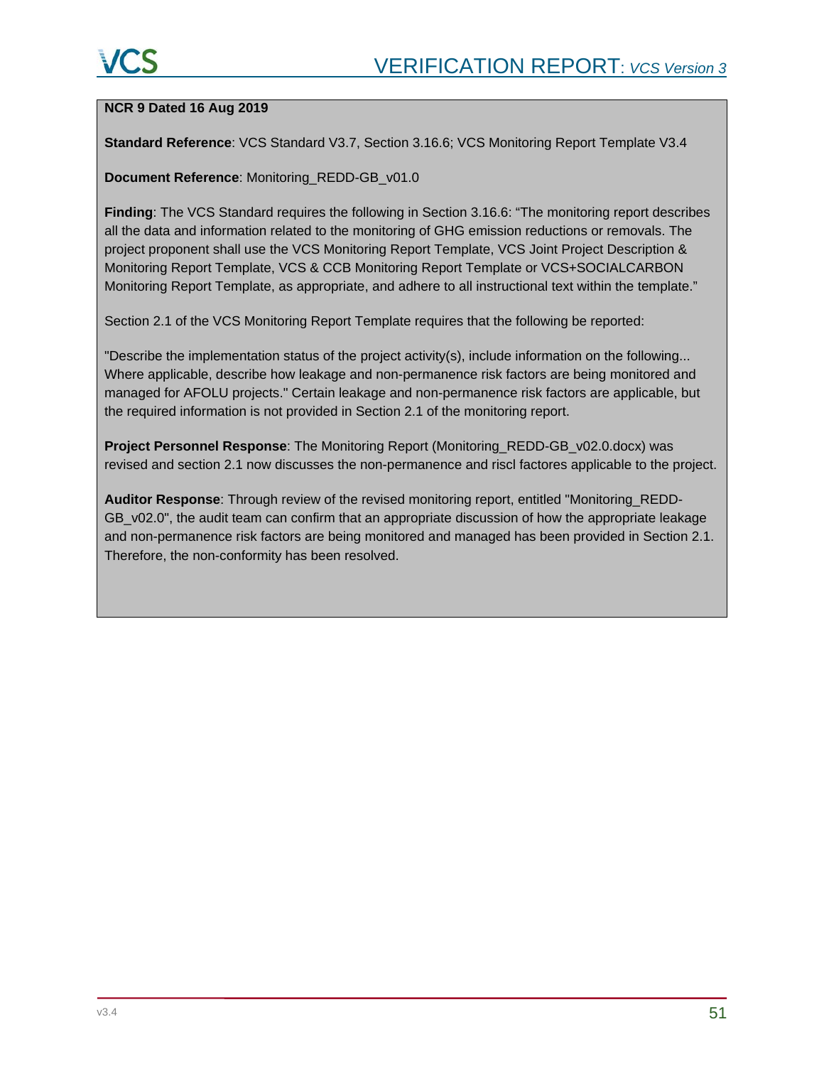**NCR 9 Dated 16 Aug 2019**

**Standard Reference**: VCS Standard V3.7, Section 3.16.6; VCS Monitoring Report Template V3.4

**Document Reference**: Monitoring_REDD-GB_v01.0

**Finding**: The VCS Standard requires the following in Section 3.16.6: "The monitoring report describes all the data and information related to the monitoring of GHG emission reductions or removals. The project proponent shall use the VCS Monitoring Report Template, VCS Joint Project Description & Monitoring Report Template, VCS & CCB Monitoring Report Template or VCS+SOCIALCARBON Monitoring Report Template, as appropriate, and adhere to all instructional text within the template."

Section 2.1 of the VCS Monitoring Report Template requires that the following be reported:

"Describe the implementation status of the project activity(s), include information on the following... Where applicable, describe how leakage and non-permanence risk factors are being monitored and managed for AFOLU projects." Certain leakage and non-permanence risk factors are applicable, but the required information is not provided in Section 2.1 of the monitoring report.

**Project Personnel Response**: The Monitoring Report (Monitoring_REDD-GB_v02.0.docx) was revised and section 2.1 now discusses the non-permanence and riscl factores applicable to the project.

**Auditor Response**: Through review of the revised monitoring report, entitled "Monitoring_REDD-GB_v02.0", the audit team can confirm that an appropriate discussion of how the appropriate leakage and non-permanence risk factors are being monitored and managed has been provided in Section 2.1. Therefore, the non-conformity has been resolved.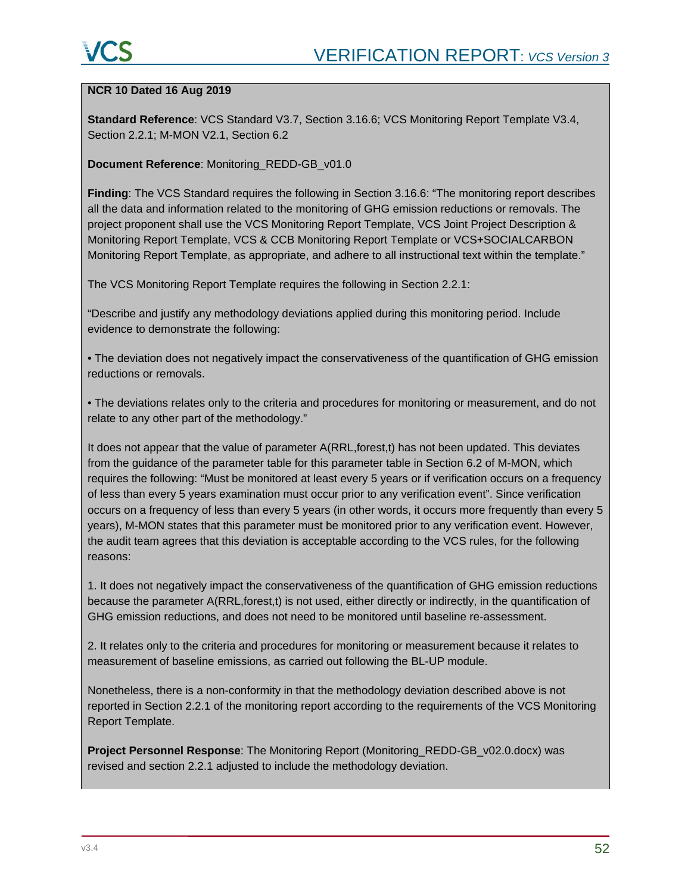**NCR 10 Dated 16 Aug 2019**

**Standard Reference**: VCS Standard V3.7, Section 3.16.6; VCS Monitoring Report Template V3.4, Section 2.2.1; M-MON V2.1, Section 6.2

**Document Reference**: Monitoring_REDD-GB_v01.0

**Finding**: The VCS Standard requires the following in Section 3.16.6: "The monitoring report describes all the data and information related to the monitoring of GHG emission reductions or removals. The project proponent shall use the VCS Monitoring Report Template, VCS Joint Project Description & Monitoring Report Template, VCS & CCB Monitoring Report Template or VCS+SOCIALCARBON Monitoring Report Template, as appropriate, and adhere to all instructional text within the template."

The VCS Monitoring Report Template requires the following in Section 2.2.1:

"Describe and justify any methodology deviations applied during this monitoring period. Include evidence to demonstrate the following:

• The deviation does not negatively impact the conservativeness of the quantification of GHG emission reductions or removals.

• The deviations relates only to the criteria and procedures for monitoring or measurement, and do not relate to any other part of the methodology."

It does not appear that the value of parameter A(RRL,forest,t) has not been updated. This deviates from the guidance of the parameter table for this parameter table in Section 6.2 of M-MON, which requires the following: "Must be monitored at least every 5 years or if verification occurs on a frequency of less than every 5 years examination must occur prior to any verification event". Since verification occurs on a frequency of less than every 5 years (in other words, it occurs more frequently than every 5 years), M-MON states that this parameter must be monitored prior to any verification event. However, the audit team agrees that this deviation is acceptable according to the VCS rules, for the following reasons:

1. It does not negatively impact the conservativeness of the quantification of GHG emission reductions because the parameter A(RRL,forest,t) is not used, either directly or indirectly, in the quantification of GHG emission reductions, and does not need to be monitored until baseline re-assessment.

2. It relates only to the criteria and procedures for monitoring or measurement because it relates to measurement of baseline emissions, as carried out following the BL-UP module.

Nonetheless, there is a non-conformity in that the methodology deviation described above is not reported in Section 2.2.1 of the monitoring report according to the requirements of the VCS Monitoring Report Template.

**Project Personnel Response**: The Monitoring Report (Monitoring_REDD-GB_v02.0.docx) was revised and section 2.2.1 adjusted to include the methodology deviation.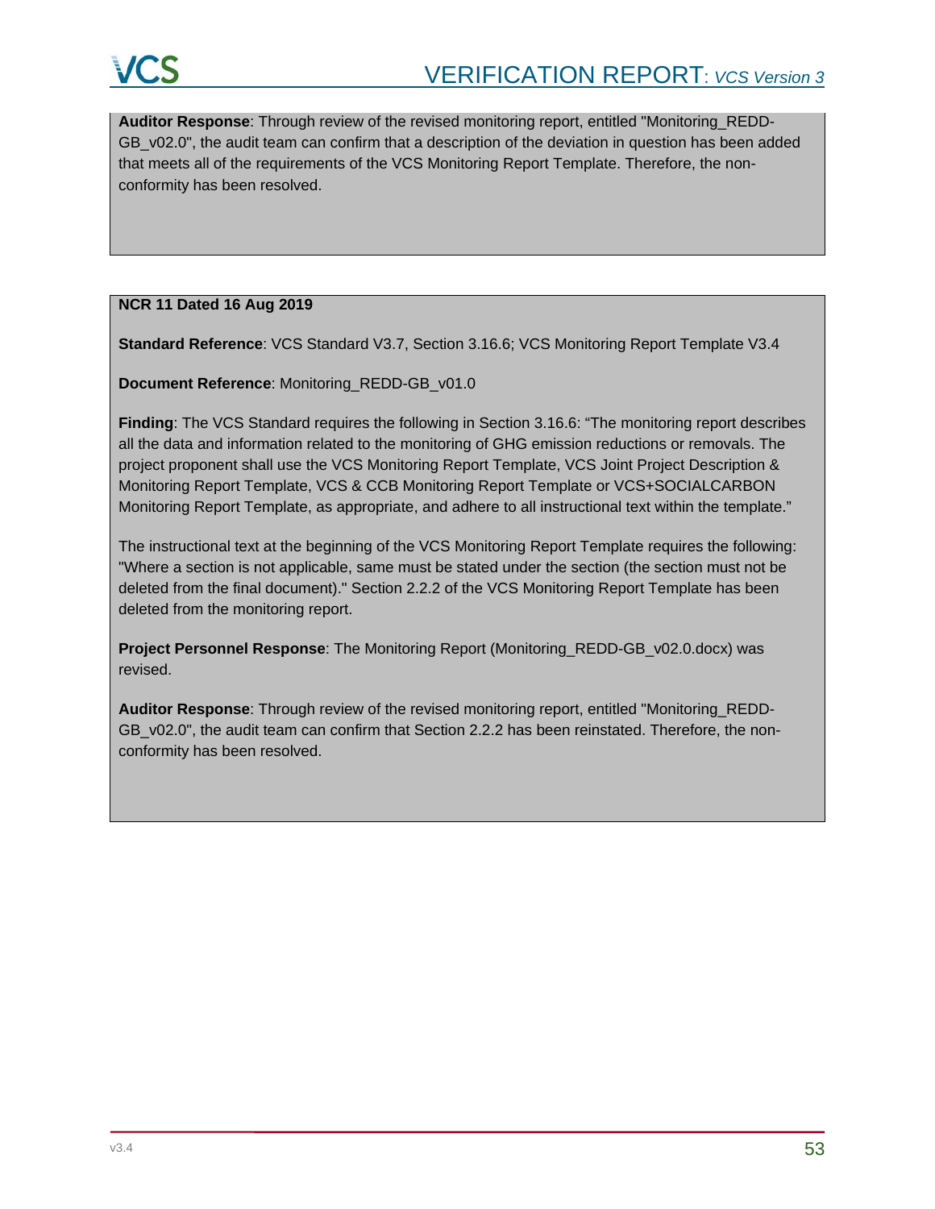**Auditor Response**: Through review of the revised monitoring report, entitled "Monitoring_REDD-GB_v02.0", the audit team can confirm that a description of the deviation in question has been added that meets all of the requirements of the VCS Monitoring Report Template. Therefore, the non-conformity has been resolved.

**NCR 11 Dated 16 Aug 2019**

**Standard Reference**: VCS Standard V3.7, Section 3.16.6; VCS Monitoring Report Template V3.4

**Document Reference**: Monitoring_REDD-GB_v01.0

**Finding**: The VCS Standard requires the following in Section 3.16.6: "The monitoring report describes all the data and information related to the monitoring of GHG emission reductions or removals. The project proponent shall use the VCS Monitoring Report Template, VCS Joint Project Description & Monitoring Report Template, VCS & CCB Monitoring Report Template or VCS+SOCIALCARBON Monitoring Report Template, as appropriate, and adhere to all instructional text within the template."

The instructional text at the beginning of the VCS Monitoring Report Template requires the following: "Where a section is not applicable, same must be stated under the section (the section must not be deleted from the final document)." Section 2.2.2 of the VCS Monitoring Report Template has been deleted from the monitoring report.

**Project Personnel Response**: The Monitoring Report (Monitoring_REDD-GB_v02.0.docx) was revised.

**Auditor Response**: Through review of the revised monitoring report, entitled "Monitoring_REDD-GB_v02.0", the audit team can confirm that Section 2.2.2 has been reinstated. Therefore, the non-conformity has been resolved.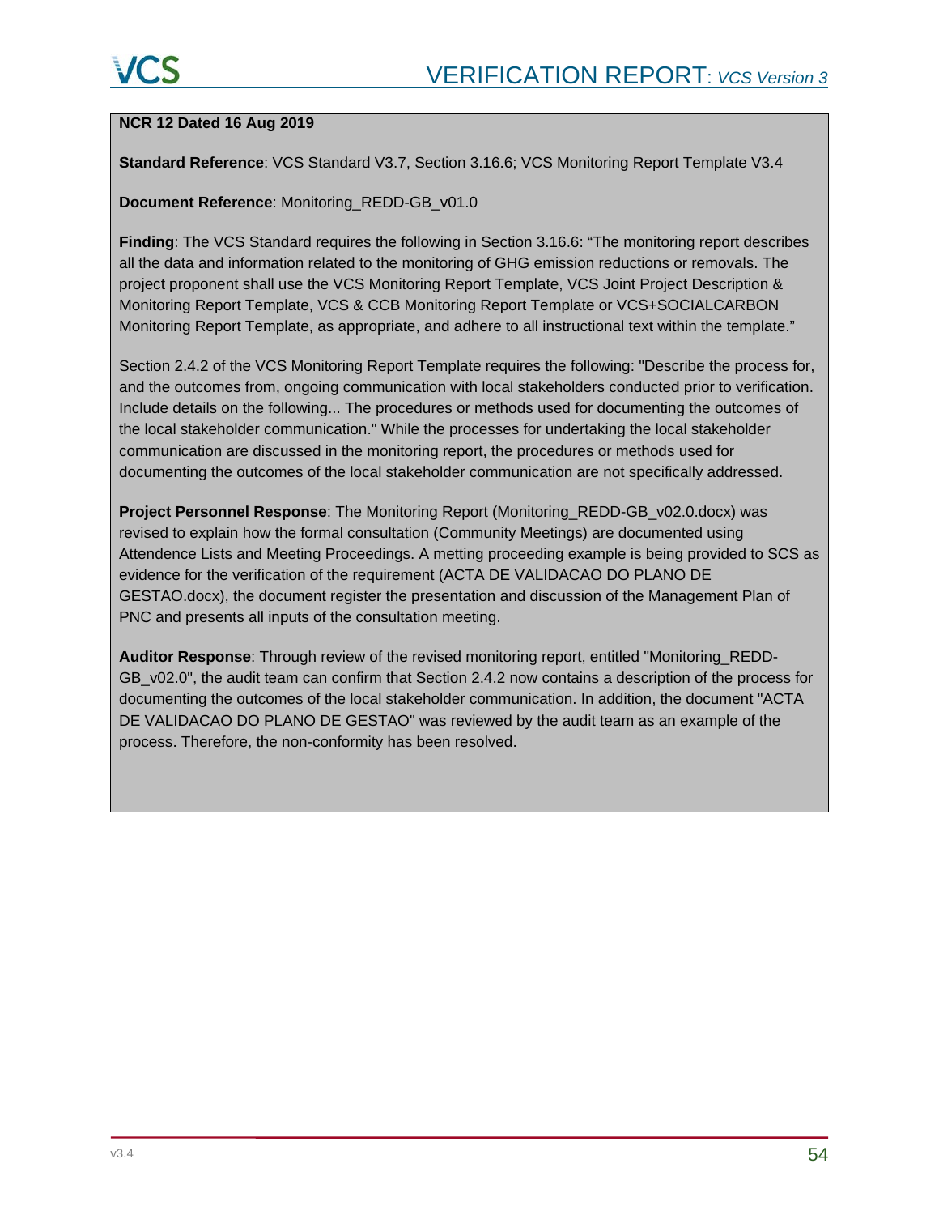**NCR 12 Dated 16 Aug 2019**

**Standard Reference**: VCS Standard V3.7, Section 3.16.6; VCS Monitoring Report Template V3.4

**Document Reference**: Monitoring_REDD-GB_v01.0

**Finding**: The VCS Standard requires the following in Section 3.16.6: "The monitoring report describes all the data and information related to the monitoring of GHG emission reductions or removals. The project proponent shall use the VCS Monitoring Report Template, VCS Joint Project Description & Monitoring Report Template, VCS & CCB Monitoring Report Template or VCS+SOCIALCARBON Monitoring Report Template, as appropriate, and adhere to all instructional text within the template."

Section 2.4.2 of the VCS Monitoring Report Template requires the following: "Describe the process for, and the outcomes from, ongoing communication with local stakeholders conducted prior to verification. Include details on the following... The procedures or methods used for documenting the outcomes of the local stakeholder communication." While the processes for undertaking the local stakeholder communication are discussed in the monitoring report, the procedures or methods used for documenting the outcomes of the local stakeholder communication are not specifically addressed.

**Project Personnel Response**: The Monitoring Report (Monitoring_REDD-GB_v02.0.docx) was revised to explain how the formal consultation (Community Meetings) are documented using Attendence Lists and Meeting Proceedings. A metting proceeding example is being provided to SCS as evidence for the verification of the requirement (ACTA DE VALIDACAO DO PLANO DE GESTAO.docx), the document register the presentation and discussion of the Management Plan of PNC and presents all inputs of the consultation meeting.

**Auditor Response**: Through review of the revised monitoring report, entitled "Monitoring_REDD-GB_v02.0", the audit team can confirm that Section 2.4.2 now contains a description of the process for documenting the outcomes of the local stakeholder communication. In addition, the document "ACTA DE VALIDACAO DO PLANO DE GESTAO" was reviewed by the audit team as an example of the process. Therefore, the non-conformity has been resolved.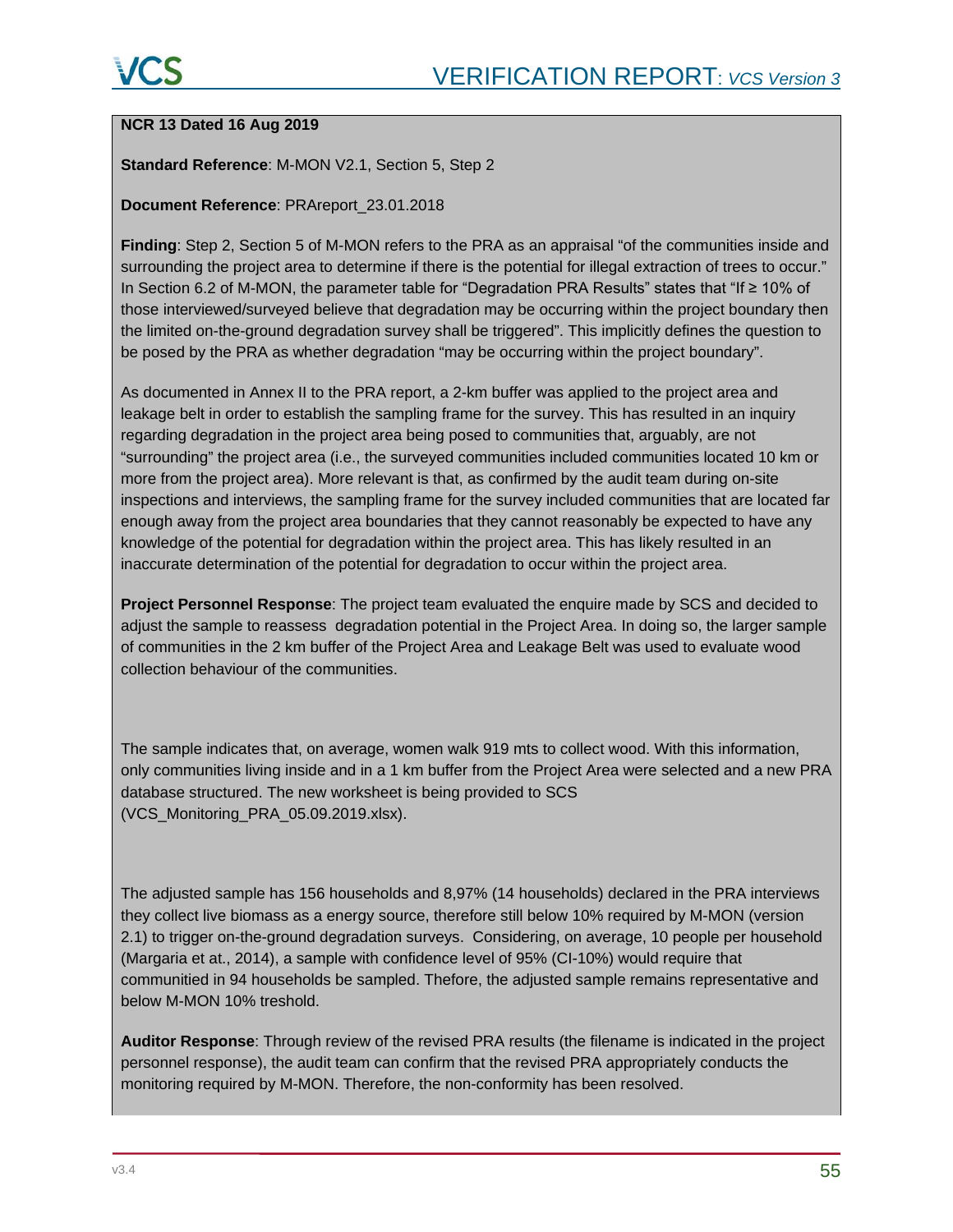**NCR 13 Dated 16 Aug 2019**

**Standard Reference**: M-MON V2.1, Section 5, Step 2

**Document Reference**: PRAreport_23.01.2018

**Finding**: Step 2, Section 5 of M-MON refers to the PRA as an appraisal "of the communities inside and surrounding the project area to determine if there is the potential for illegal extraction of trees to occur." In Section 6.2 of M-MON, the parameter table for "Degradation PRA Results" states that "If ≥ 10% of those interviewed/surveyed believe that degradation may be occurring within the project boundary then the limited on-the-ground degradation survey shall be triggered". This implicitly defines the question to be posed by the PRA as whether degradation "may be occurring within the project boundary".

As documented in Annex II to the PRA report, a 2-km buffer was applied to the project area and leakage belt in order to establish the sampling frame for the survey. This has resulted in an inquiry regarding degradation in the project area being posed to communities that, arguably, are not "surrounding" the project area (i.e., the surveyed communities included communities located 10 km or more from the project area). More relevant is that, as confirmed by the audit team during on-site inspections and interviews, the sampling frame for the survey included communities that are located far enough away from the project area boundaries that they cannot reasonably be expected to have any knowledge of the potential for degradation within the project area. This has likely resulted in an inaccurate determination of the potential for degradation to occur within the project area.

**Project Personnel Response**: The project team evaluated the enquire made by SCS and decided to adjust the sample to reassess degradation potential in the Project Area. In doing so, the larger sample of communities in the 2 km buffer of the Project Area and Leakage Belt was used to evaluate wood collection behaviour of the communities.

The sample indicates that, on average, women walk 919 mts to collect wood. With this information, only communities living inside and in a 1 km buffer from the Project Area were selected and a new PRA database structured. The new worksheet is being provided to SCS (VCS_Monitoring_PRA_05.09.2019.xlsx).

The adjusted sample has 156 households and 8,97% (14 households) declared in the PRA interviews they collect live biomass as a energy source, therefore still below 10% required by M-MON (version 2.1) to trigger on-the-ground degradation surveys. Considering, on average, 10 people per household (Margaria et at., 2014), a sample with confidence level of 95% (CI-10%) would require that communitied in 94 households be sampled. Thefore, the adjusted sample remains representative and below M-MON 10% treshold.

**Auditor Response**: Through review of the revised PRA results (the filename is indicated in the project personnel response), the audit team can confirm that the revised PRA appropriately conducts the monitoring required by M-MON. Therefore, the non-conformity has been resolved.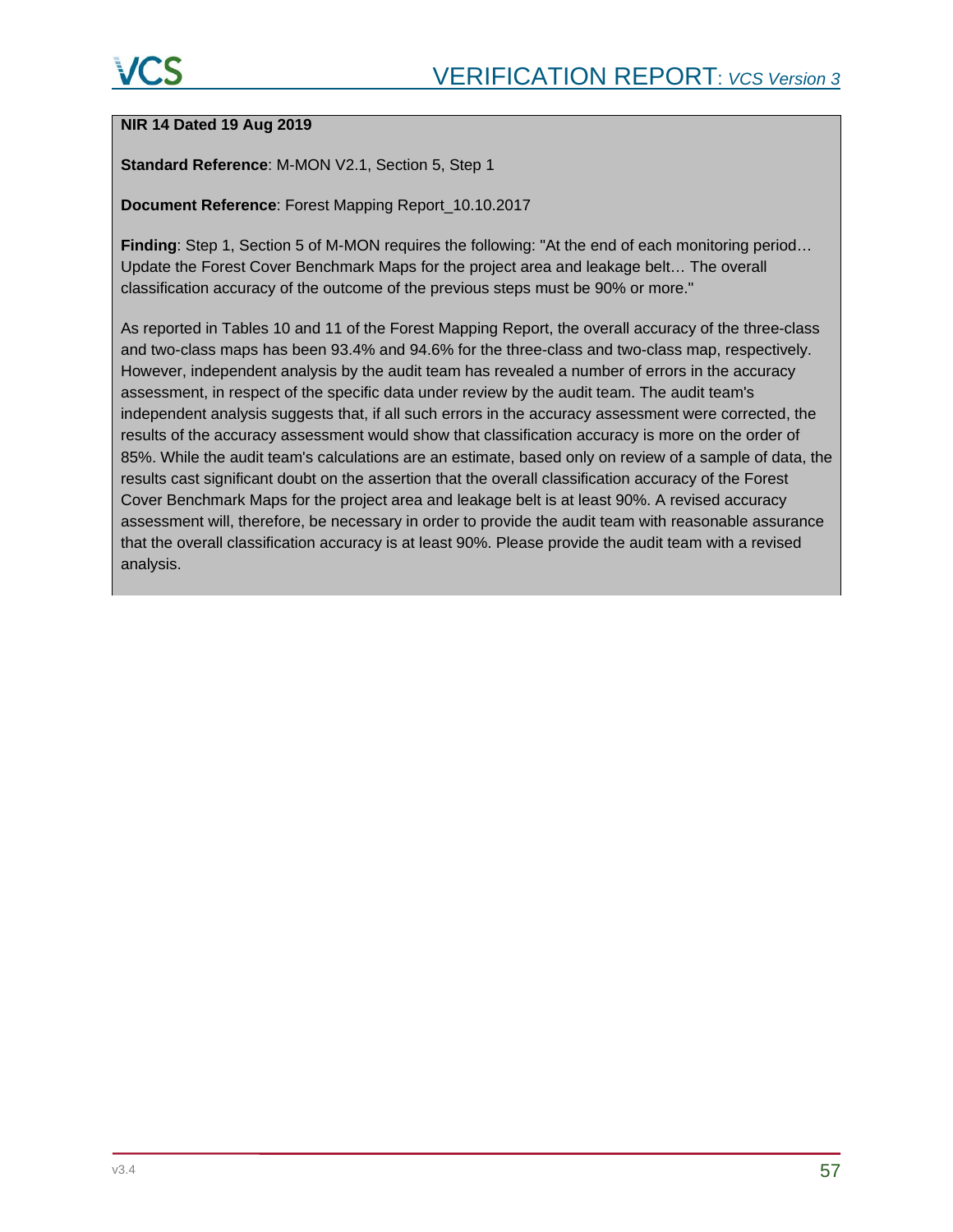**NIR 14 Dated 19 Aug 2019**

**Standard Reference**: M-MON V2.1, Section 5, Step 1

**Document Reference**: Forest Mapping Report_10.10.2017

**Finding**: Step 1, Section 5 of M-MON requires the following: "At the end of each monitoring period… Update the Forest Cover Benchmark Maps for the project area and leakage belt… The overall classification accuracy of the outcome of the previous steps must be 90% or more."

As reported in Tables 10 and 11 of the Forest Mapping Report, the overall accuracy of the three-class and two-class maps has been 93.4% and 94.6% for the three-class and two-class map, respectively. However, independent analysis by the audit team has revealed a number of errors in the accuracy assessment, in respect of the specific data under review by the audit team. The audit team's independent analysis suggests that, if all such errors in the accuracy assessment were corrected, the results of the accuracy assessment would show that classification accuracy is more on the order of 85%. While the audit team's calculations are an estimate, based only on review of a sample of data, the results cast significant doubt on the assertion that the overall classification accuracy of the Forest Cover Benchmark Maps for the project area and leakage belt is at least 90%. A revised accuracy assessment will, therefore, be necessary in order to provide the audit team with reasonable assurance that the overall classification accuracy is at least 90%. Please provide the audit team with a revised analysis.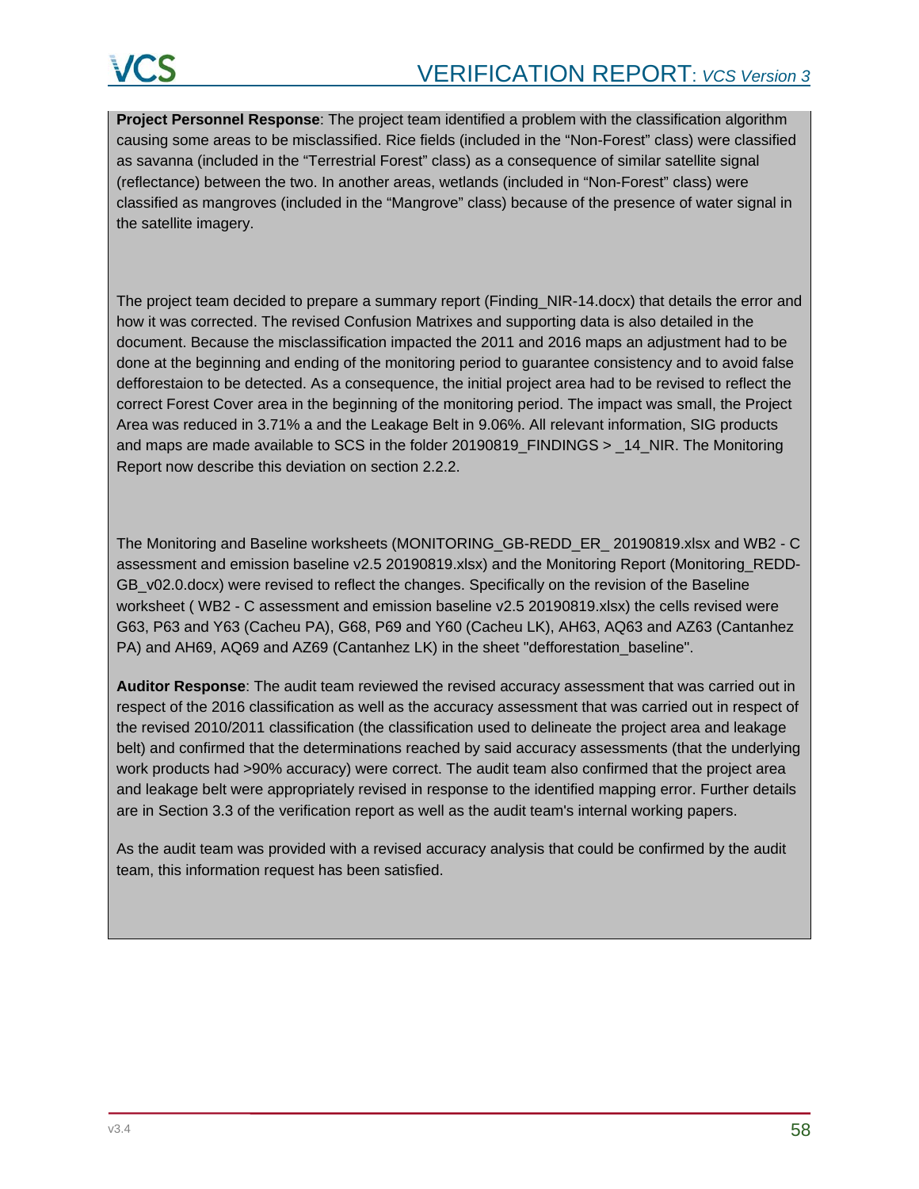**Project Personnel Response**: The project team identified a problem with the classification algorithm causing some areas to be misclassified. Rice fields (included in the "Non-Forest" class) were classified as savanna (included in the "Terrestrial Forest" class) as a consequence of similar satellite signal (reflectance) between the two. In another areas, wetlands (included in "Non-Forest" class) were classified as mangroves (included in the "Mangrove" class) because of the presence of water signal in the satellite imagery.

The project team decided to prepare a summary report (Finding_NIR-14.docx) that details the error and how it was corrected. The revised Confusion Matrixes and supporting data is also detailed in the document. Because the misclassification impacted the 2011 and 2016 maps an adjustment had to be done at the beginning and ending of the monitoring period to guarantee consistency and to avoid false defforestaion to be detected. As a consequence, the initial project area had to be revised to reflect the correct Forest Cover area in the beginning of the monitoring period. The impact was small, the Project Area was reduced in 3.71% a and the Leakage Belt in 9.06%. All relevant information, SIG products and maps are made available to SCS in the folder 20190819_FINDINGS > _14_NIR. The Monitoring Report now describe this deviation on section 2.2.2.

The Monitoring and Baseline worksheets (MONITORING_GB-REDD_ER_ 20190819.xlsx and WB2 - C assessment and emission baseline v2.5 20190819.xlsx) and the Monitoring Report (Monitoring_REDD-GB_v02.0.docx) were revised to reflect the changes. Specifically on the revision of the Baseline worksheet ( WB2 - C assessment and emission baseline v2.5 20190819.xlsx) the cells revised were G63, P63 and Y63 (Cacheu PA), G68, P69 and Y60 (Cacheu LK), AH63, AQ63 and AZ63 (Cantanhez PA) and AH69, AQ69 and AZ69 (Cantanhez LK) in the sheet "defforestation_baseline".

**Auditor Response**: The audit team reviewed the revised accuracy assessment that was carried out in respect of the 2016 classification as well as the accuracy assessment that was carried out in respect of the revised 2010/2011 classification (the classification used to delineate the project area and leakage belt) and confirmed that the determinations reached by said accuracy assessments (that the underlying work products had >90% accuracy) were correct. The audit team also confirmed that the project area and leakage belt were appropriately revised in response to the identified mapping error. Further details are in Section 3.3 of the verification report as well as the audit team's internal working papers.

As the audit team was provided with a revised accuracy analysis that could be confirmed by the audit team, this information request has been satisfied.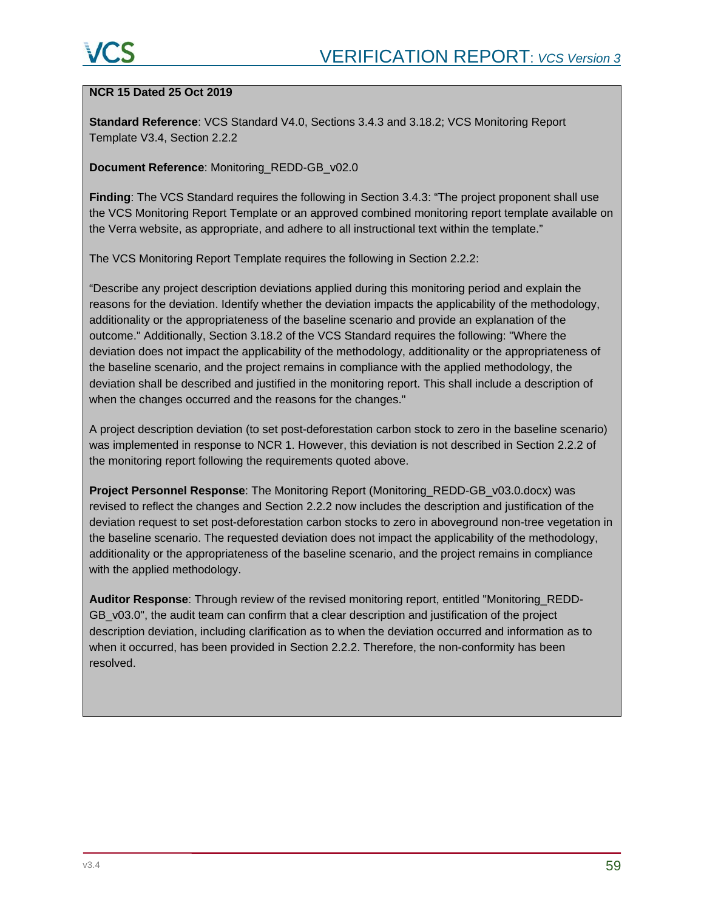**NCR 15 Dated 25 Oct 2019**

**Standard Reference**: VCS Standard V4.0, Sections 3.4.3 and 3.18.2; VCS Monitoring Report Template V3.4, Section 2.2.2

**Document Reference**: Monitoring_REDD-GB_v02.0

**Finding**: The VCS Standard requires the following in Section 3.4.3: "The project proponent shall use the VCS Monitoring Report Template or an approved combined monitoring report template available on the Verra website, as appropriate, and adhere to all instructional text within the template."

The VCS Monitoring Report Template requires the following in Section 2.2.2:

"Describe any project description deviations applied during this monitoring period and explain the reasons for the deviation. Identify whether the deviation impacts the applicability of the methodology, additionality or the appropriateness of the baseline scenario and provide an explanation of the outcome." Additionally, Section 3.18.2 of the VCS Standard requires the following: "Where the deviation does not impact the applicability of the methodology, additionality or the appropriateness of the baseline scenario, and the project remains in compliance with the applied methodology, the deviation shall be described and justified in the monitoring report. This shall include a description of when the changes occurred and the reasons for the changes."

A project description deviation (to set post-deforestation carbon stock to zero in the baseline scenario) was implemented in response to NCR 1. However, this deviation is not described in Section 2.2.2 of the monitoring report following the requirements quoted above.

**Project Personnel Response**: The Monitoring Report (Monitoring_REDD-GB_v03.0.docx) was revised to reflect the changes and Section 2.2.2 now includes the description and justification of the deviation request to set post-deforestation carbon stocks to zero in aboveground non-tree vegetation in the baseline scenario. The requested deviation does not impact the applicability of the methodology, additionality or the appropriateness of the baseline scenario, and the project remains in compliance with the applied methodology.

**Auditor Response**: Through review of the revised monitoring report, entitled "Monitoring_REDD-GB_v03.0", the audit team can confirm that a clear description and justification of the project description deviation, including clarification as to when the deviation occurred and information as to when it occurred, has been provided in Section 2.2.2. Therefore, the non-conformity has been resolved.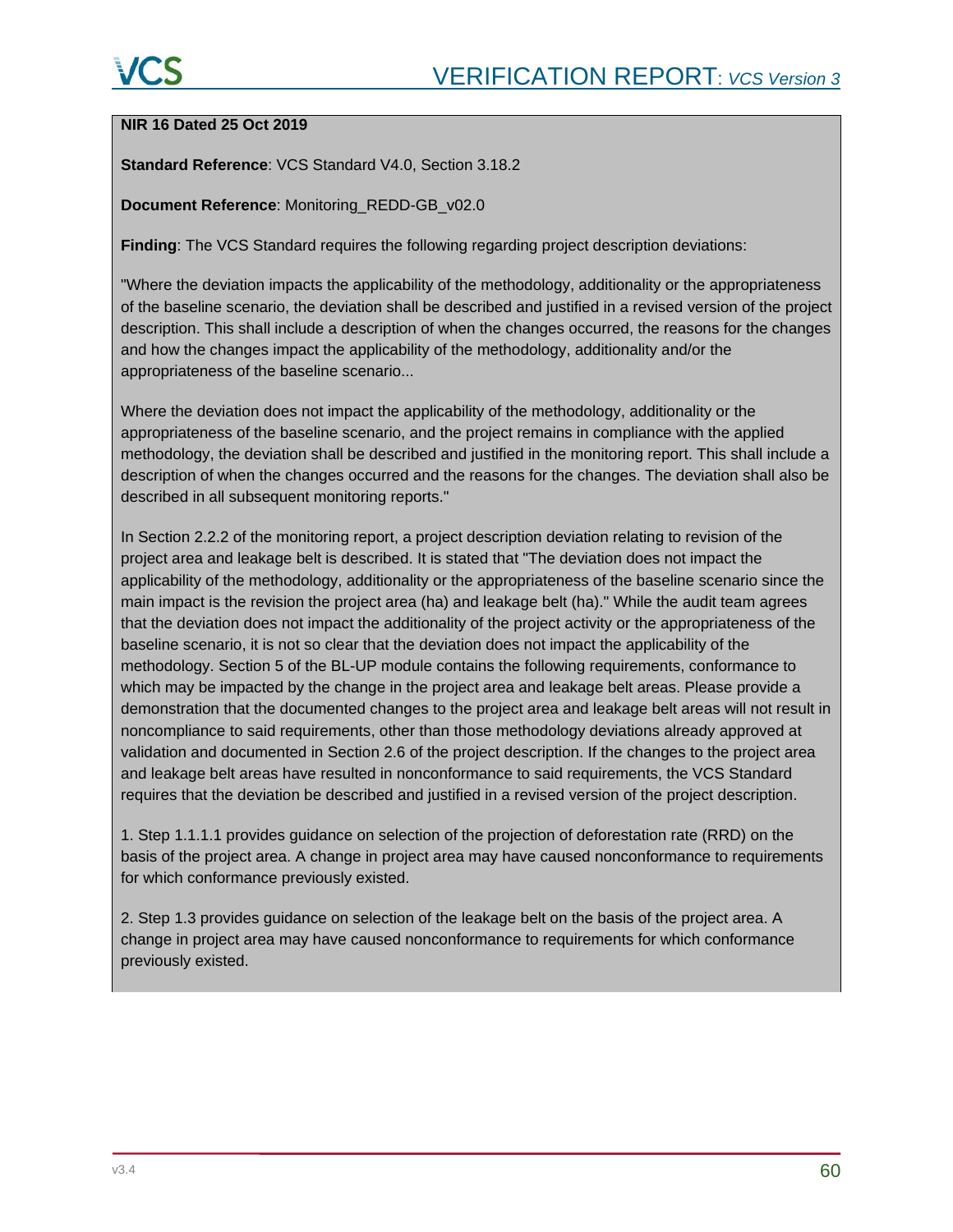**NIR 16 Dated 25 Oct 2019**

**Standard Reference**: VCS Standard V4.0, Section 3.18.2

**Document Reference**: Monitoring_REDD-GB_v02.0

**Finding**: The VCS Standard requires the following regarding project description deviations:

"Where the deviation impacts the applicability of the methodology, additionality or the appropriateness of the baseline scenario, the deviation shall be described and justified in a revised version of the project description. This shall include a description of when the changes occurred, the reasons for the changes and how the changes impact the applicability of the methodology, additionality and/or the appropriateness of the baseline scenario...

Where the deviation does not impact the applicability of the methodology, additionality or the appropriateness of the baseline scenario, and the project remains in compliance with the applied methodology, the deviation shall be described and justified in the monitoring report. This shall include a description of when the changes occurred and the reasons for the changes. The deviation shall also be described in all subsequent monitoring reports."

In Section 2.2.2 of the monitoring report, a project description deviation relating to revision of the project area and leakage belt is described. It is stated that "The deviation does not impact the applicability of the methodology, additionality or the appropriateness of the baseline scenario since the main impact is the revision the project area (ha) and leakage belt (ha)." While the audit team agrees that the deviation does not impact the additionality of the project activity or the appropriateness of the baseline scenario, it is not so clear that the deviation does not impact the applicability of the methodology. Section 5 of the BL-UP module contains the following requirements, conformance to which may be impacted by the change in the project area and leakage belt areas. Please provide a demonstration that the documented changes to the project area and leakage belt areas will not result in noncompliance to said requirements, other than those methodology deviations already approved at validation and documented in Section 2.6 of the project description. If the changes to the project area and leakage belt areas have resulted in nonconformance to said requirements, the VCS Standard requires that the deviation be described and justified in a revised version of the project description.

1. Step 1.1.1.1 provides guidance on selection of the projection of deforestation rate (RRD) on the basis of the project area. A change in project area may have caused nonconformance to requirements for which conformance previously existed.

2. Step 1.3 provides guidance on selection of the leakage belt on the basis of the project area. A change in project area may have caused nonconformance to requirements for which conformance previously existed.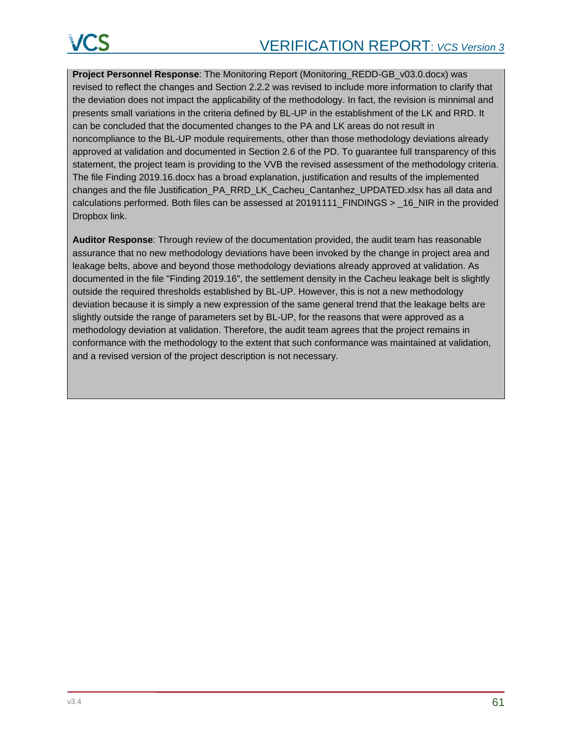**Project Personnel Response**: The Monitoring Report (Monitoring_REDD-GB_v03.0.docx) was revised to reflect the changes and Section 2.2.2 was revised to include more information to clarify that the deviation does not impact the applicability of the methodology. In fact, the revision is minnimal and presents small variations in the criteria defined by BL-UP in the establishment of the LK and RRD. It can be concluded that the documented changes to the PA and LK areas do not result in noncompliance to the BL-UP module requirements, other than those methodology deviations already approved at validation and documented in Section 2.6 of the PD. To guarantee full transparency of this statement, the project team is providing to the VVB the revised assessment of the methodology criteria. The file Finding 2019.16.docx has a broad explanation, justification and results of the implemented changes and the file Justification_PA_RRD_LK_Cacheu_Cantanhez_UPDATED.xlsx has all data and calculations performed. Both files can be assessed at 20191111_FINDINGS > _16_NIR in the provided Dropbox link.

**Auditor Response**: Through review of the documentation provided, the audit team has reasonable assurance that no new methodology deviations have been invoked by the change in project area and leakage belts, above and beyond those methodology deviations already approved at validation. As documented in the file "Finding 2019.16", the settlement density in the Cacheu leakage belt is slightly outside the required thresholds established by BL-UP. However, this is not a new methodology deviation because it is simply a new expression of the same general trend that the leakage belts are slightly outside the range of parameters set by BL-UP, for the reasons that were approved as a methodology deviation at validation. Therefore, the audit team agrees that the project remains in conformance with the methodology to the extent that such conformance was maintained at validation, and a revised version of the project description is not necessary.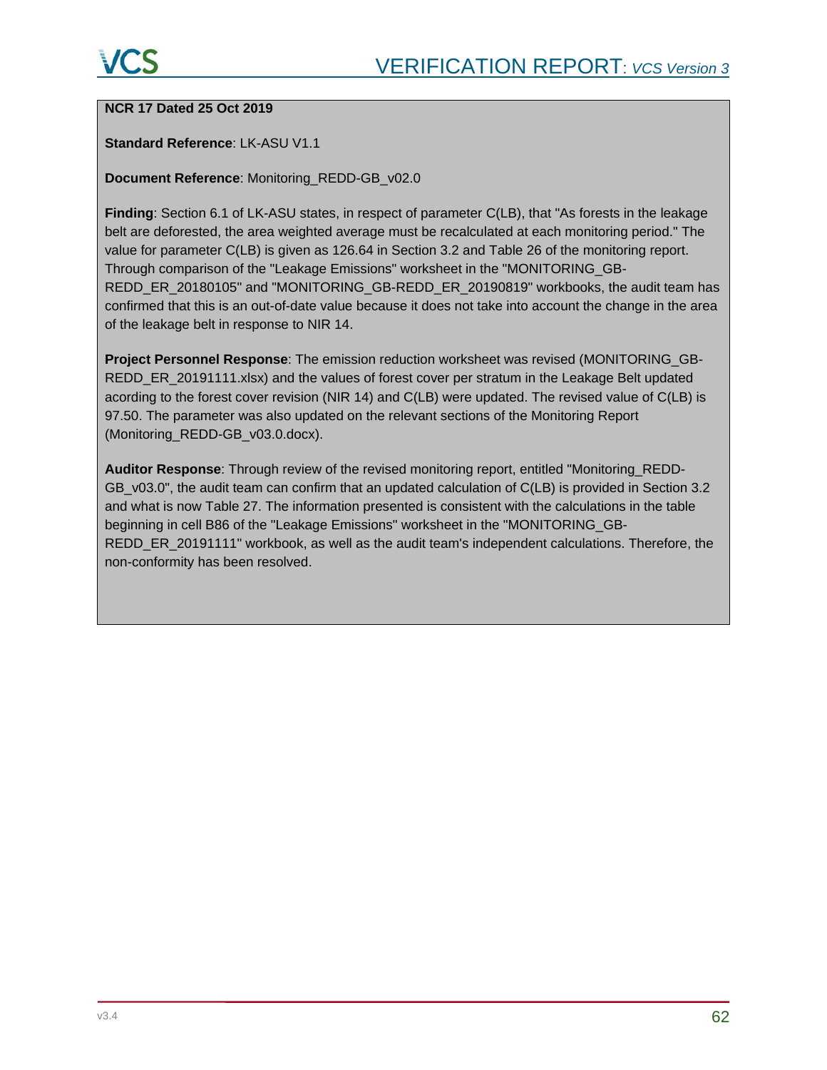**NCR 17 Dated 25 Oct 2019**

**Standard Reference**: LK-ASU V1.1

**Document Reference**: Monitoring_REDD-GB_v02.0

**Finding**: Section 6.1 of LK-ASU states, in respect of parameter C(LB), that "As forests in the leakage belt are deforested, the area weighted average must be recalculated at each monitoring period." The value for parameter C(LB) is given as 126.64 in Section 3.2 and Table 26 of the monitoring report. Through comparison of the "Leakage Emissions" worksheet in the "MONITORING_GB-REDD_ER_20180105" and "MONITORING_GB-REDD_ER_20190819" workbooks, the audit team has confirmed that this is an out-of-date value because it does not take into account the change in the area of the leakage belt in response to NIR 14.

**Project Personnel Response**: The emission reduction worksheet was revised (MONITORING_GB-REDD_ER_20191111.xlsx) and the values of forest cover per stratum in the Leakage Belt updated acording to the forest cover revision (NIR 14) and C(LB) were updated. The revised value of C(LB) is 97.50. The parameter was also updated on the relevant sections of the Monitoring Report (Monitoring_REDD-GB_v03.0.docx).

**Auditor Response**: Through review of the revised monitoring report, entitled "Monitoring_REDD-GB_v03.0", the audit team can confirm that an updated calculation of C(LB) is provided in Section 3.2 and what is now Table 27. The information presented is consistent with the calculations in the table beginning in cell B86 of the "Leakage Emissions" worksheet in the "MONITORING_GB-REDD_ER_20191111" workbook, as well as the audit team's independent calculations. Therefore, the non-conformity has been resolved.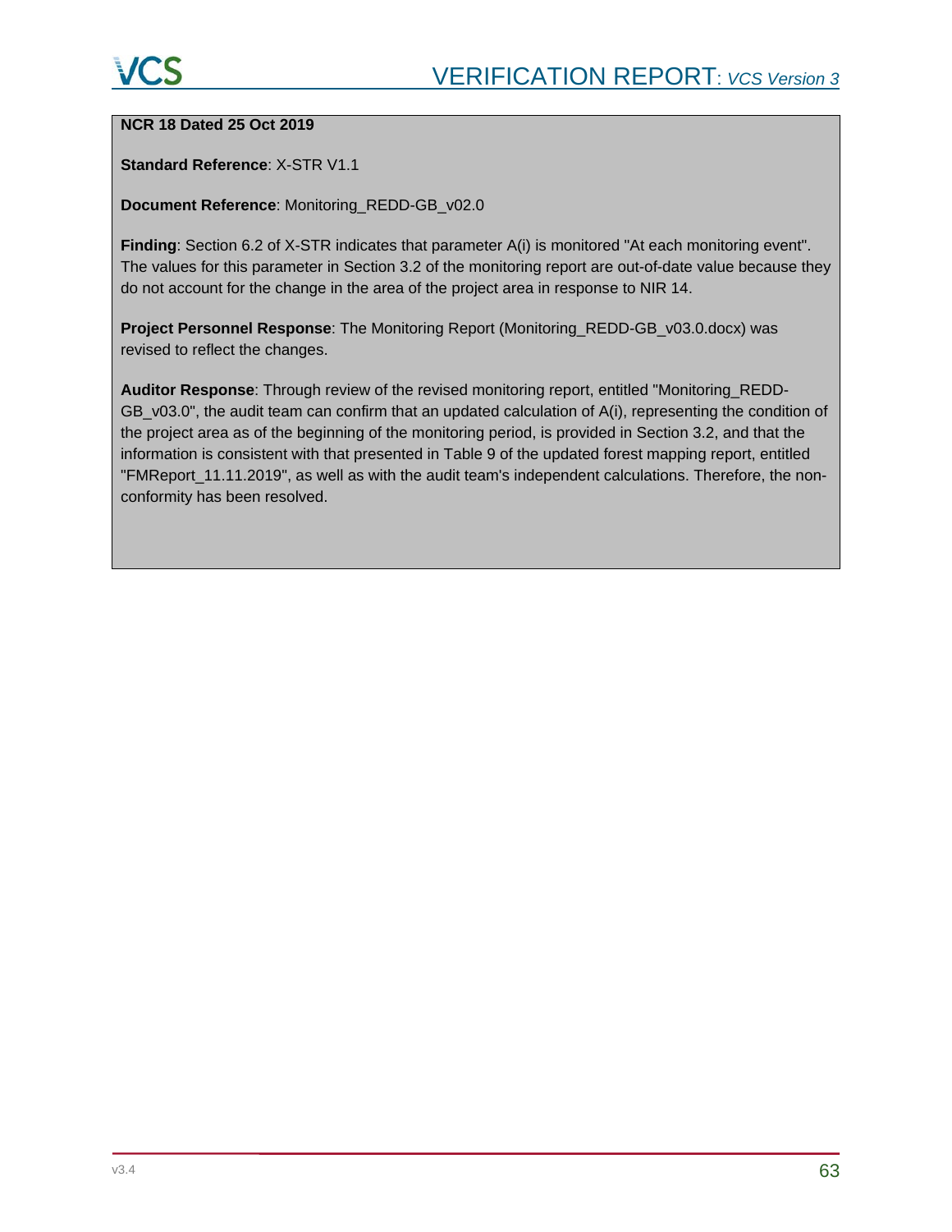**NCR 18 Dated 25 Oct 2019**

**Standard Reference**: X-STR V1.1

**Document Reference**: Monitoring_REDD-GB_v02.0

**Finding**: Section 6.2 of X-STR indicates that parameter A(i) is monitored "At each monitoring event". The values for this parameter in Section 3.2 of the monitoring report are out-of-date value because they do not account for the change in the area of the project area in response to NIR 14.

**Project Personnel Response**: The Monitoring Report (Monitoring_REDD-GB_v03.0.docx) was revised to reflect the changes.

**Auditor Response**: Through review of the revised monitoring report, entitled "Monitoring_REDD-GB_v03.0", the audit team can confirm that an updated calculation of A(i), representing the condition of the project area as of the beginning of the monitoring period, is provided in Section 3.2, and that the information is consistent with that presented in Table 9 of the updated forest mapping report, entitled "FMReport_11.11.2019", as well as with the audit team's independent calculations. Therefore, the non-conformity has been resolved.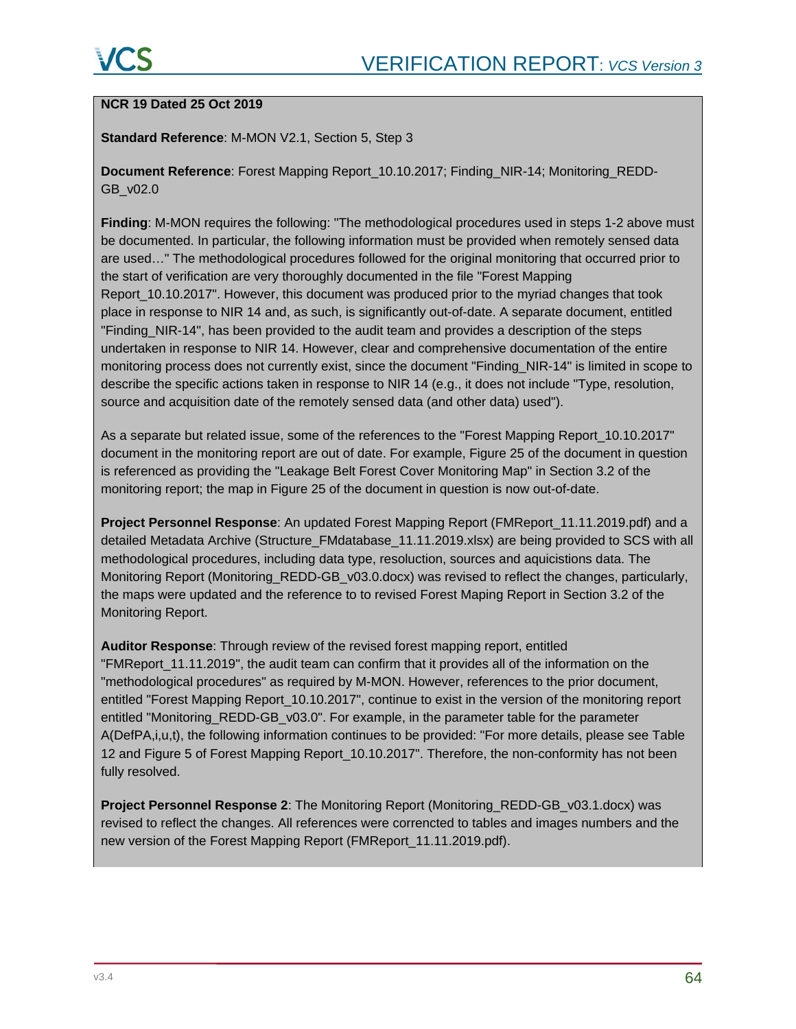**NCR 19 Dated 25 Oct 2019**

**Standard Reference**: M-MON V2.1, Section 5, Step 3

**Document Reference**: Forest Mapping Report_10.10.2017; Finding_NIR-14; Monitoring_REDD-GB_v02.0

**Finding**: M-MON requires the following: "The methodological procedures used in steps 1-2 above must be documented. In particular, the following information must be provided when remotely sensed data are used…" The methodological procedures followed for the original monitoring that occurred prior to the start of verification are very thoroughly documented in the file "Forest Mapping Report_10.10.2017". However, this document was produced prior to the myriad changes that took place in response to NIR 14 and, as such, is significantly out-of-date. A separate document, entitled "Finding_NIR-14", has been provided to the audit team and provides a description of the steps undertaken in response to NIR 14. However, clear and comprehensive documentation of the entire monitoring process does not currently exist, since the document "Finding_NIR-14" is limited in scope to describe the specific actions taken in response to NIR 14 (e.g., it does not include "Type, resolution, source and acquisition date of the remotely sensed data (and other data) used").

As a separate but related issue, some of the references to the "Forest Mapping Report_10.10.2017" document in the monitoring report are out of date. For example, Figure 25 of the document in question is referenced as providing the "Leakage Belt Forest Cover Monitoring Map" in Section 3.2 of the monitoring report; the map in Figure 25 of the document in question is now out-of-date.

**Project Personnel Response**: An updated Forest Mapping Report (FMReport_11.11.2019.pdf) and a detailed Metadata Archive (Structure_FMdatabase_11.11.2019.xlsx) are being provided to SCS with all methodological procedures, including data type, resolution, sources and aquicistions data. The Monitoring Report (Monitoring_REDD-GB_v03.0.docx) was revised to reflect the changes, particularly, the maps were updated and the reference to to revised Forest Maping Report in Section 3.2 of the Monitoring Report.

**Auditor Response**: Through review of the revised forest mapping report, entitled "FMReport_11.11.2019", the audit team can confirm that it provides all of the information on the "methodological procedures" as required by M-MON. However, references to the prior document, entitled "Forest Mapping Report_10.10.2017", continue to exist in the version of the monitoring report entitled "Monitoring_REDD-GB_v03.0". For example, in the parameter table for the parameter A(DefPA,i,u,t), the following information continues to be provided: "For more details, please see Table 12 and Figure 5 of Forest Mapping Report_10.10.2017". Therefore, the non-conformity has not been fully resolved.

**Project Personnel Response 2**: The Monitoring Report (Monitoring_REDD-GB_v03.1.docx) was revised to reflect the changes. All references were correncted to tables and images numbers and the new version of the Forest Mapping Report (FMReport_11.11.2019.pdf).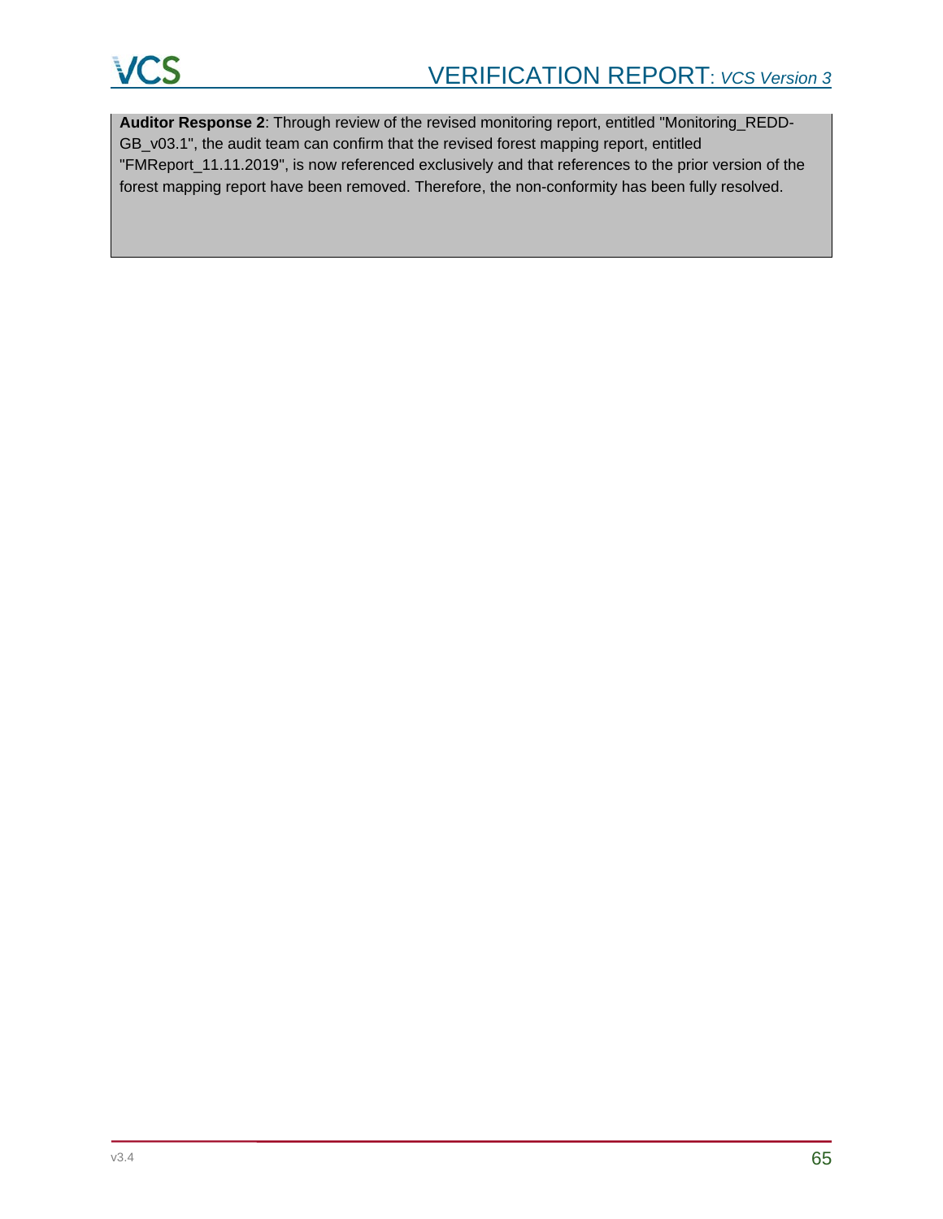**Auditor Response 2**: Through review of the revised monitoring report, entitled "Monitoring_REDD-GB_v03.1", the audit team can confirm that the revised forest mapping report, entitled "FMReport_11.11.2019", is now referenced exclusively and that references to the prior version of the forest mapping report have been removed. Therefore, the non-conformity has been fully resolved.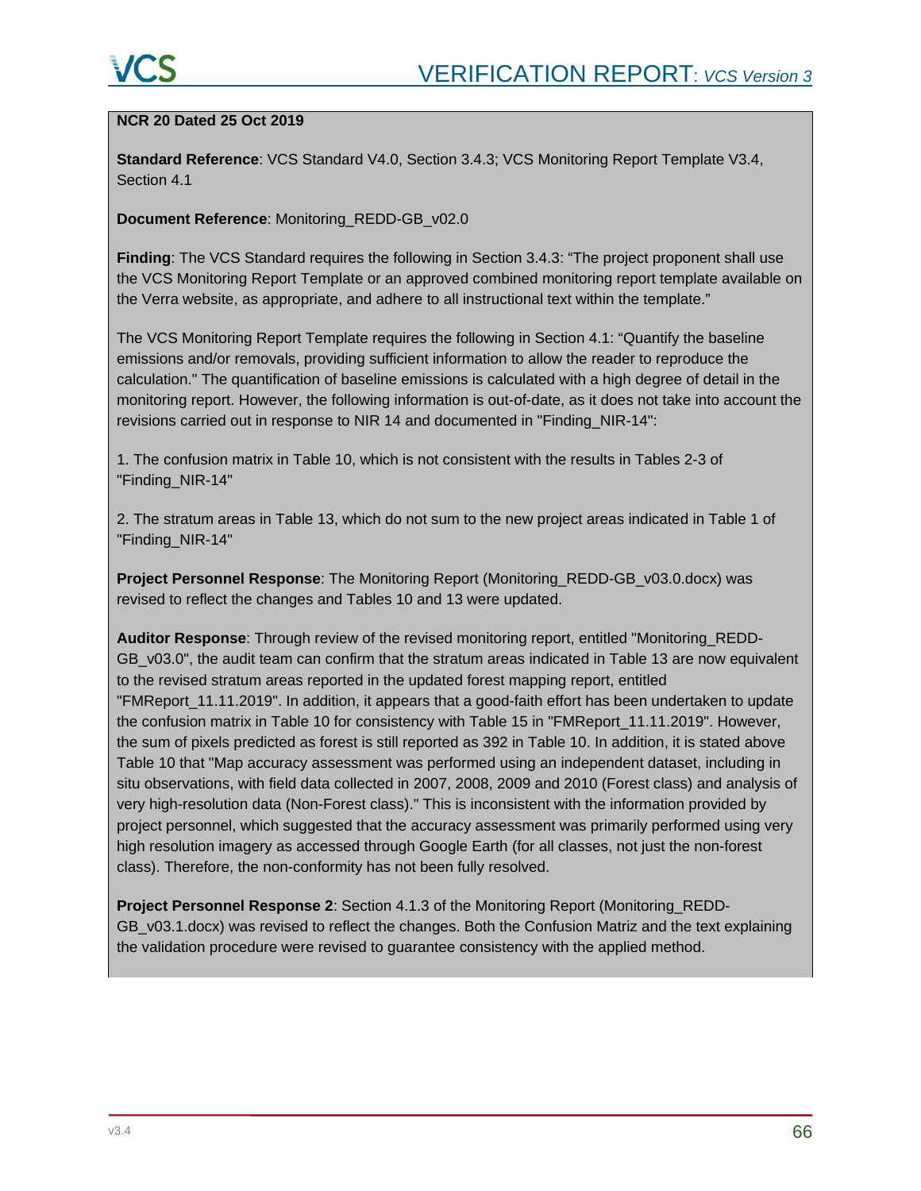**NCR 20 Dated 25 Oct 2019**

**Standard Reference**: VCS Standard V4.0, Section 3.4.3; VCS Monitoring Report Template V3.4, Section 4.1

**Document Reference**: Monitoring_REDD-GB_v02.0

**Finding**: The VCS Standard requires the following in Section 3.4.3: "The project proponent shall use the VCS Monitoring Report Template or an approved combined monitoring report template available on the Verra website, as appropriate, and adhere to all instructional text within the template."

The VCS Monitoring Report Template requires the following in Section 4.1: "Quantify the baseline emissions and/or removals, providing sufficient information to allow the reader to reproduce the calculation." The quantification of baseline emissions is calculated with a high degree of detail in the monitoring report. However, the following information is out-of-date, as it does not take into account the revisions carried out in response to NIR 14 and documented in "Finding_NIR-14":

1. The confusion matrix in Table 10, which is not consistent with the results in Tables 2-3 of "Finding_NIR-14"

2. The stratum areas in Table 13, which do not sum to the new project areas indicated in Table 1 of "Finding_NIR-14"

**Project Personnel Response**: The Monitoring Report (Monitoring_REDD-GB_v03.0.docx) was revised to reflect the changes and Tables 10 and 13 were updated.

**Auditor Response**: Through review of the revised monitoring report, entitled "Monitoring_REDD-GB_v03.0", the audit team can confirm that the stratum areas indicated in Table 13 are now equivalent to the revised stratum areas reported in the updated forest mapping report, entitled "FMReport_11.11.2019". In addition, it appears that a good-faith effort has been undertaken to update the confusion matrix in Table 10 for consistency with Table 15 in "FMReport_11.11.2019". However, the sum of pixels predicted as forest is still reported as 392 in Table 10. In addition, it is stated above Table 10 that "Map accuracy assessment was performed using an independent dataset, including in situ observations, with field data collected in 2007, 2008, 2009 and 2010 (Forest class) and analysis of very high-resolution data (Non-Forest class)." This is inconsistent with the information provided by project personnel, which suggested that the accuracy assessment was primarily performed using very high resolution imagery as accessed through Google Earth (for all classes, not just the non-forest class). Therefore, the non-conformity has not been fully resolved.

**Project Personnel Response 2**: Section 4.1.3 of the Monitoring Report (Monitoring_REDD-GB_v03.1.docx) was revised to reflect the changes. Both the Confusion Matriz and the text explaining the validation procedure were revised to guarantee consistency with the applied method.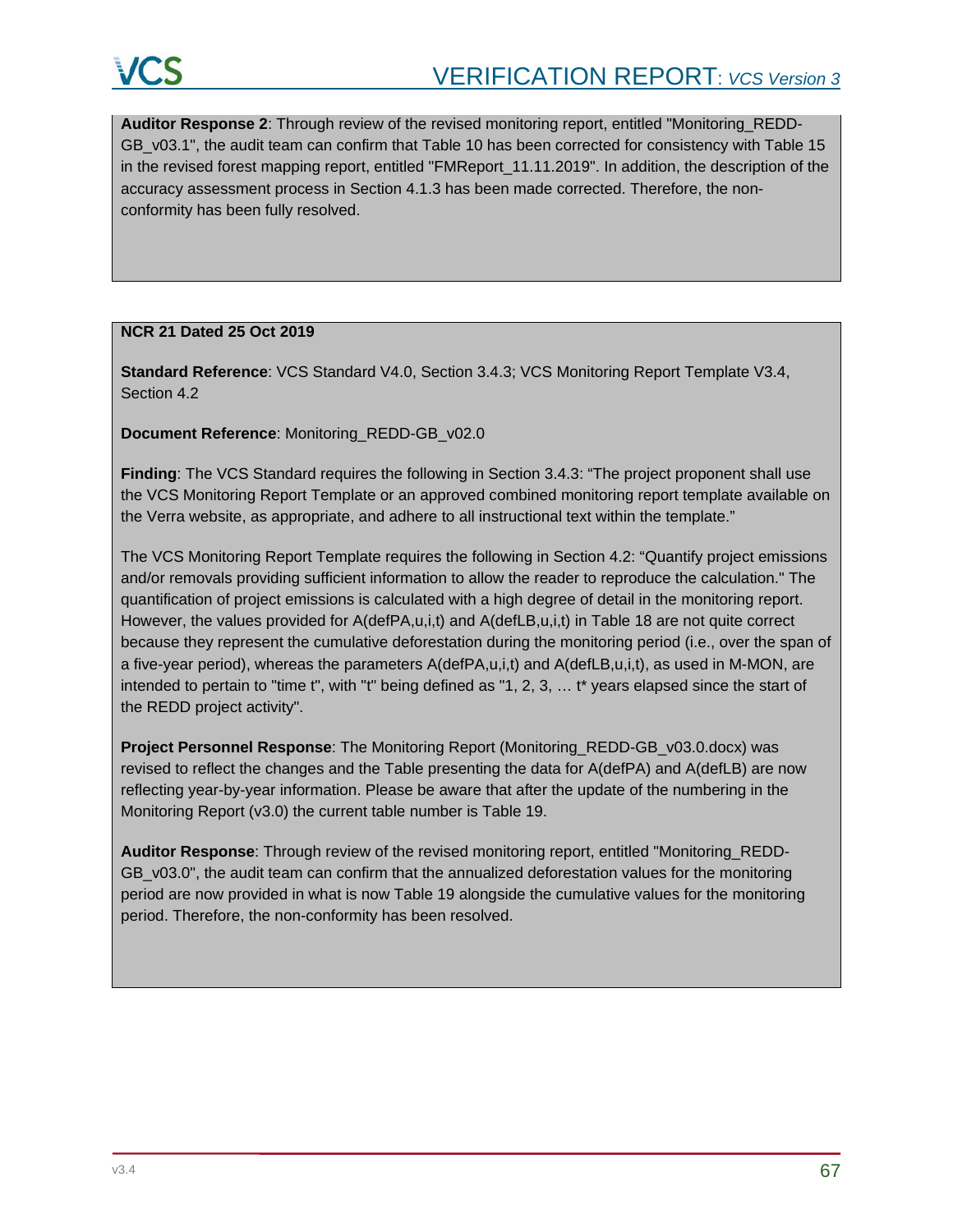**Auditor Response 2**: Through review of the revised monitoring report, entitled "Monitoring_REDD-GB_v03.1", the audit team can confirm that Table 10 has been corrected for consistency with Table 15 in the revised forest mapping report, entitled "FMReport_11.11.2019". In addition, the description of the accuracy assessment process in Section 4.1.3 has been made corrected. Therefore, the non-conformity has been fully resolved.

**NCR 21 Dated 25 Oct 2019**

**Standard Reference**: VCS Standard V4.0, Section 3.4.3; VCS Monitoring Report Template V3.4, Section 4.2

**Document Reference**: Monitoring_REDD-GB_v02.0

**Finding**: The VCS Standard requires the following in Section 3.4.3: "The project proponent shall use the VCS Monitoring Report Template or an approved combined monitoring report template available on the Verra website, as appropriate, and adhere to all instructional text within the template."

The VCS Monitoring Report Template requires the following in Section 4.2: "Quantify project emissions and/or removals providing sufficient information to allow the reader to reproduce the calculation." The quantification of project emissions is calculated with a high degree of detail in the monitoring report. However, the values provided for A(defPA,u,i,t) and A(defLB,u,i,t) in Table 18 are not quite correct because they represent the cumulative deforestation during the monitoring period (i.e., over the span of a five-year period), whereas the parameters A(defPA,u,i,t) and A(defLB,u,i,t), as used in M-MON, are intended to pertain to "time t", with "t" being defined as "1, 2, 3, … t* years elapsed since the start of the REDD project activity".

**Project Personnel Response**: The Monitoring Report (Monitoring_REDD-GB_v03.0.docx) was revised to reflect the changes and the Table presenting the data for A(defPA) and A(defLB) are now reflecting year-by-year information. Please be aware that after the update of the numbering in the Monitoring Report (v3.0) the current table number is Table 19.

**Auditor Response**: Through review of the revised monitoring report, entitled "Monitoring_REDD-GB_v03.0", the audit team can confirm that the annualized deforestation values for the monitoring period are now provided in what is now Table 19 alongside the cumulative values for the monitoring period. Therefore, the non-conformity has been resolved.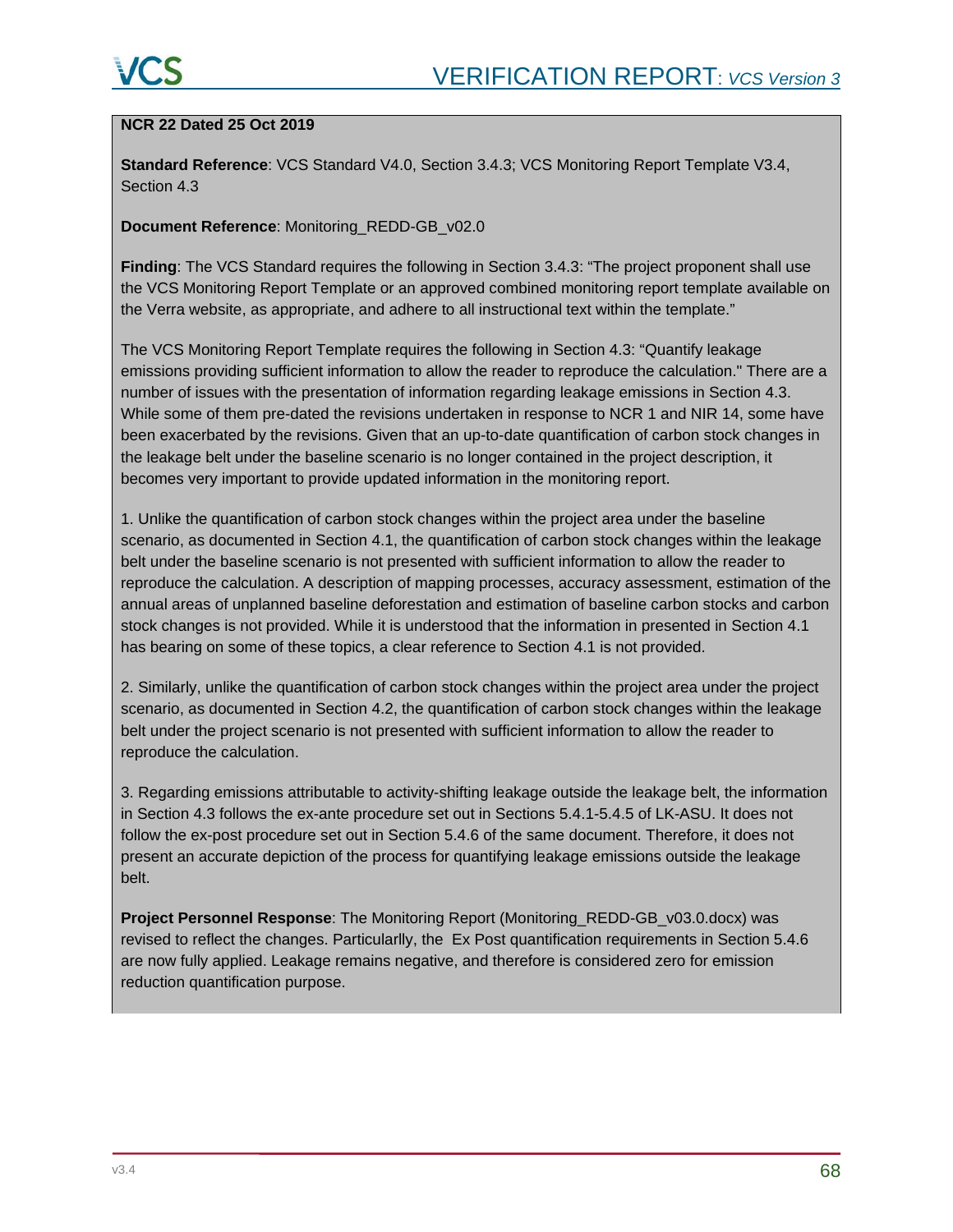**NCR 22 Dated 25 Oct 2019**

**Standard Reference**: VCS Standard V4.0, Section 3.4.3; VCS Monitoring Report Template V3.4, Section 4.3

**Document Reference**: Monitoring_REDD-GB_v02.0

**Finding**: The VCS Standard requires the following in Section 3.4.3: "The project proponent shall use the VCS Monitoring Report Template or an approved combined monitoring report template available on the Verra website, as appropriate, and adhere to all instructional text within the template."

The VCS Monitoring Report Template requires the following in Section 4.3: "Quantify leakage emissions providing sufficient information to allow the reader to reproduce the calculation." There are a number of issues with the presentation of information regarding leakage emissions in Section 4.3. While some of them pre-dated the revisions undertaken in response to NCR 1 and NIR 14, some have been exacerbated by the revisions. Given that an up-to-date quantification of carbon stock changes in the leakage belt under the baseline scenario is no longer contained in the project description, it becomes very important to provide updated information in the monitoring report.

1. Unlike the quantification of carbon stock changes within the project area under the baseline scenario, as documented in Section 4.1, the quantification of carbon stock changes within the leakage belt under the baseline scenario is not presented with sufficient information to allow the reader to reproduce the calculation. A description of mapping processes, accuracy assessment, estimation of the annual areas of unplanned baseline deforestation and estimation of baseline carbon stocks and carbon stock changes is not provided. While it is understood that the information in presented in Section 4.1 has bearing on some of these topics, a clear reference to Section 4.1 is not provided.

2. Similarly, unlike the quantification of carbon stock changes within the project area under the project scenario, as documented in Section 4.2, the quantification of carbon stock changes within the leakage belt under the project scenario is not presented with sufficient information to allow the reader to reproduce the calculation.

3. Regarding emissions attributable to activity-shifting leakage outside the leakage belt, the information in Section 4.3 follows the ex-ante procedure set out in Sections 5.4.1-5.4.5 of LK-ASU. It does not follow the ex-post procedure set out in Section 5.4.6 of the same document. Therefore, it does not present an accurate depiction of the process for quantifying leakage emissions outside the leakage belt.

**Project Personnel Response**: The Monitoring Report (Monitoring_REDD-GB_v03.0.docx) was revised to reflect the changes. Particularlly, the Ex Post quantification requirements in Section 5.4.6 are now fully applied. Leakage remains negative, and therefore is considered zero for emission reduction quantification purpose.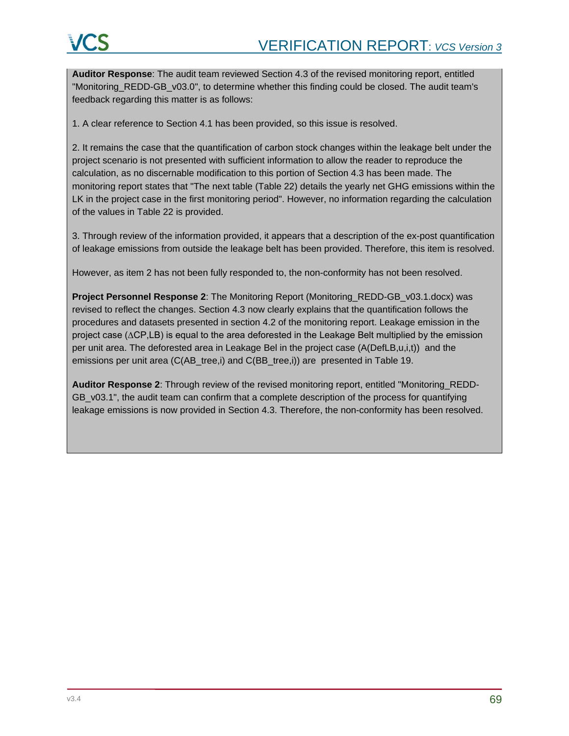**Auditor Response**: The audit team reviewed Section 4.3 of the revised monitoring report, entitled "Monitoring_REDD-GB_v03.0", to determine whether this finding could be closed. The audit team's feedback regarding this matter is as follows:

1. A clear reference to Section 4.1 has been provided, so this issue is resolved.

2. It remains the case that the quantification of carbon stock changes within the leakage belt under the project scenario is not presented with sufficient information to allow the reader to reproduce the calculation, as no discernable modification to this portion of Section 4.3 has been made. The monitoring report states that "The next table (Table 22) details the yearly net GHG emissions within the LK in the project case in the first monitoring period". However, no information regarding the calculation of the values in Table 22 is provided.

3. Through review of the information provided, it appears that a description of the ex-post quantification of leakage emissions from outside the leakage belt has been provided. Therefore, this item is resolved.

However, as item 2 has not been fully responded to, the non-conformity has not been resolved.

**Project Personnel Response 2**: The Monitoring Report (Monitoring_REDD-GB_v03.1.docx) was revised to reflect the changes. Section 4.3 now clearly explains that the quantification follows the procedures and datasets presented in section 4.2 of the monitoring report. Leakage emission in the project case ($\Delta CP,LB$) is equal to the area deforested in the Leakage Belt multiplied by the emission per unit area. The deforested area in Leakage Bel in the project case ($A(DefLB,u,i,t)$) and the emissions per unit area ($C(AB\_tree,i)$ and $C(BB\_tree,i)$) are presented in Table 19.

**Auditor Response 2**: Through review of the revised monitoring report, entitled "Monitoring_REDD-GB_v03.1", the audit team can confirm that a complete description of the process for quantifying leakage emissions is now provided in Section 4.3. Therefore, the non-conformity has been resolved.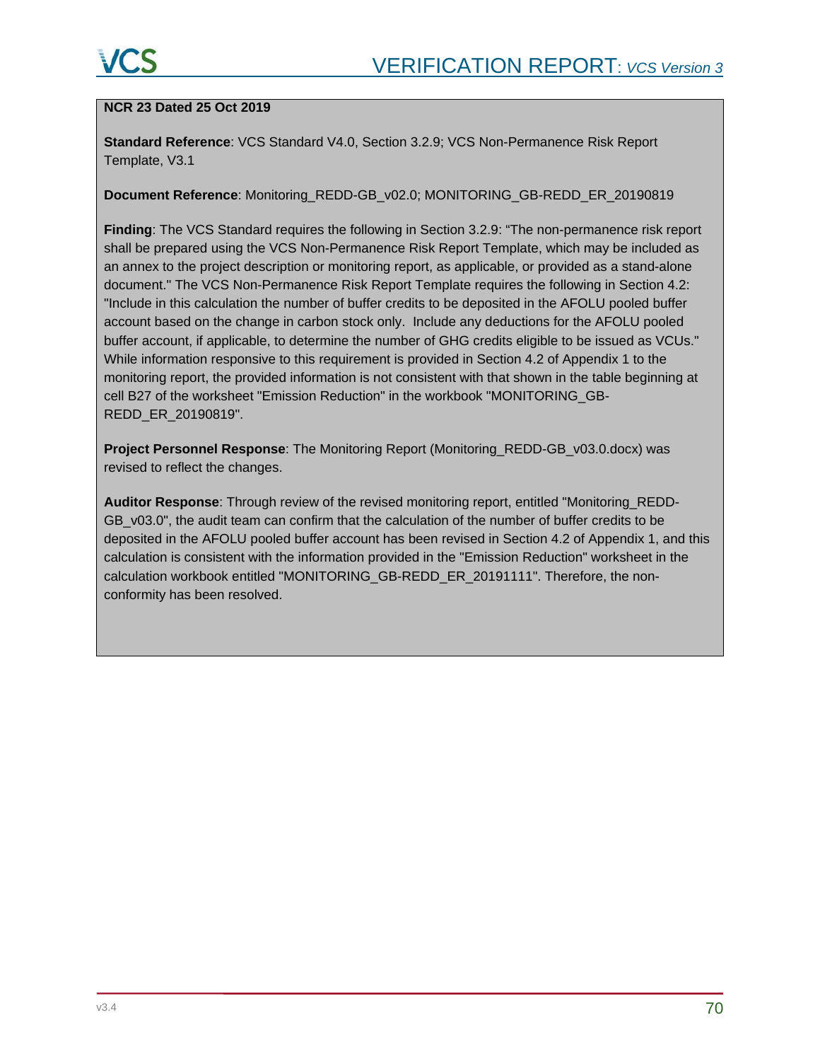**NCR 23 Dated 25 Oct 2019**

**Standard Reference**: VCS Standard V4.0, Section 3.2.9; VCS Non-Permanence Risk Report Template, V3.1

**Document Reference**: Monitoring_REDD-GB_v02.0; MONITORING_GB-REDD_ER_20190819

**Finding**: The VCS Standard requires the following in Section 3.2.9: "The non-permanence risk report shall be prepared using the VCS Non-Permanence Risk Report Template, which may be included as an annex to the project description or monitoring report, as applicable, or provided as a stand-alone document." The VCS Non-Permanence Risk Report Template requires the following in Section 4.2: "Include in this calculation the number of buffer credits to be deposited in the AFOLU pooled buffer account based on the change in carbon stock only. Include any deductions for the AFOLU pooled buffer account, if applicable, to determine the number of GHG credits eligible to be issued as VCUs." While information responsive to this requirement is provided in Section 4.2 of Appendix 1 to the monitoring report, the provided information is not consistent with that shown in the table beginning at cell B27 of the worksheet "Emission Reduction" in the workbook "MONITORING_GB-REDD_ER_20190819".

**Project Personnel Response**: The Monitoring Report (Monitoring_REDD-GB_v03.0.docx) was revised to reflect the changes.

**Auditor Response**: Through review of the revised monitoring report, entitled "Monitoring_REDD-GB_v03.0", the audit team can confirm that the calculation of the number of buffer credits to be deposited in the AFOLU pooled buffer account has been revised in Section 4.2 of Appendix 1, and this calculation is consistent with the information provided in the "Emission Reduction" worksheet in the calculation workbook entitled "MONITORING_GB-REDD_ER_20191111". Therefore, the non-conformity has been resolved.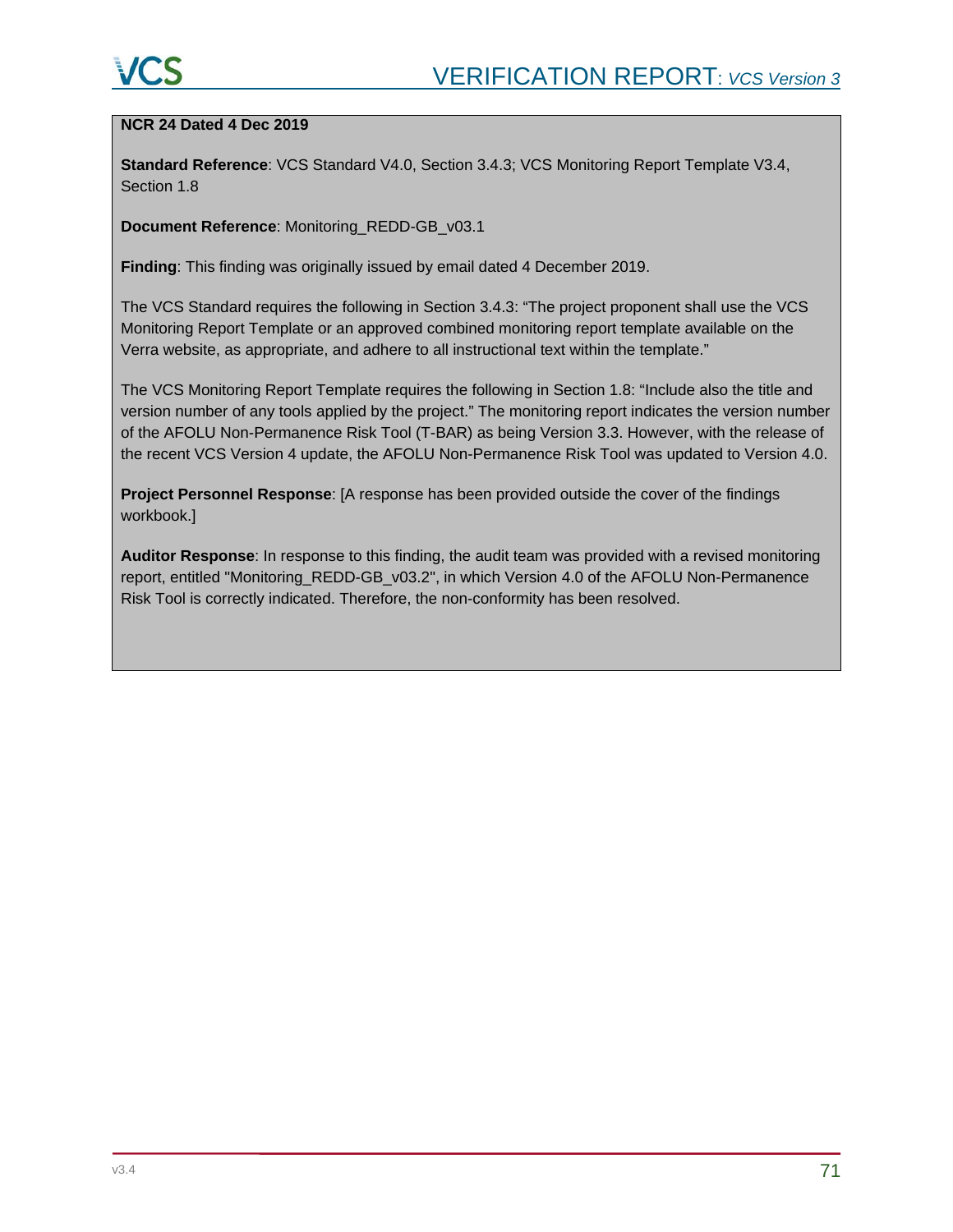**NCR 24 Dated 4 Dec 2019**

**Standard Reference**: VCS Standard V4.0, Section 3.4.3; VCS Monitoring Report Template V3.4, Section 1.8

**Document Reference**: Monitoring_REDD-GB_v03.1

**Finding**: This finding was originally issued by email dated 4 December 2019.

The VCS Standard requires the following in Section 3.4.3: "The project proponent shall use the VCS Monitoring Report Template or an approved combined monitoring report template available on the Verra website, as appropriate, and adhere to all instructional text within the template."

The VCS Monitoring Report Template requires the following in Section 1.8: "Include also the title and version number of any tools applied by the project." The monitoring report indicates the version number of the AFOLU Non-Permanence Risk Tool (T-BAR) as being Version 3.3. However, with the release of the recent VCS Version 4 update, the AFOLU Non-Permanence Risk Tool was updated to Version 4.0.

**Project Personnel Response**: [A response has been provided outside the cover of the findings workbook.]

**Auditor Response**: In response to this finding, the audit team was provided with a revised monitoring report, entitled "Monitoring_REDD-GB_v03.2", in which Version 4.0 of the AFOLU Non-Permanence Risk Tool is correctly indicated. Therefore, the non-conformity has been resolved.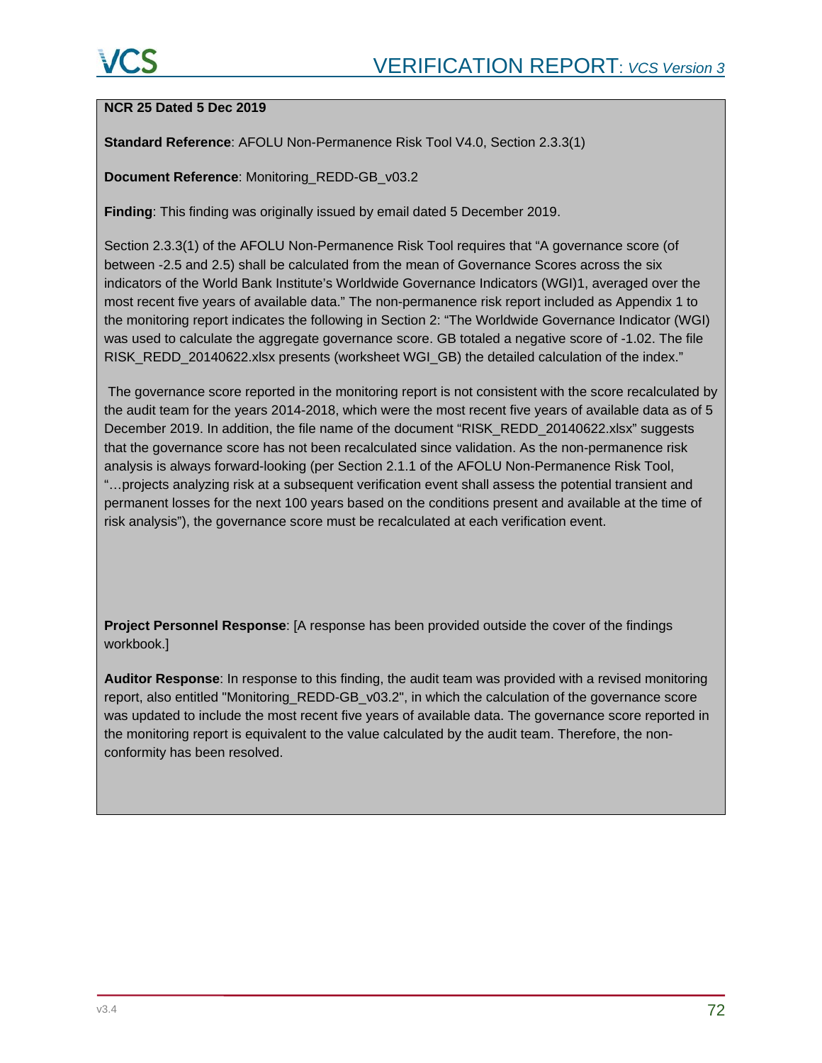**NCR 25 Dated 5 Dec 2019**

**Standard Reference**: AFOLU Non-Permanence Risk Tool V4.0, Section 2.3.3(1)

**Document Reference**: Monitoring_REDD-GB_v03.2

**Finding**: This finding was originally issued by email dated 5 December 2019.

Section 2.3.3(1) of the AFOLU Non-Permanence Risk Tool requires that "A governance score (of between -2.5 and 2.5) shall be calculated from the mean of Governance Scores across the six indicators of the World Bank Institute's Worldwide Governance Indicators (WGI)1, averaged over the most recent five years of available data." The non-permanence risk report included as Appendix 1 to the monitoring report indicates the following in Section 2: "The Worldwide Governance Indicator (WGI) was used to calculate the aggregate governance score. GB totaled a negative score of -1.02. The file RISK_REDD_20140622.xlsx presents (worksheet WGI_GB) the detailed calculation of the index."

The governance score reported in the monitoring report is not consistent with the score recalculated by the audit team for the years 2014-2018, which were the most recent five years of available data as of 5 December 2019. In addition, the file name of the document "RISK_REDD_20140622.xlsx" suggests that the governance score has not been recalculated since validation. As the non-permanence risk analysis is always forward-looking (per Section 2.1.1 of the AFOLU Non-Permanence Risk Tool, "…projects analyzing risk at a subsequent verification event shall assess the potential transient and permanent losses for the next 100 years based on the conditions present and available at the time of risk analysis"), the governance score must be recalculated at each verification event.

**Project Personnel Response**: [A response has been provided outside the cover of the findings workbook.]

**Auditor Response**: In response to this finding, the audit team was provided with a revised monitoring report, also entitled "Monitoring_REDD-GB_v03.2", in which the calculation of the governance score was updated to include the most recent five years of available data. The governance score reported in the monitoring report is equivalent to the value calculated by the audit team. Therefore, the non-conformity has been resolved.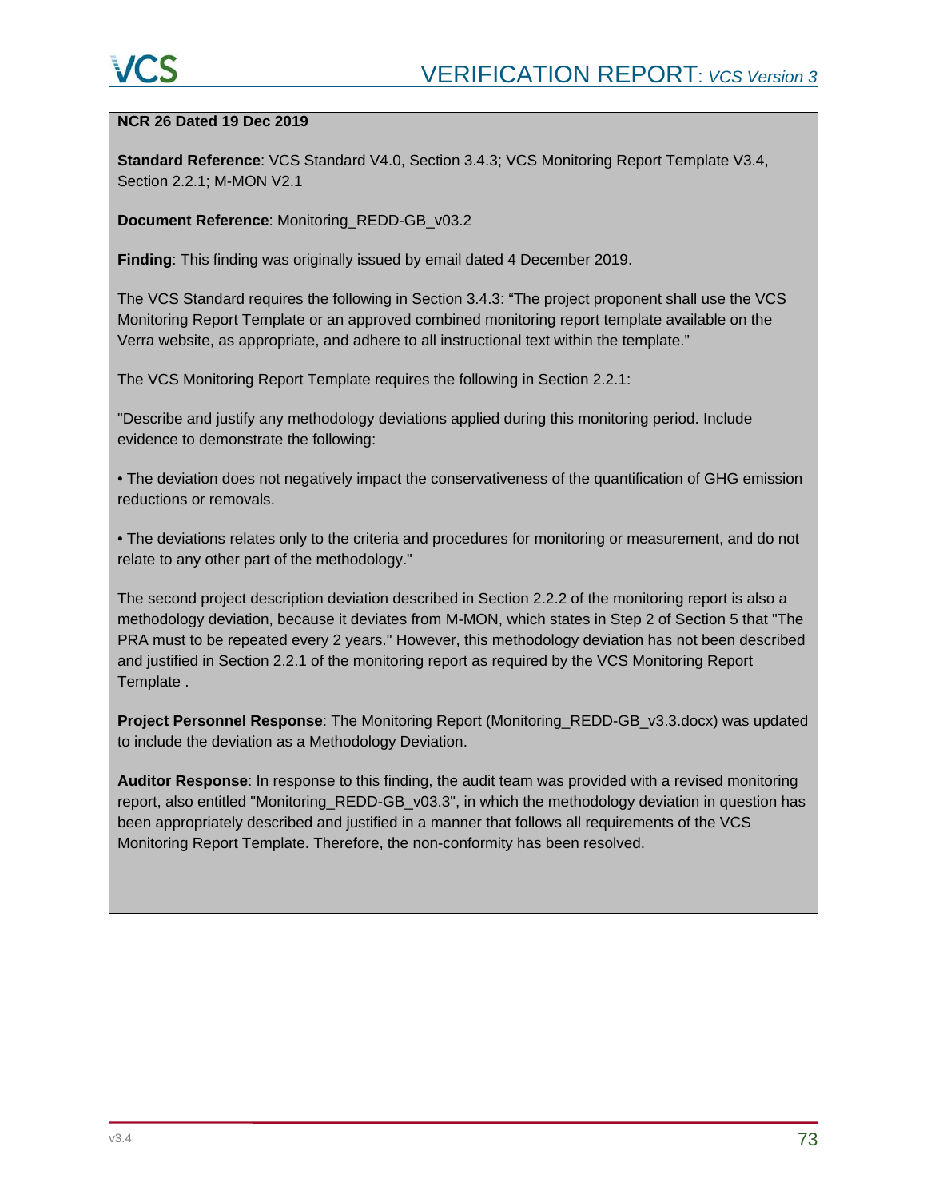**NCR 26 Dated 19 Dec 2019**

**Standard Reference**: VCS Standard V4.0, Section 3.4.3; VCS Monitoring Report Template V3.4, Section 2.2.1; M-MON V2.1

**Document Reference**: Monitoring_REDD-GB_v03.2

**Finding**: This finding was originally issued by email dated 4 December 2019.

The VCS Standard requires the following in Section 3.4.3: "The project proponent shall use the VCS Monitoring Report Template or an approved combined monitoring report template available on the Verra website, as appropriate, and adhere to all instructional text within the template."

The VCS Monitoring Report Template requires the following in Section 2.2.1:

"Describe and justify any methodology deviations applied during this monitoring period. Include evidence to demonstrate the following:

• The deviation does not negatively impact the conservativeness of the quantification of GHG emission reductions or removals.

• The deviations relates only to the criteria and procedures for monitoring or measurement, and do not relate to any other part of the methodology."

The second project description deviation described in Section 2.2.2 of the monitoring report is also a methodology deviation, because it deviates from M-MON, which states in Step 2 of Section 5 that "The PRA must to be repeated every 2 years." However, this methodology deviation has not been described and justified in Section 2.2.1 of the monitoring report as required by the VCS Monitoring Report Template .

**Project Personnel Response**: The Monitoring Report (Monitoring_REDD-GB_v3.3.docx) was updated to include the deviation as a Methodology Deviation.

**Auditor Response**: In response to this finding, the audit team was provided with a revised monitoring report, also entitled "Monitoring_REDD-GB_v03.3", in which the methodology deviation in question has been appropriately described and justified in a manner that follows all requirements of the VCS Monitoring Report Template. Therefore, the non-conformity has been resolved.